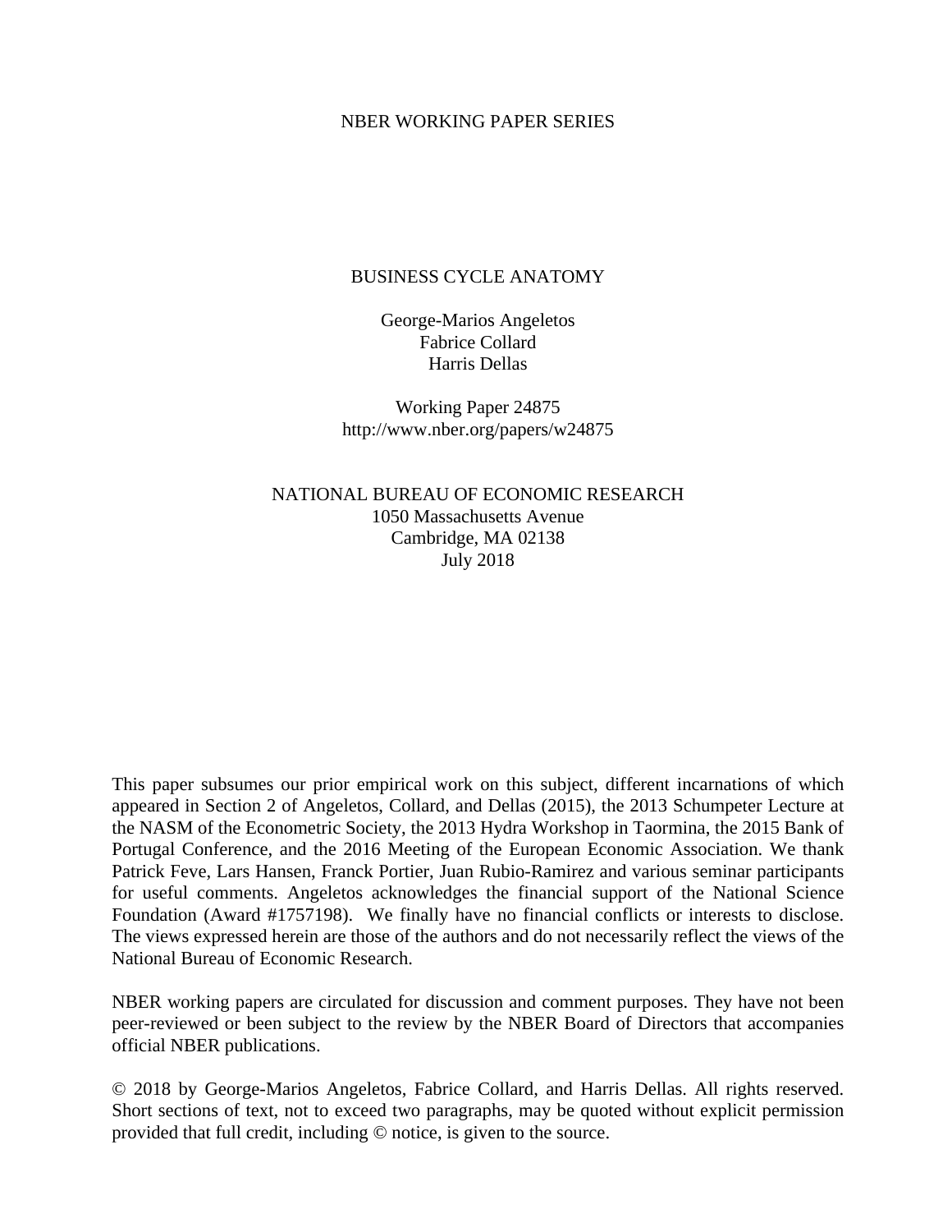NBER WORKING PAPER SERIES

# BUSINESS CYCLE ANATOMY

George-Marios Angeletos
Fabrice Collard
Harris Dellas

Working Paper 24875
http://www.nber.org/papers/w24875

NATIONAL BUREAU OF ECONOMIC RESEARCH
1050 Massachusetts Avenue
Cambridge, MA 02138
July 2018

This paper subsumes our prior empirical work on this subject, different incarnations of which appeared in Section 2 of Angeletos, Collard, and Dellas (2015), the 2013 Schumpeter Lecture at the NASM of the Econometric Society, the 2013 Hydra Workshop in Taormina, the 2015 Bank of Portugal Conference, and the 2016 Meeting of the European Economic Association. We thank Patrick Feve, Lars Hansen, Franck Portier, Juan Rubio-Ramirez and various seminar participants for useful comments. Angeletos acknowledges the financial support of the National Science Foundation (Award #1757198). We finally have no financial conflicts or interests to disclose. The views expressed herein are those of the authors and do not necessarily reflect the views of the National Bureau of Economic Research.

NBER working papers are circulated for discussion and comment purposes. They have not been peer-reviewed or been subject to the review by the NBER Board of Directors that accompanies official NBER publications.

© 2018 by George-Marios Angeletos, Fabrice Collard, and Harris Dellas. All rights reserved. Short sections of text, not to exceed two paragraphs, may be quoted without explicit permission provided that full credit, including © notice, is given to the source.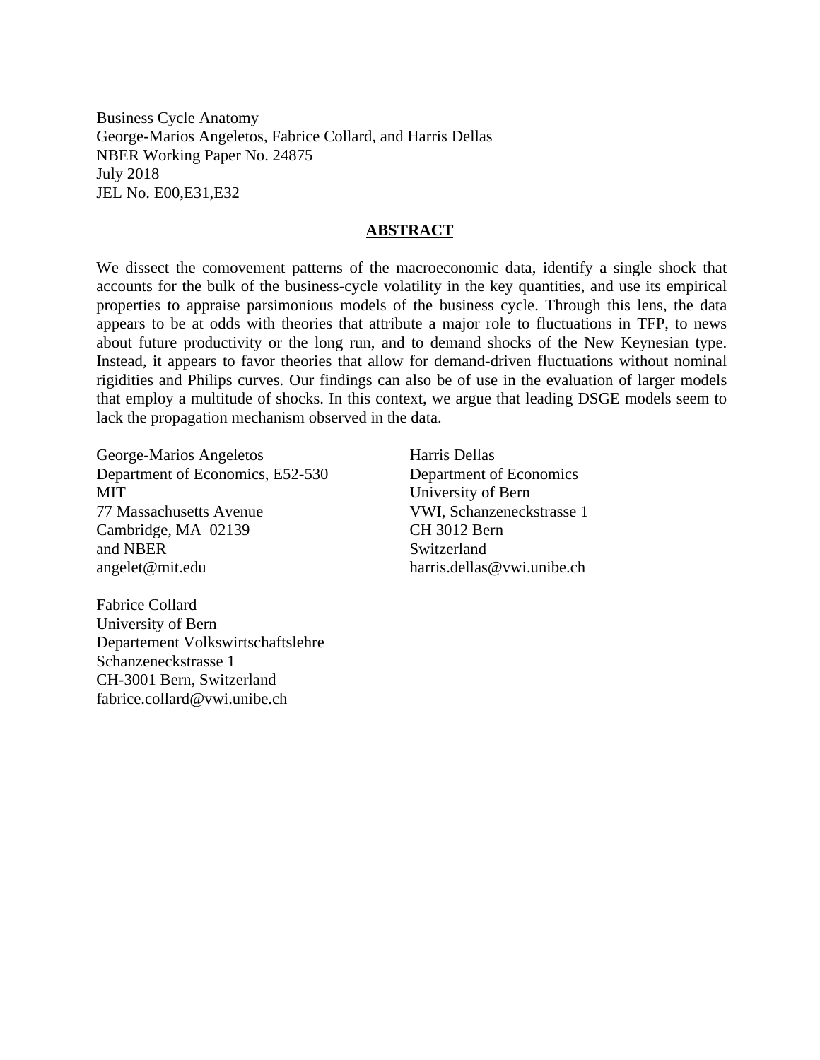Business Cycle Anatomy
George-Marios Angeletos, Fabrice Collard, and Harris Dellas
NBER Working Paper No. 24875
July 2018
JEL No. E00,E31,E32

## ABSTRACT

We dissect the comovement patterns of the macroeconomic data, identify a single shock that accounts for the bulk of the business-cycle volatility in the key quantities, and use its empirical properties to appraise parsimonious models of the business cycle. Through this lens, the data appears to be at odds with theories that attribute a major role to fluctuations in TFP, to news about future productivity or the long run, and to demand shocks of the New Keynesian type. Instead, it appears to favor theories that allow for demand-driven fluctuations without nominal rigidities and Philips curves. Our findings can also be of use in the evaluation of larger models that employ a multitude of shocks. In this context, we argue that leading DSGE models seem to lack the propagation mechanism observed in the data.

George-Marios Angeletos
Department of Economics, E52-530
MIT
77 Massachusetts Avenue
Cambridge, MA 02139
and NBER
angelet@mit.edu

Harris Dellas
Department of Economics
University of Bern
VWI, Schanzeneckstrasse 1
CH 3012 Bern
Switzerland
harris.dellas@vwi.unibe.ch

Fabrice Collard
University of Bern
Departement Volkswirtschaftslehre
Schanzeneckstrasse 1
CH-3001 Bern, Switzerland
fabrice.collard@vwi.unibe.ch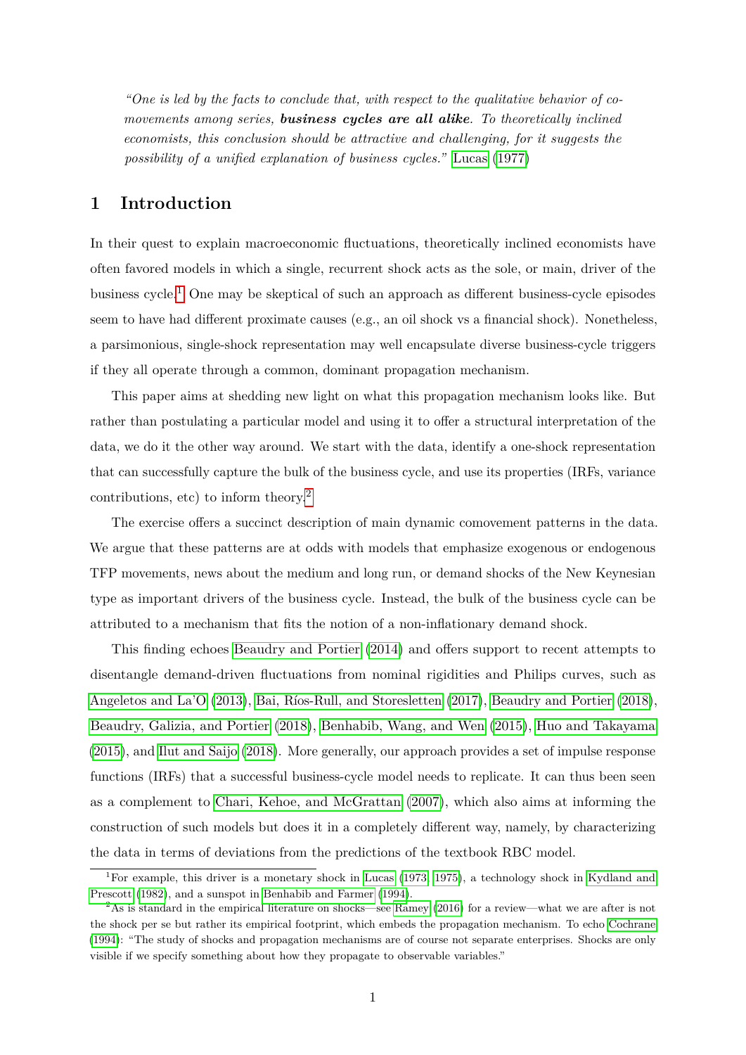> *"One is led by the facts to conclude that, with respect to the qualitative behavior of co-movements among series,* ***business cycles are all alike****. To theoretically inclined economists, this conclusion should be attractive and challenging, for it suggests the possibility of a unified explanation of business cycles."* Lucas (1977)

# 1 Introduction

In their quest to explain macroeconomic fluctuations, theoretically inclined economists have often favored models in which a single, recurrent shock acts as the sole, or main, driver of the business cycle.[1] One may be skeptical of such an approach as different business-cycle episodes seem to have had different proximate causes (e.g., an oil shock vs a financial shock). Nonetheless, a parsimonious, single-shock representation may well encapsulate diverse business-cycle triggers if they all operate through a common, dominant propagation mechanism.

This paper aims at shedding new light on what this propagation mechanism looks like. But rather than postulating a particular model and using it to offer a structural interpretation of the data, we do it the other way around. We start with the data, identify a one-shock representation that can successfully capture the bulk of the business cycle, and use its properties (IRFs, variance contributions, etc) to inform theory.[2]

The exercise offers a succinct description of main dynamic comovement patterns in the data. We argue that these patterns are at odds with models that emphasize exogenous or endogenous TFP movements, news about the medium and long run, or demand shocks of the New Keynesian type as important drivers of the business cycle. Instead, the bulk of the business cycle can be attributed to a mechanism that fits the notion of a non-inflationary demand shock.

This finding echoes Beaudry and Portier (2014) and offers support to recent attempts to disentangle demand-driven fluctuations from nominal rigidities and Philips curves, such as Angeletos and La'O (2013), Bai, Ríos-Rull, and Storesletten (2017), Beaudry and Portier (2018), Beaudry, Galizia, and Portier (2018), Benhabib, Wang, and Wen (2015), Huo and Takayama (2015), and Ilut and Saijo (2018). More generally, our approach provides a set of impulse response functions (IRFs) that a successful business-cycle model needs to replicate. It can thus been seen as a complement to Chari, Kehoe, and McGrattan (2007), which also aims at informing the construction of such models but does it in a completely different way, namely, by characterizing the data in terms of deviations from the predictions of the textbook RBC model.

---

[1] For example, this driver is a monetary shock in Lucas (1973, 1975), a technology shock in Kydland and Prescott (1982), and a sunspot in Benhabib and Farmer (1994).

[2] As is standard in the empirical literature on shocks—see Ramey (2016) for a review—what we are after is not the shock per se but rather its empirical footprint, which embeds the propagation mechanism. To echo Cochrane (1994): "The study of shocks and propagation mechanisms are of course not separate enterprises. Shocks are only visible if we specify something about how they propagate to observable variables."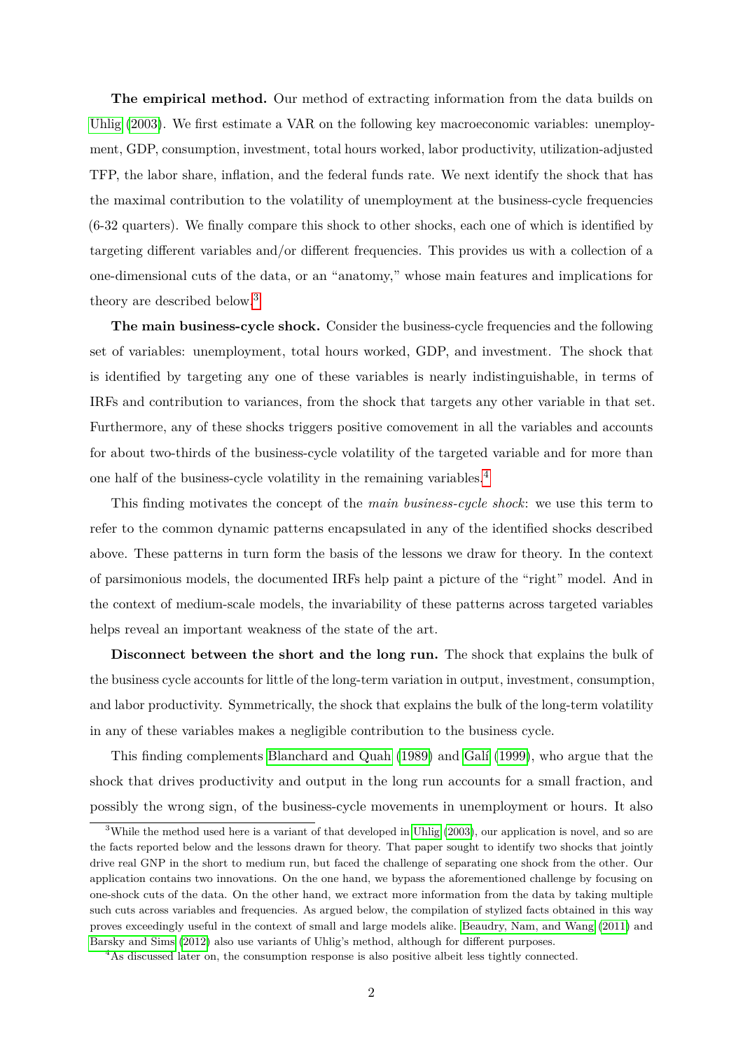**The empirical method.** Our method of extracting information from the data builds on Uhlig (2003). We first estimate a VAR on the following key macroeconomic variables: unemployment, GDP, consumption, investment, total hours worked, labor productivity, utilization-adjusted TFP, the labor share, inflation, and the federal funds rate. We next identify the shock that has the maximal contribution to the volatility of unemployment at the business-cycle frequencies (6-32 quarters). We finally compare this shock to other shocks, each one of which is identified by targeting different variables and/or different frequencies. This provides us with a collection of a one-dimensional cuts of the data, or an "anatomy," whose main features and implications for theory are described below.[3]

**The main business-cycle shock.** Consider the business-cycle frequencies and the following set of variables: unemployment, total hours worked, GDP, and investment. The shock that is identified by targeting any one of these variables is nearly indistinguishable, in terms of IRFs and contribution to variances, from the shock that targets any other variable in that set. Furthermore, any of these shocks triggers positive comovement in all the variables and accounts for about two-thirds of the business-cycle volatility of the targeted variable and for more than one half of the business-cycle volatility in the remaining variables.[4]

This finding motivates the concept of the *main business-cycle shock*: we use this term to refer to the common dynamic patterns encapsulated in any of the identified shocks described above. These patterns in turn form the basis of the lessons we draw for theory. In the context of parsimonious models, the documented IRFs help paint a picture of the "right" model. And in the context of medium-scale models, the invariability of these patterns across targeted variables helps reveal an important weakness of the state of the art.

**Disconnect between the short and the long run.** The shock that explains the bulk of the business cycle accounts for little of the long-term variation in output, investment, consumption, and labor productivity. Symmetrically, the shock that explains the bulk of the long-term volatility in any of these variables makes a negligible contribution to the business cycle.

This finding complements Blanchard and Quah (1989) and Galí (1999), who argue that the shock that drives productivity and output in the long run accounts for a small fraction, and possibly the wrong sign, of the business-cycle movements in unemployment or hours. It also

---

[3] While the method used here is a variant of that developed in Uhlig (2003), our application is novel, and so are the facts reported below and the lessons drawn for theory. That paper sought to identify two shocks that jointly drive real GNP in the short to medium run, but faced the challenge of separating one shock from the other. Our application contains two innovations. On the one hand, we bypass the aforementioned challenge by focusing on one-shock cuts of the data. On the other hand, we extract more information from the data by taking multiple such cuts across variables and frequencies. As argued below, the compilation of stylized facts obtained in this way proves exceedingly useful in the context of small and large models alike. Beaudry, Nam, and Wang (2011) and Barsky and Sims (2012) also use variants of Uhlig's method, although for different purposes.

[4] As discussed later on, the consumption response is also positive albeit less tightly connected.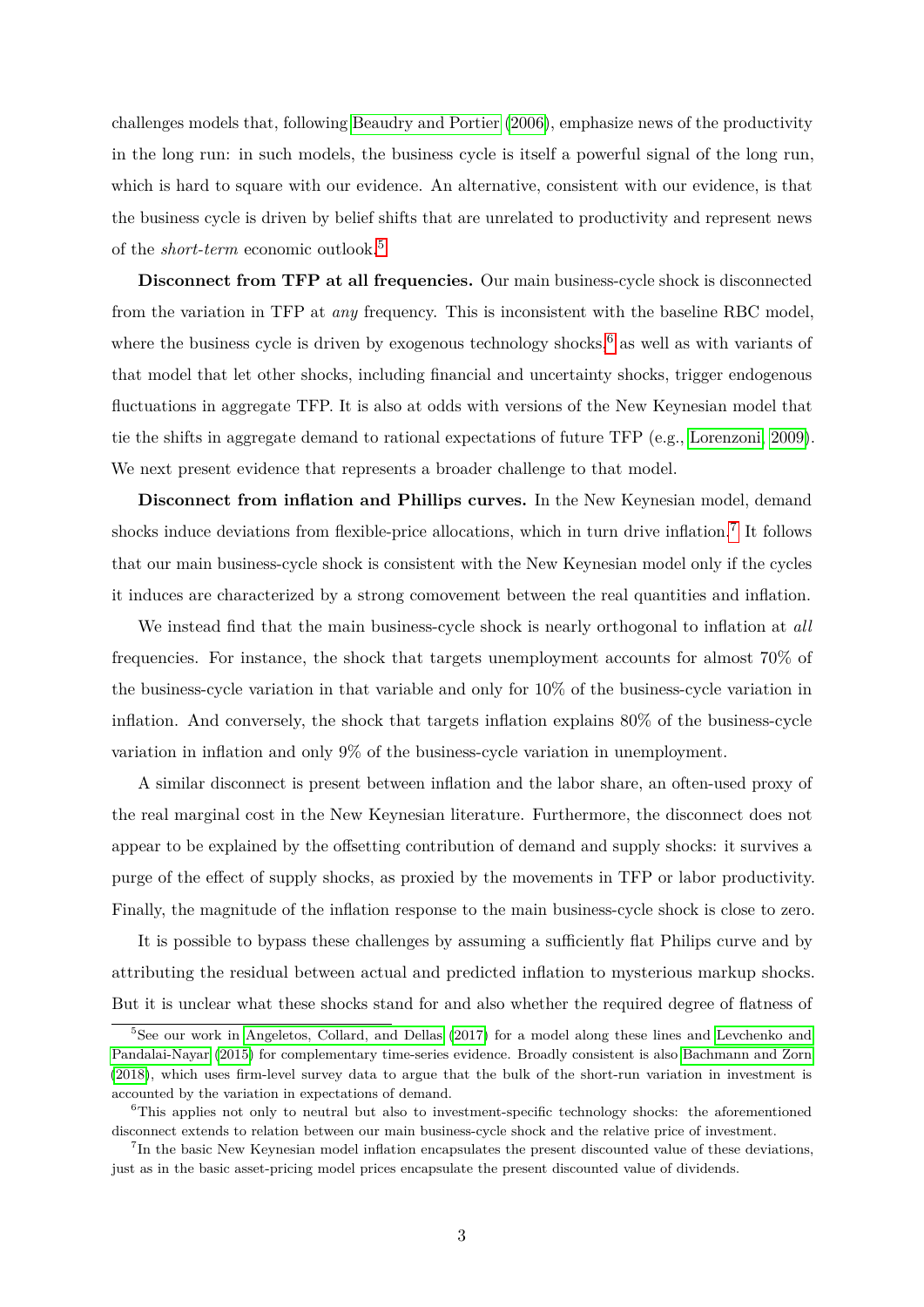challenges models that, following Beaudry and Portier (2006), emphasize news of the productivity in the long run: in such models, the business cycle is itself a powerful signal of the long run, which is hard to square with our evidence. An alternative, consistent with our evidence, is that the business cycle is driven by belief shifts that are unrelated to productivity and represent news of the *short-term* economic outlook.[5]

**Disconnect from TFP at all frequencies.** Our main business-cycle shock is disconnected from the variation in TFP at *any* frequency. This is inconsistent with the baseline RBC model, where the business cycle is driven by exogenous technology shocks,[6] as well as with variants of that model that let other shocks, including financial and uncertainty shocks, trigger endogenous fluctuations in aggregate TFP. It is also at odds with versions of the New Keynesian model that tie the shifts in aggregate demand to rational expectations of future TFP (e.g., Lorenzoni, 2009). We next present evidence that represents a broader challenge to that model.

**Disconnect from inflation and Phillips curves.** In the New Keynesian model, demand shocks induce deviations from flexible-price allocations, which in turn drive inflation.[7] It follows that our main business-cycle shock is consistent with the New Keynesian model only if the cycles it induces are characterized by a strong comovement between the real quantities and inflation.

We instead find that the main business-cycle shock is nearly orthogonal to inflation at *all* frequencies. For instance, the shock that targets unemployment accounts for almost 70% of the business-cycle variation in that variable and only for 10% of the business-cycle variation in inflation. And conversely, the shock that targets inflation explains 80% of the business-cycle variation in inflation and only 9% of the business-cycle variation in unemployment.

A similar disconnect is present between inflation and the labor share, an often-used proxy of the real marginal cost in the New Keynesian literature. Furthermore, the disconnect does not appear to be explained by the offsetting contribution of demand and supply shocks: it survives a purge of the effect of supply shocks, as proxied by the movements in TFP or labor productivity. Finally, the magnitude of the inflation response to the main business-cycle shock is close to zero.

It is possible to bypass these challenges by assuming a sufficiently flat Philips curve and by attributing the residual between actual and predicted inflation to mysterious markup shocks. But it is unclear what these shocks stand for and also whether the required degree of flatness of

---

[5] See our work in Angeletos, Collard, and Dellas (2017) for a model along these lines and Levchenko and Pandalai-Nayar (2015) for complementary time-series evidence. Broadly consistent is also Bachmann and Zorn (2018), which uses firm-level survey data to argue that the bulk of the short-run variation in investment is accounted by the variation in expectations of demand.

[6] This applies not only to neutral but also to investment-specific technology shocks: the aforementioned disconnect extends to relation between our main business-cycle shock and the relative price of investment.

[7] In the basic New Keynesian model inflation encapsulates the present discounted value of these deviations, just as in the basic asset-pricing model prices encapsulate the present discounted value of dividends.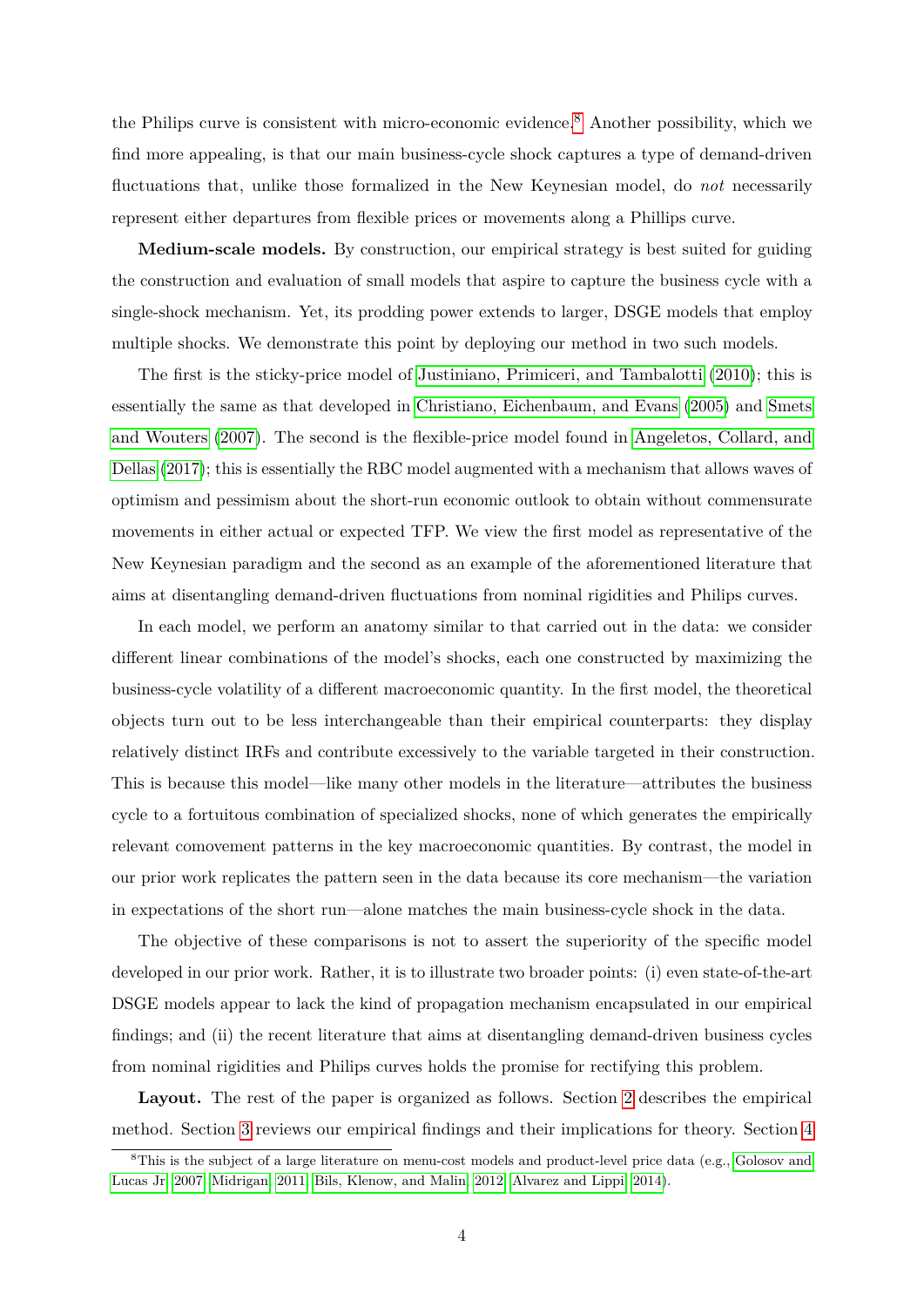the Philips curve is consistent with micro-economic evidence.[8] Another possibility, which we find more appealing, is that our main business-cycle shock captures a type of demand-driven fluctuations that, unlike those formalized in the New Keynesian model, do *not* necessarily represent either departures from flexible prices or movements along a Phillips curve.

**Medium-scale models.** By construction, our empirical strategy is best suited for guiding the construction and evaluation of small models that aspire to capture the business cycle with a single-shock mechanism. Yet, its prodding power extends to larger, DSGE models that employ multiple shocks. We demonstrate this point by deploying our method in two such models.

The first is the sticky-price model of Justiniano, Primiceri, and Tambalotti (2010); this is essentially the same as that developed in Christiano, Eichenbaum, and Evans (2005) and Smets and Wouters (2007). The second is the flexible-price model found in Angeletos, Collard, and Dellas (2017); this is essentially the RBC model augmented with a mechanism that allows waves of optimism and pessimism about the short-run economic outlook to obtain without commensurate movements in either actual or expected TFP. We view the first model as representative of the New Keynesian paradigm and the second as an example of the aforementioned literature that aims at disentangling demand-driven fluctuations from nominal rigidities and Philips curves.

In each model, we perform an anatomy similar to that carried out in the data: we consider different linear combinations of the model's shocks, each one constructed by maximizing the business-cycle volatility of a different macroeconomic quantity. In the first model, the theoretical objects turn out to be less interchangeable than their empirical counterparts: they display relatively distinct IRFs and contribute excessively to the variable targeted in their construction. This is because this model—like many other models in the literature—attributes the business cycle to a fortuitous combination of specialized shocks, none of which generates the empirically relevant comovement patterns in the key macroeconomic quantities. By contrast, the model in our prior work replicates the pattern seen in the data because its core mechanism—the variation in expectations of the short run—alone matches the main business-cycle shock in the data.

The objective of these comparisons is not to assert the superiority of the specific model developed in our prior work. Rather, it is to illustrate two broader points: (i) even state-of-the-art DSGE models appear to lack the kind of propagation mechanism encapsulated in our empirical findings; and (ii) the recent literature that aims at disentangling demand-driven business cycles from nominal rigidities and Philips curves holds the promise for rectifying this problem.

**Layout.** The rest of the paper is organized as follows. Section 2 describes the empirical method. Section 3 reviews our empirical findings and their implications for theory. Section 4

[8] This is the subject of a large literature on menu-cost models and product-level price data (e.g., Golosov and Lucas Jr 2007; Midrigan 2011; Bils, Klenow, and Malin 2012; Alvarez and Lippi 2014).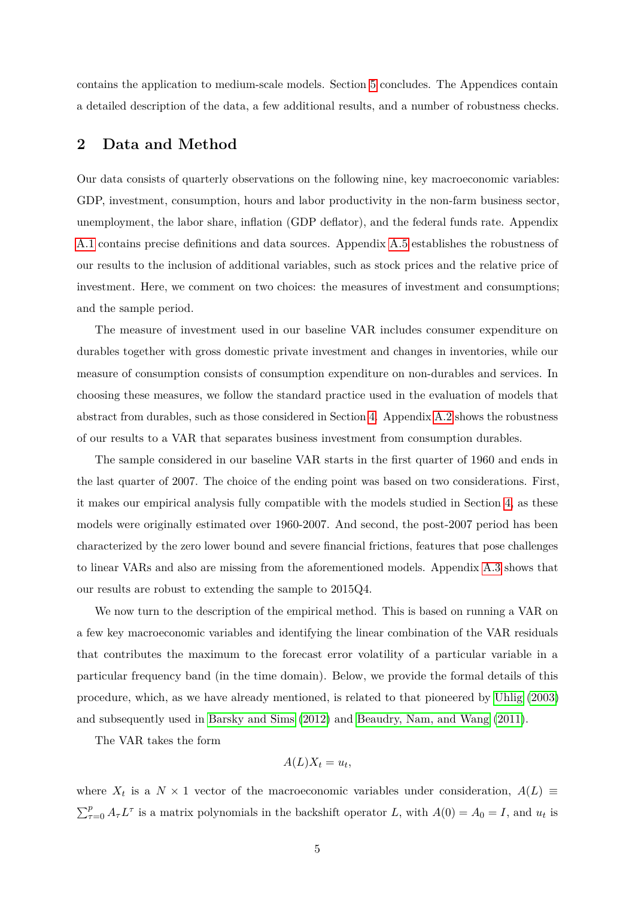contains the application to medium-scale models. Section 5 concludes. The Appendices contain a detailed description of the data, a few additional results, and a number of robustness checks.

## 2 Data and Method

Our data consists of quarterly observations on the following nine, key macroeconomic variables: GDP, investment, consumption, hours and labor productivity in the non-farm business sector, unemployment, the labor share, inflation (GDP deflator), and the federal funds rate. Appendix A.1 contains precise definitions and data sources. Appendix A.5 establishes the robustness of our results to the inclusion of additional variables, such as stock prices and the relative price of investment. Here, we comment on two choices: the measures of investment and consumptions; and the sample period.

The measure of investment used in our baseline VAR includes consumer expenditure on durables together with gross domestic private investment and changes in inventories, while our measure of consumption consists of consumption expenditure on non-durables and services. In choosing these measures, we follow the standard practice used in the evaluation of models that abstract from durables, such as those considered in Section 4. Appendix A.2 shows the robustness of our results to a VAR that separates business investment from consumption durables.

The sample considered in our baseline VAR starts in the first quarter of 1960 and ends in the last quarter of 2007. The choice of the ending point was based on two considerations. First, it makes our empirical analysis fully compatible with the models studied in Section 4, as these models were originally estimated over 1960-2007. And second, the post-2007 period has been characterized by the zero lower bound and severe financial frictions, features that pose challenges to linear VARs and also are missing from the aforementioned models. Appendix A.3 shows that our results are robust to extending the sample to 2015Q4.

We now turn to the description of the empirical method. This is based on running a VAR on a few key macroeconomic variables and identifying the linear combination of the VAR residuals that contributes the maximum to the forecast error volatility of a particular variable in a particular frequency band (in the time domain). Below, we provide the formal details of this procedure, which, as we have already mentioned, is related to that pioneered by Uhlig (2003) and subsequently used in Barsky and Sims (2012) and Beaudry, Nam, and Wang (2011).

The VAR takes the form

$$A(L)X_t = u_t,$$

where $X_t$ is a $N \times 1$ vector of the macroeconomic variables under consideration, $A(L) \equiv \sum_{\tau=0}^{p} A_\tau L^\tau$ is a matrix polynomials in the backshift operator $L$, with $A(0) = A_0 = I$, and $u_t$ is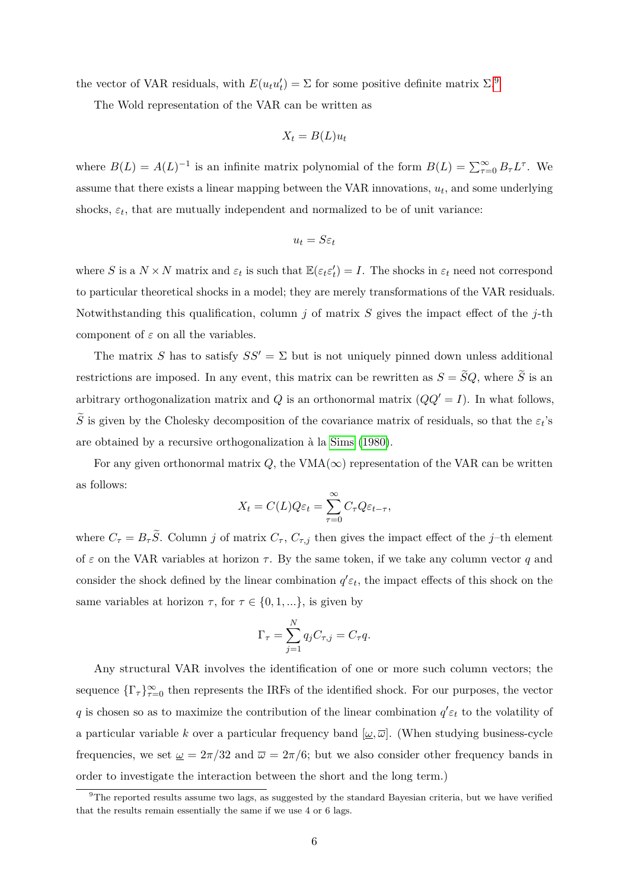the vector of VAR residuals, with $E(u_t u_t') = \Sigma$ for some positive definite matrix $\Sigma$.[9]

The Wold representation of the VAR can be written as

$$X_t = B(L)u_t$$

where $B(L) = A(L)^{-1}$ is an infinite matrix polynomial of the form $B(L) = \sum_{\tau=0}^{\infty} B_\tau L^\tau$. We assume that there exists a linear mapping between the VAR innovations, $u_t$, and some underlying shocks, $\varepsilon_t$, that are mutually independent and normalized to be of unit variance:

$$u_t = S\varepsilon_t$$

where $S$ is a $N \times N$ matrix and $\varepsilon_t$ is such that $\mathbb{E}(\varepsilon_t \varepsilon_t') = I$. The shocks in $\varepsilon_t$ need not correspond to particular theoretical shocks in a model; they are merely transformations of the VAR residuals. Notwithstanding this qualification, column $j$ of matrix $S$ gives the impact effect of the $j$-th component of $\varepsilon$ on all the variables.

The matrix $S$ has to satisfy $SS' = \Sigma$ but is not uniquely pinned down unless additional restrictions are imposed. In any event, this matrix can be rewritten as $S = \widetilde{S}Q$, where $\widetilde{S}$ is an arbitrary orthogonalization matrix and $Q$ is an orthonormal matrix ($QQ' = I$). In what follows, $\widetilde{S}$ is given by the Cholesky decomposition of the covariance matrix of residuals, so that the $\varepsilon_t$'s are obtained by a recursive orthogonalization à la Sims (1980).

For any given orthonormal matrix $Q$, the VMA($\infty$) representation of the VAR can be written as follows:

$$X_t = C(L)Q\varepsilon_t = \sum_{\tau=0}^{\infty} C_\tau Q \varepsilon_{t-\tau},$$

where $C_\tau = B_\tau \widetilde{S}$. Column $j$ of matrix $C_\tau$, $C_{\tau,j}$ then gives the impact effect of the $j$–th element of $\varepsilon$ on the VAR variables at horizon $\tau$. By the same token, if we take any column vector $q$ and consider the shock defined by the linear combination $q'\varepsilon_t$, the impact effects of this shock on the same variables at horizon $\tau$, for $\tau \in \{0, 1, ...\}$, is given by

$$\Gamma_\tau = \sum_{j=1}^{N} q_j C_{\tau,j} = C_\tau q.$$

Any structural VAR involves the identification of one or more such column vectors; the sequence $\{\Gamma_\tau\}_{\tau=0}^{\infty}$ then represents the IRFs of the identified shock. For our purposes, the vector $q$ is chosen so as to maximize the contribution of the linear combination $q'\varepsilon_t$ to the volatility of a particular variable $k$ over a particular frequency band $[\underline{\omega}, \overline{\omega}]$. (When studying business-cycle frequencies, we set $\underline{\omega} = 2\pi/32$ and $\overline{\omega} = 2\pi/6$; but we also consider other frequency bands in order to investigate the interaction between the short and the long term.)

[9] The reported results assume two lags, as suggested by the standard Bayesian criteria, but we have verified that the results remain essentially the same if we use 4 or 6 lags.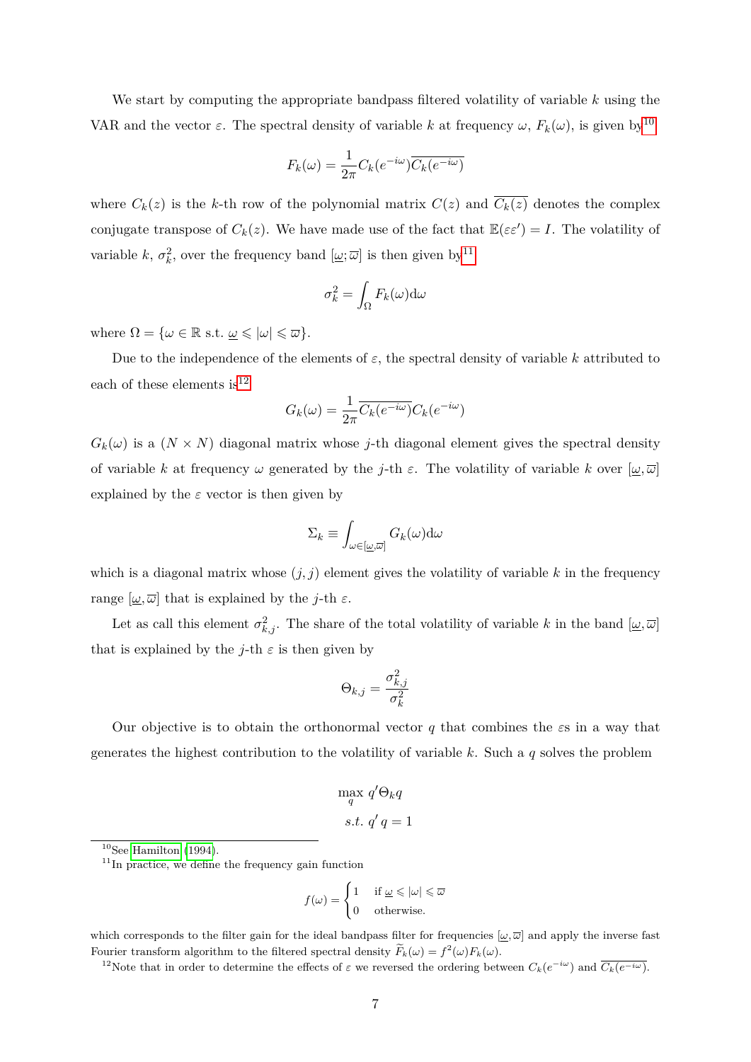We start by computing the appropriate bandpass filtered volatility of variable $k$ using the VAR and the vector $\varepsilon$. The spectral density of variable $k$ at frequency $\omega$, $F_k(\omega)$, is given by[10]

$$F_k(\omega) = \frac{1}{2\pi} C_k(e^{-i\omega}) \overline{C_k(e^{-i\omega})}$$

where $C_k(z)$ is the $k$-th row of the polynomial matrix $C(z)$ and $\overline{C_k(z)}$ denotes the complex conjugate transpose of $C_k(z)$. We have made use of the fact that $\mathbb{E}(\varepsilon\varepsilon') = I$. The volatility of variable $k$, $\sigma_k^2$, over the frequency band $[\underline{\omega}; \overline{\omega}]$ is then given by[11]

$$\sigma_k^2 = \int_\Omega F_k(\omega) \mathrm{d}\omega$$

where $\Omega = \{\omega \in \mathbb{R} \text{ s.t. } \underline{\omega} \leqslant |\omega| \leqslant \overline{\omega}\}$.

Due to the independence of the elements of $\varepsilon$, the spectral density of variable $k$ attributed to each of these elements is[12]

$$G_k(\omega) = \frac{1}{2\pi} \overline{C_k(e^{-i\omega})} C_k(e^{-i\omega})$$

$G_k(\omega)$ is a $(N \times N)$ diagonal matrix whose $j$-th diagonal element gives the spectral density of variable $k$ at frequency $\omega$ generated by the $j$-th $\varepsilon$. The volatility of variable $k$ over $[\underline{\omega}, \overline{\omega}]$ explained by the $\varepsilon$ vector is then given by

$$\Sigma_k \equiv \int_{\omega \in [\underline{\omega}, \overline{\omega}]} G_k(\omega) \mathrm{d}\omega$$

which is a diagonal matrix whose $(j, j)$ element gives the volatility of variable $k$ in the frequency range $[\underline{\omega}, \overline{\omega}]$ that is explained by the $j$-th $\varepsilon$.

Let as call this element $\sigma_{k,j}^2$. The share of the total volatility of variable $k$ in the band $[\underline{\omega}, \overline{\omega}]$ that is explained by the $j$-th $\varepsilon$ is then given by

$$\Theta_{k,j} = \frac{\sigma_{k,j}^2}{\sigma_k^2}$$

Our objective is to obtain the orthonormal vector $q$ that combines the $\varepsilon$s in a way that generates the highest contribution to the volatility of variable $k$. Such a $q$ solves the problem

$$\max_q \ q' \Theta_k q$$
$$s.t. \ q' q = 1$$

---

[10] See Hamilton (1994).

[11] In practice, we define the frequency gain function

$$f(\omega) = \begin{cases} 1 & \text{if } \underline{\omega} \leqslant |\omega| \leqslant \overline{\omega} \\ 0 & \text{otherwise.} \end{cases}$$

which corresponds to the filter gain for the ideal bandpass filter for frequencies $[\underline{\omega}, \overline{\omega}]$ and apply the inverse fast Fourier transform algorithm to the filtered spectral density $\widetilde{F}_k(\omega) = f^2(\omega) F_k(\omega)$.

[12] Note that in order to determine the effects of $\varepsilon$ we reversed the ordering between $C_k(e^{-i\omega})$ and $\overline{C_k(e^{-i\omega})}$.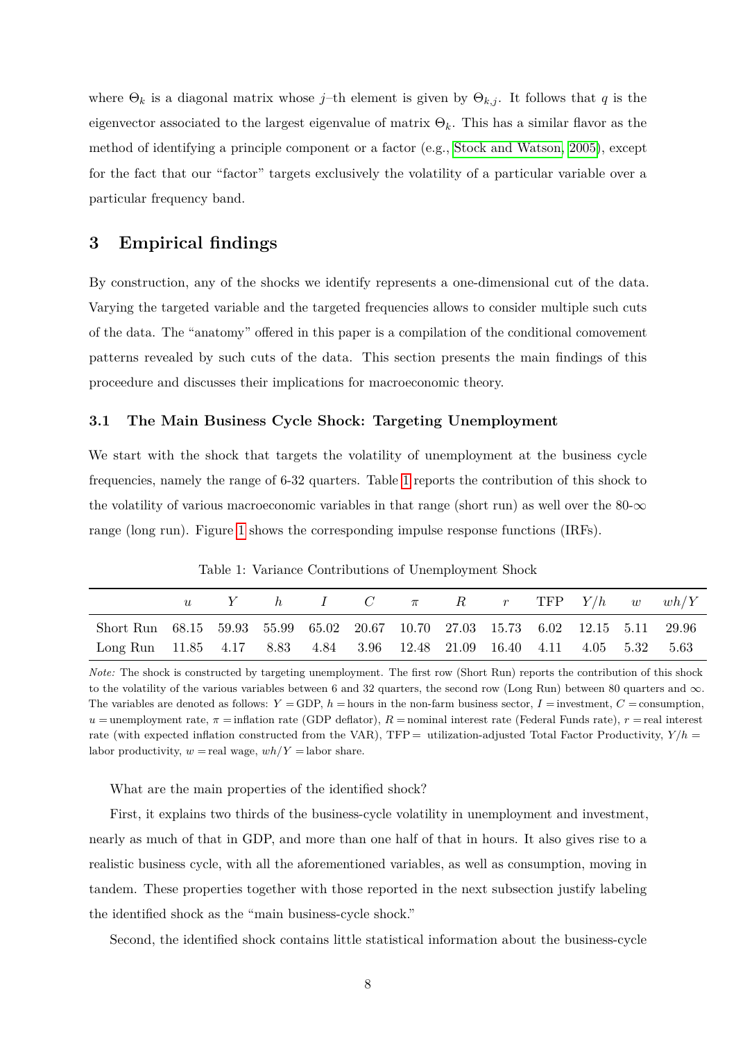where $\Theta_k$ is a diagonal matrix whose $j$–th element is given by $\Theta_{k,j}$. It follows that $q$ is the eigenvector associated to the largest eigenvalue of matrix $\Theta_k$. This has a similar flavor as the method of identifying a principle component or a factor (e.g., Stock and Watson, 2005), except for the fact that our "factor" targets exclusively the volatility of a particular variable over a particular frequency band.

## 3 Empirical findings

By construction, any of the shocks we identify represents a one-dimensional cut of the data. Varying the targeted variable and the targeted frequencies allows to consider multiple such cuts of the data. The "anatomy" offered in this paper is a compilation of the conditional comovement patterns revealed by such cuts of the data. This section presents the main findings of this proceedure and discusses their implications for macroeconomic theory.

### 3.1 The Main Business Cycle Shock: Targeting Unemployment

We start with the shock that targets the volatility of unemployment at the business cycle frequencies, namely the range of 6-32 quarters. Table 1 reports the contribution of this shock to the volatility of various macroeconomic variables in that range (short run) as well over the 80-$\infty$ range (long run). Figure 1 shows the corresponding impulse response functions (IRFs).

Table 1: Variance Contributions of Unemployment Shock

| | $u$ | $Y$ | $h$ | $I$ | $C$ | $\pi$ | $R$ | $r$ | TFP | $Y/h$ | $w$ | $wh/Y$ |
|---|---|---|---|---|---|---|---|---|---|---|---|---|
| Short Run | 68.15 | 59.93 | 55.99 | 65.02 | 20.67 | 10.70 | 27.03 | 15.73 | 6.02 | 12.15 | 5.11 | 29.96 |
| Long Run | 11.85 | 4.17 | 8.83 | 4.84 | 3.96 | 12.48 | 21.09 | 16.40 | 4.11 | 4.05 | 5.32 | 5.63 |

*Note:* The shock is constructed by targeting unemployment. The first row (Short Run) reports the contribution of this shock to the volatility of the various variables between 6 and 32 quarters, the second row (Long Run) between 80 quarters and $\infty$. The variables are denoted as follows: $Y =$ GDP, $h =$ hours in the non-farm business sector, $I =$ investment, $C =$ consumption, $u =$ unemployment rate, $\pi =$ inflation rate (GDP deflator), $R =$ nominal interest rate (Federal Funds rate), $r =$ real interest rate (with expected inflation constructed from the VAR), TFP = utilization-adjusted Total Factor Productivity, $Y/h =$ labor productivity, $w =$ real wage, $wh/Y =$ labor share.

What are the main properties of the identified shock?

First, it explains two thirds of the business-cycle volatility in unemployment and investment, nearly as much of that in GDP, and more than one half of that in hours. It also gives rise to a realistic business cycle, with all the aforementioned variables, as well as consumption, moving in tandem. These properties together with those reported in the next subsection justify labeling the identified shock as the "main business-cycle shock."

Second, the identified shock contains little statistical information about the business-cycle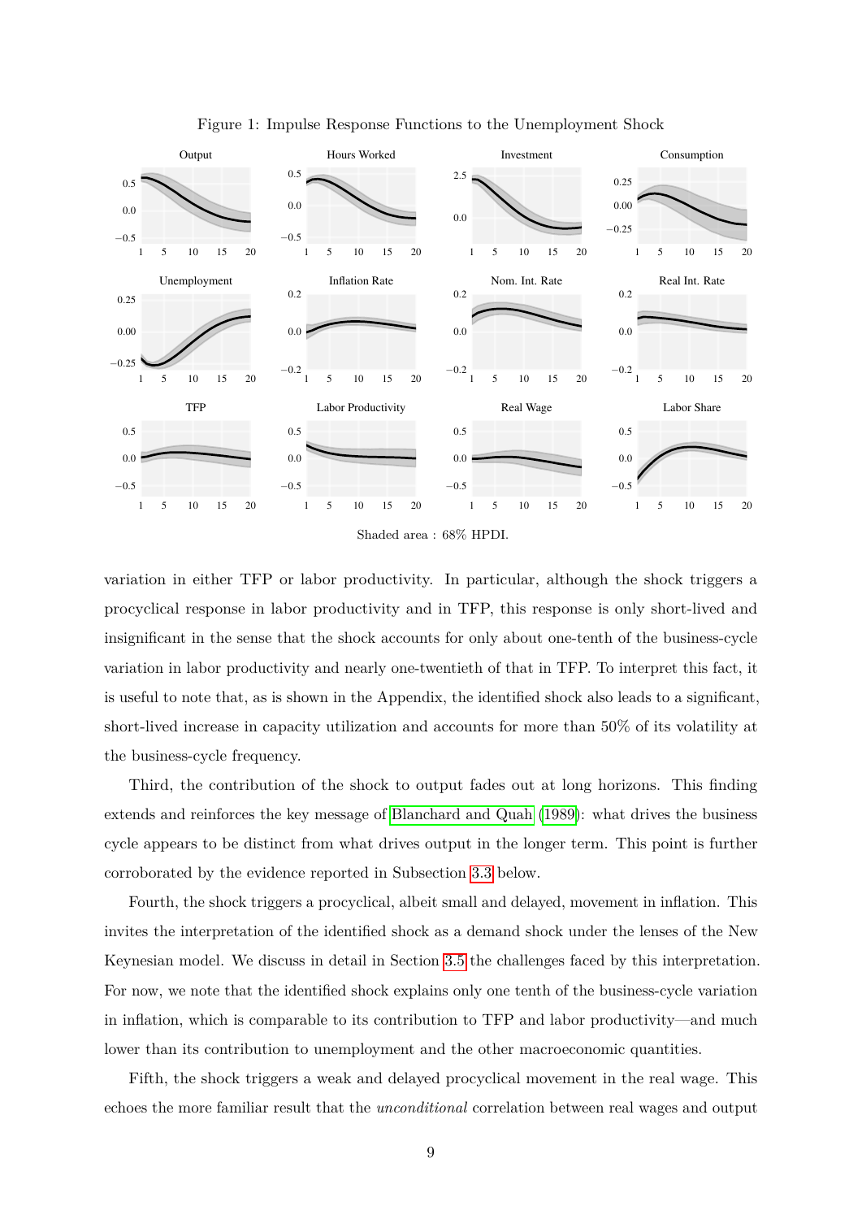Figure 1: Impulse Response Functions to the Unemployment Shock

Shaded area : 68% HPDI.

variation in either TFP or labor productivity. In particular, although the shock triggers a procyclical response in labor productivity and in TFP, this response is only short-lived and insignificant in the sense that the shock accounts for only about one-tenth of the business-cycle variation in labor productivity and nearly one-twentieth of that in TFP. To interpret this fact, it is useful to note that, as is shown in the Appendix, the identified shock also leads to a significant, short-lived increase in capacity utilization and accounts for more than 50% of its volatility at the business-cycle frequency.

Third, the contribution of the shock to output fades out at long horizons. This finding extends and reinforces the key message of Blanchard and Quah (1989): what drives the business cycle appears to be distinct from what drives output in the longer term. This point is further corroborated by the evidence reported in Subsection 3.3 below.

Fourth, the shock triggers a procyclical, albeit small and delayed, movement in inflation. This invites the interpretation of the identified shock as a demand shock under the lenses of the New Keynesian model. We discuss in detail in Section 3.5 the challenges faced by this interpretation. For now, we note that the identified shock explains only one tenth of the business-cycle variation in inflation, which is comparable to its contribution to TFP and labor productivity—and much lower than its contribution to unemployment and the other macroeconomic quantities.

Fifth, the shock triggers a weak and delayed procyclical movement in the real wage. This echoes the more familiar result that the *unconditional* correlation between real wages and output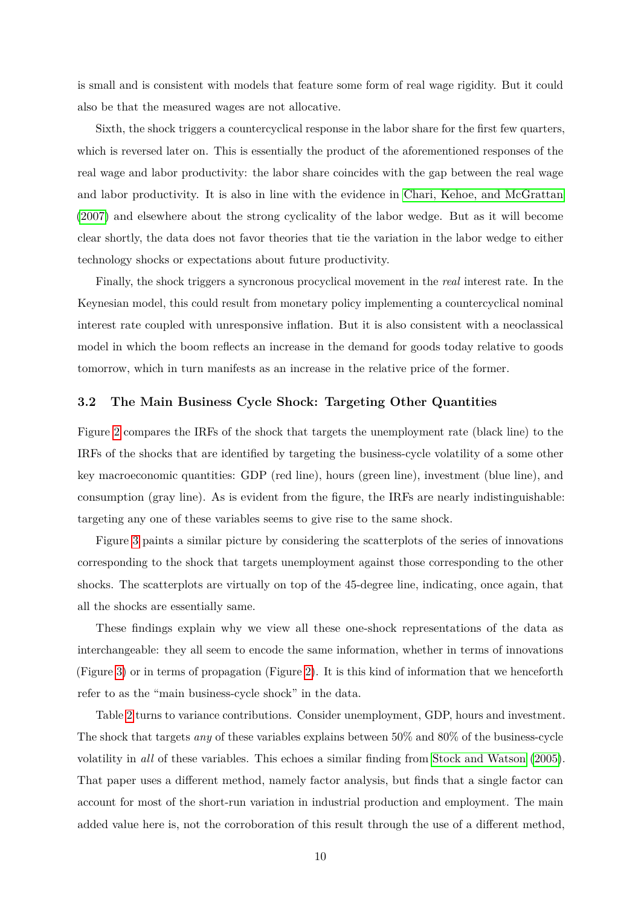is small and is consistent with models that feature some form of real wage rigidity. But it could also be that the measured wages are not allocative.

Sixth, the shock triggers a countercyclical response in the labor share for the first few quarters, which is reversed later on. This is essentially the product of the aforementioned responses of the real wage and labor productivity: the labor share coincides with the gap between the real wage and labor productivity. It is also in line with the evidence in Chari, Kehoe, and McGrattan (2007) and elsewhere about the strong cyclicality of the labor wedge. But as it will become clear shortly, the data does not favor theories that tie the variation in the labor wedge to either technology shocks or expectations about future productivity.

Finally, the shock triggers a syncronous procyclical movement in the *real* interest rate. In the Keynesian model, this could result from monetary policy implementing a countercyclical nominal interest rate coupled with unresponsive inflation. But it is also consistent with a neoclassical model in which the boom reflects an increase in the demand for goods today relative to goods tomorrow, which in turn manifests as an increase in the relative price of the former.

### 3.2 The Main Business Cycle Shock: Targeting Other Quantities

Figure 2 compares the IRFs of the shock that targets the unemployment rate (black line) to the IRFs of the shocks that are identified by targeting the business-cycle volatility of a some other key macroeconomic quantities: GDP (red line), hours (green line), investment (blue line), and consumption (gray line). As is evident from the figure, the IRFs are nearly indistinguishable: targeting any one of these variables seems to give rise to the same shock.

Figure 3 paints a similar picture by considering the scatterplots of the series of innovations corresponding to the shock that targets unemployment against those corresponding to the other shocks. The scatterplots are virtually on top of the 45-degree line, indicating, once again, that all the shocks are essentially same.

These findings explain why we view all these one-shock representations of the data as interchangeable: they all seem to encode the same information, whether in terms of innovations (Figure 3) or in terms of propagation (Figure 2). It is this kind of information that we henceforth refer to as the "main business-cycle shock" in the data.

Table 2 turns to variance contributions. Consider unemployment, GDP, hours and investment. The shock that targets *any* of these variables explains between 50% and 80% of the business-cycle volatility in *all* of these variables. This echoes a similar finding from Stock and Watson (2005). That paper uses a different method, namely factor analysis, but finds that a single factor can account for most of the short-run variation in industrial production and employment. The main added value here is, not the corroboration of this result through the use of a different method,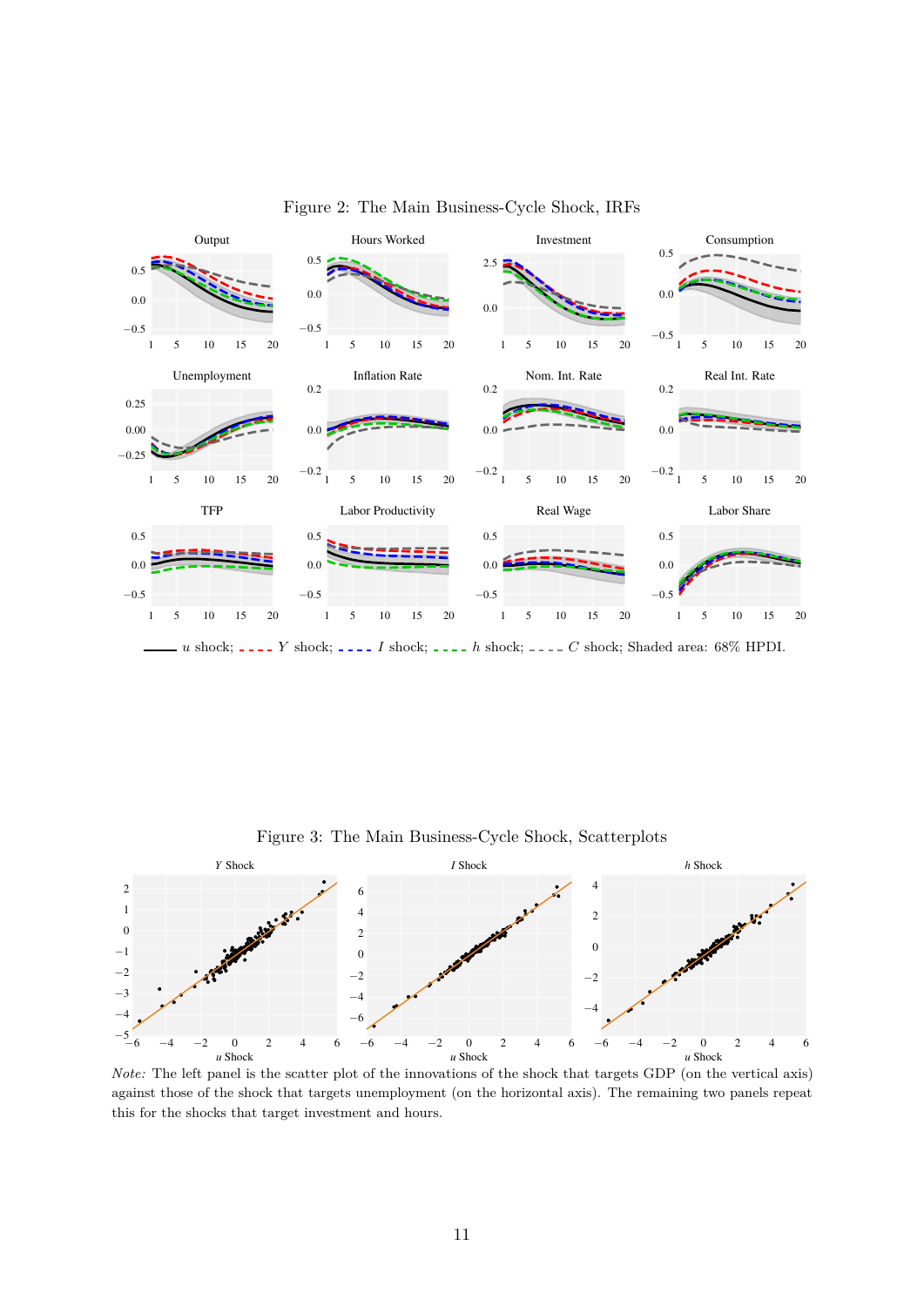Figure 2: The Main Business-Cycle Shock, IRFs

— $u$ shock; - - - $Y$ shock; - - - $I$ shock; - - - $h$ shock; - - - $C$ shock; Shaded area: 68% HPDI.

Figure 3: The Main Business-Cycle Shock, Scatterplots

*Note:* The left panel is the scatter plot of the innovations of the shock that targets GDP (on the vertical axis) against those of the shock that targets unemployment (on the horizontal axis). The remaining two panels repeat this for the shocks that target investment and hours.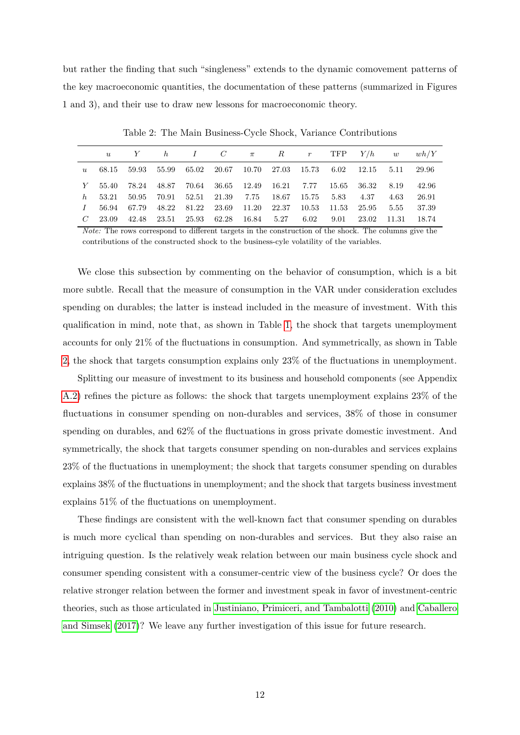but rather the finding that such "singleness" extends to the dynamic comovement patterns of the key macroeconomic quantities, the documentation of these patterns (summarized in Figures 1 and 3), and their use to draw new lessons for macroeconomic theory.

Table 2: The Main Business-Cycle Shock, Variance Contributions

| | $u$ | $Y$ | $h$ | $I$ | $C$ | $\pi$ | $R$ | $r$ | TFP | $Y/h$ | $w$ | $wh/Y$ |
|---|---|---|---|---|---|---|---|---|---|---|---|---|
| $u$ | 68.15 | 59.93 | 55.99 | 65.02 | 20.67 | 10.70 | 27.03 | 15.73 | 6.02 | 12.15 | 5.11 | 29.96 |
| $Y$ | 55.40 | 78.24 | 48.87 | 70.64 | 36.65 | 12.49 | 16.21 | 7.77 | 15.65 | 36.32 | 8.19 | 42.96 |
| $h$ | 53.21 | 50.95 | 70.91 | 52.51 | 21.39 | 7.75 | 18.67 | 15.75 | 5.83 | 4.37 | 4.63 | 26.91 |
| $I$ | 56.94 | 67.79 | 48.22 | 81.22 | 23.69 | 11.20 | 22.37 | 10.53 | 11.53 | 25.95 | 5.55 | 37.39 |
| $C$ | 23.09 | 42.48 | 23.51 | 25.93 | 62.28 | 16.84 | 5.27 | 6.02 | 9.01 | 23.02 | 11.31 | 18.74 |

*Note:* The rows correspond to different targets in the construction of the shock. The columns give the contributions of the constructed shock to the business-cyle volatility of the variables.

We close this subsection by commenting on the behavior of consumption, which is a bit more subtle. Recall that the measure of consumption in the VAR under consideration excludes spending on durables; the latter is instead included in the measure of investment. With this qualification in mind, note that, as shown in Table 1, the shock that targets unemployment accounts for only 21% of the fluctuations in consumption. And symmetrically, as shown in Table 2, the shock that targets consumption explains only 23% of the fluctuations in unemployment.

Splitting our measure of investment to its business and household components (see Appendix A.2) refines the picture as follows: the shock that targets unemployment explains 23% of the fluctuations in consumer spending on non-durables and services, 38% of those in consumer spending on durables, and 62% of the fluctuations in gross private domestic investment. And symmetrically, the shock that targets consumer spending on non-durables and services explains 23% of the fluctuations in unemployment; the shock that targets consumer spending on durables explains 38% of the fluctuations in unemployment; and the shock that targets business investment explains 51% of the fluctuations on unemployment.

These findings are consistent with the well-known fact that consumer spending on durables is much more cyclical than spending on non-durables and services. But they also raise an intriguing question. Is the relatively weak relation between our main business cycle shock and consumer spending consistent with a consumer-centric view of the business cycle? Or does the relative stronger relation between the former and investment speak in favor of investment-centric theories, such as those articulated in Justiniano, Primiceri, and Tambalotti (2010) and Caballero and Simsek (2017)? We leave any further investigation of this issue for future research.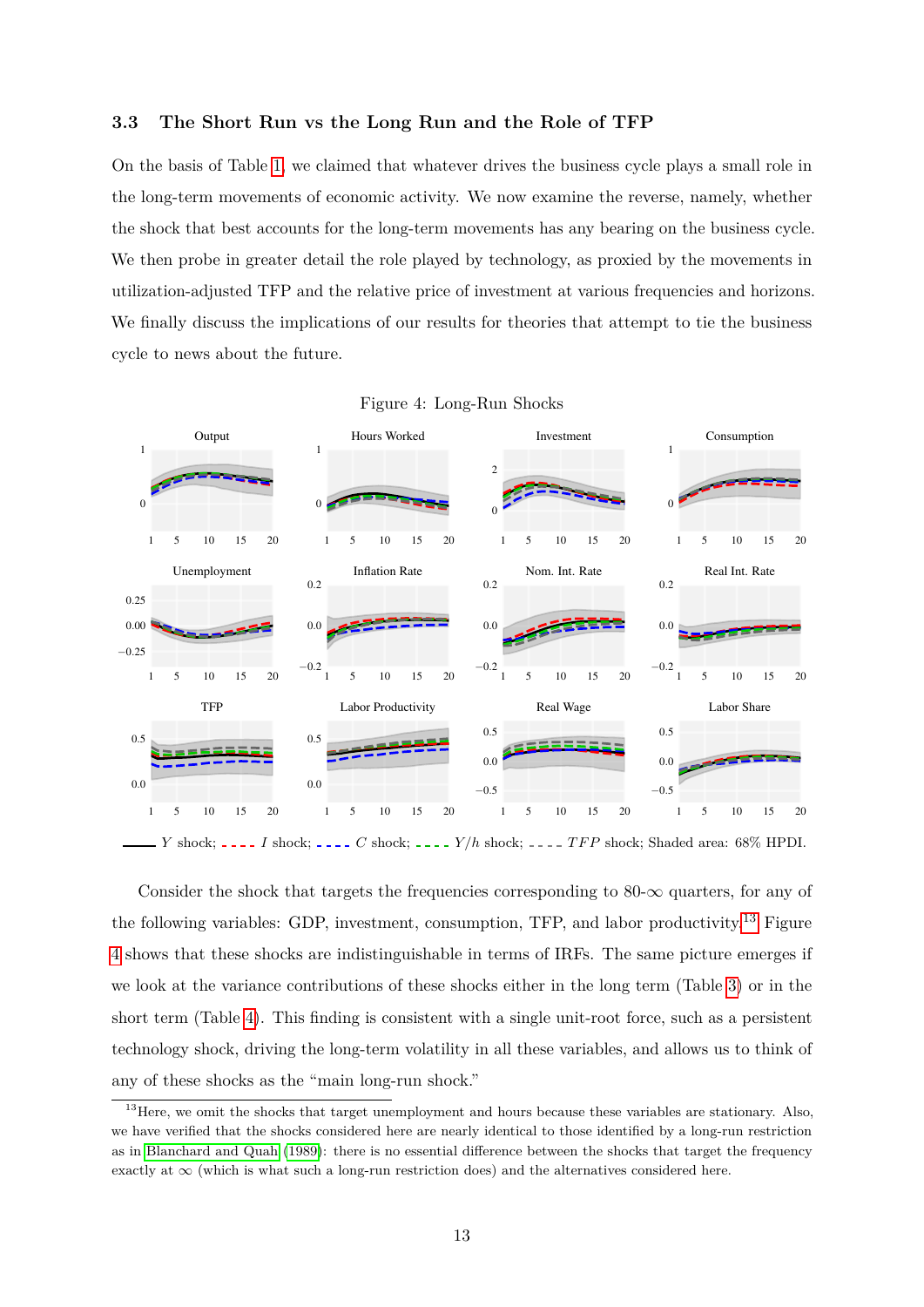### 3.3 The Short Run vs the Long Run and the Role of TFP

On the basis of Table 1, we claimed that whatever drives the business cycle plays a small role in the long-term movements of economic activity. We now examine the reverse, namely, whether the shock that best accounts for the long-term movements has any bearing on the business cycle. We then probe in greater detail the role played by technology, as proxied by the movements in utilization-adjusted TFP and the relative price of investment at various frequencies and horizons. We finally discuss the implications of our results for theories that attempt to tie the business cycle to news about the future.

Figure 4: Long-Run Shocks

$Y$ shock; $I$ shock; $C$ shock; $Y/h$ shock; $TFP$ shock; Shaded area: 68% HPDI.

Consider the shock that targets the frequencies corresponding to 80-$\infty$ quarters, for any of the following variables: GDP, investment, consumption, TFP, and labor productivity.[13] Figure 4 shows that these shocks are indistinguishable in terms of IRFs. The same picture emerges if we look at the variance contributions of these shocks either in the long term (Table 3) or in the short term (Table 4). This finding is consistent with a single unit-root force, such as a persistent technology shock, driving the long-term volatility in all these variables, and allows us to think of any of these shocks as the "main long-run shock."

[13] Here, we omit the shocks that target unemployment and hours because these variables are stationary. Also, we have verified that the shocks considered here are nearly identical to those identified by a long-run restriction as in Blanchard and Quah (1989): there is no essential difference between the shocks that target the frequency exactly at $\infty$ (which is what such a long-run restriction does) and the alternatives considered here.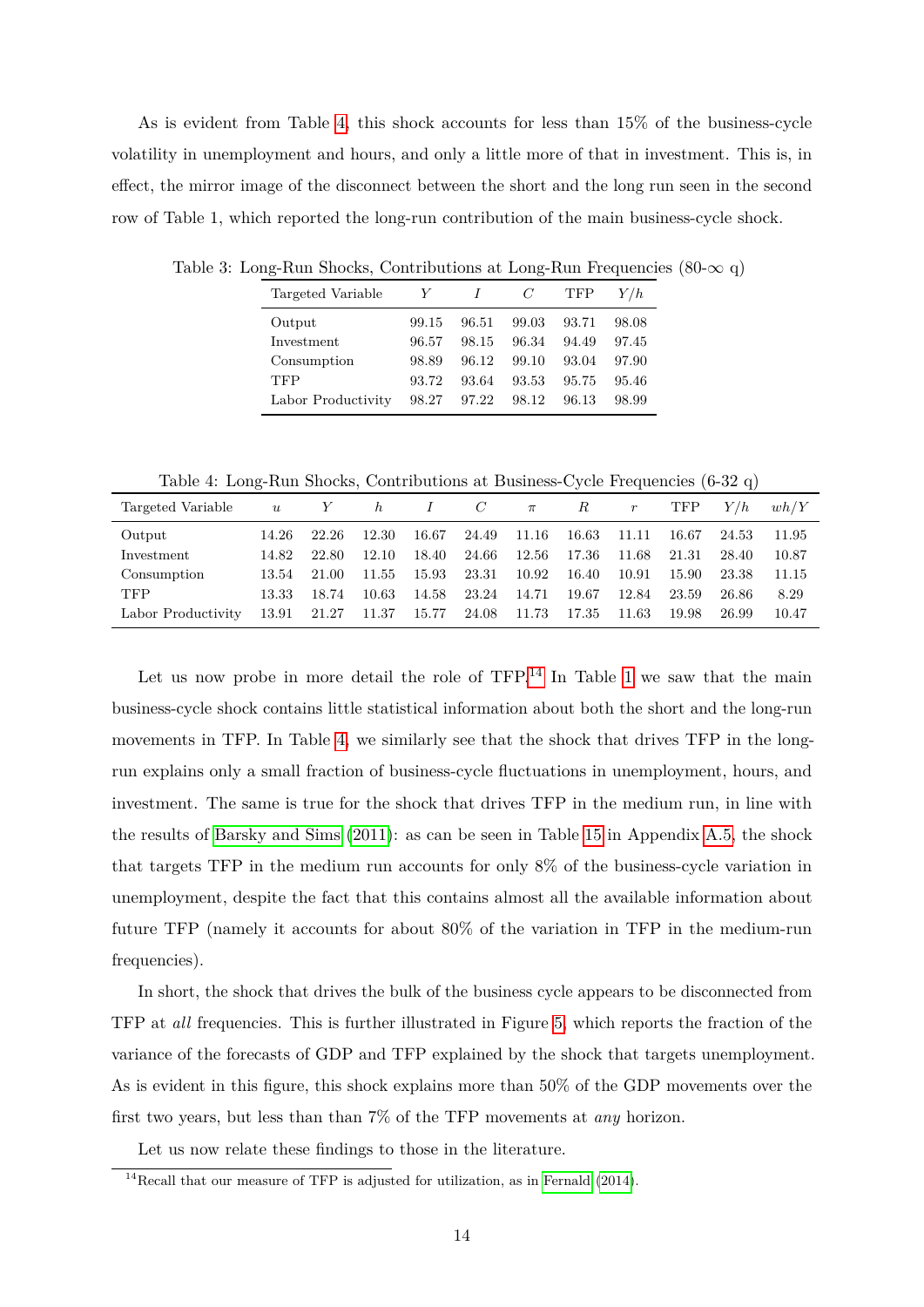As is evident from Table 4, this shock accounts for less than 15% of the business-cycle volatility in unemployment and hours, and only a little more of that in investment. This is, in effect, the mirror image of the disconnect between the short and the long run seen in the second row of Table 1, which reported the long-run contribution of the main business-cycle shock.

Table 3: Long-Run Shocks, Contributions at Long-Run Frequencies (80-$\infty$ q)

| Targeted Variable | $Y$ | $I$ | $C$ | TFP | $Y/h$ |
|---|---|---|---|---|---|
| Output | 99.15 | 96.51 | 99.03 | 93.71 | 98.08 |
| Investment | 96.57 | 98.15 | 96.34 | 94.49 | 97.45 |
| Consumption | 98.89 | 96.12 | 99.10 | 93.04 | 97.90 |
| TFP | 93.72 | 93.64 | 93.53 | 95.75 | 95.46 |
| Labor Productivity | 98.27 | 97.22 | 98.12 | 96.13 | 98.99 |

Table 4: Long-Run Shocks, Contributions at Business-Cycle Frequencies (6-32 q)

| Targeted Variable | $u$ | $Y$ | $h$ | $I$ | $C$ | $\pi$ | $R$ | $r$ | TFP | $Y/h$ | $wh/Y$ |
|---|---|---|---|---|---|---|---|---|---|---|---|
| Output | 14.26 | 22.26 | 12.30 | 16.67 | 24.49 | 11.16 | 16.63 | 11.11 | 16.67 | 24.53 | 11.95 |
| Investment | 14.82 | 22.80 | 12.10 | 18.40 | 24.66 | 12.56 | 17.36 | 11.68 | 21.31 | 28.40 | 10.87 |
| Consumption | 13.54 | 21.00 | 11.55 | 15.93 | 23.31 | 10.92 | 16.40 | 10.91 | 15.90 | 23.38 | 11.15 |
| TFP | 13.33 | 18.74 | 10.63 | 14.58 | 23.24 | 14.71 | 19.67 | 12.84 | 23.59 | 26.86 | 8.29 |
| Labor Productivity | 13.91 | 21.27 | 11.37 | 15.77 | 24.08 | 11.73 | 17.35 | 11.63 | 19.98 | 26.99 | 10.47 |

Let us now probe in more detail the role of TFP.[14] In Table 1 we saw that the main business-cycle shock contains little statistical information about both the short and the long-run movements in TFP. In Table 4, we similarly see that the shock that drives TFP in the long-run explains only a small fraction of business-cycle fluctuations in unemployment, hours, and investment. The same is true for the shock that drives TFP in the medium run, in line with the results of Barsky and Sims (2011): as can be seen in Table 15 in Appendix A.5, the shock that targets TFP in the medium run accounts for only 8% of the business-cycle variation in unemployment, despite the fact that this contains almost all the available information about future TFP (namely it accounts for about 80% of the variation in TFP in the medium-run frequencies).

In short, the shock that drives the bulk of the business cycle appears to be disconnected from TFP at *all* frequencies. This is further illustrated in Figure 5, which reports the fraction of the variance of the forecasts of GDP and TFP explained by the shock that targets unemployment. As is evident in this figure, this shock explains more than 50% of the GDP movements over the first two years, but less than than 7% of the TFP movements at *any* horizon.

Let us now relate these findings to those in the literature.

[14] Recall that our measure of TFP is adjusted for utilization, as in Fernald (2014).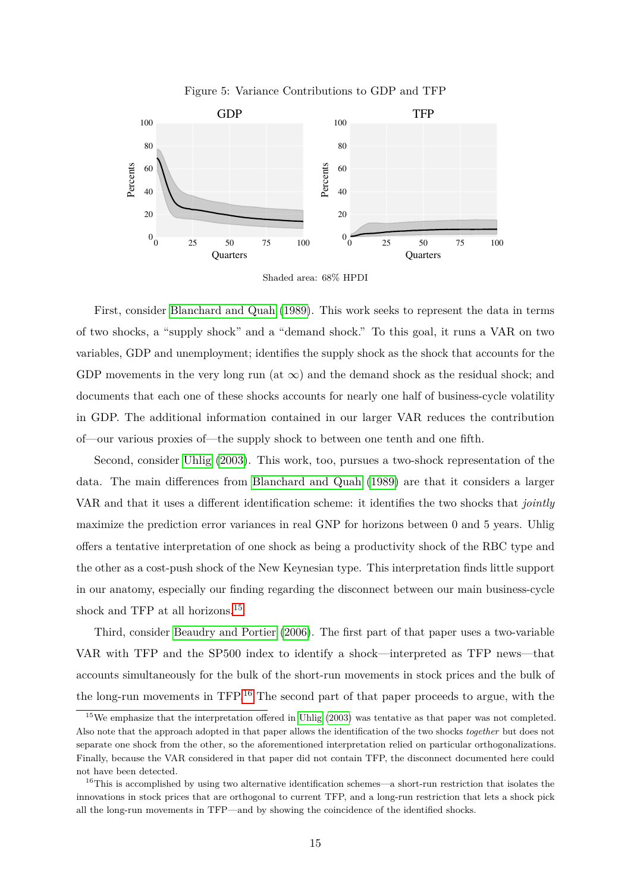Figure 5: Variance Contributions to GDP and TFP

Shaded area: 68% HPDI

First, consider Blanchard and Quah (1989). This work seeks to represent the data in terms of two shocks, a "supply shock" and a "demand shock." To this goal, it runs a VAR on two variables, GDP and unemployment; identifies the supply shock as the shock that accounts for the GDP movements in the very long run (at $\infty$) and the demand shock as the residual shock; and documents that each one of these shocks accounts for nearly one half of business-cycle volatility in GDP. The additional information contained in our larger VAR reduces the contribution of—our various proxies of—the supply shock to between one tenth and one fifth.

Second, consider Uhlig (2003). This work, too, pursues a two-shock representation of the data. The main differences from Blanchard and Quah (1989) are that it considers a larger VAR and that it uses a different identification scheme: it identifies the two shocks that *jointly* maximize the prediction error variances in real GNP for horizons between 0 and 5 years. Uhlig offers a tentative interpretation of one shock as being a productivity shock of the RBC type and the other as a cost-push shock of the New Keynesian type. This interpretation finds little support in our anatomy, especially our finding regarding the disconnect between our main business-cycle shock and TFP at all horizons.[15]

Third, consider Beaudry and Portier (2006). The first part of that paper uses a two-variable VAR with TFP and the SP500 index to identify a shock—interpreted as TFP news—that accounts simultaneously for the bulk of the short-run movements in stock prices and the bulk of the long-run movements in TFP.[16] The second part of that paper proceeds to argue, with the

[15] We emphasize that the interpretation offered in Uhlig (2003) was tentative as that paper was not completed. Also note that the approach adopted in that paper allows the identification of the two shocks *together* but does not separate one shock from the other, so the aforementioned interpretation relied on particular orthogonalizations. Finally, because the VAR considered in that paper did not contain TFP, the disconnect documented here could not have been detected.

[16] This is accomplished by using two alternative identification schemes—a short-run restriction that isolates the innovations in stock prices that are orthogonal to current TFP, and a long-run restriction that lets a shock pick all the long-run movements in TFP—and by showing the coincidence of the identified shocks.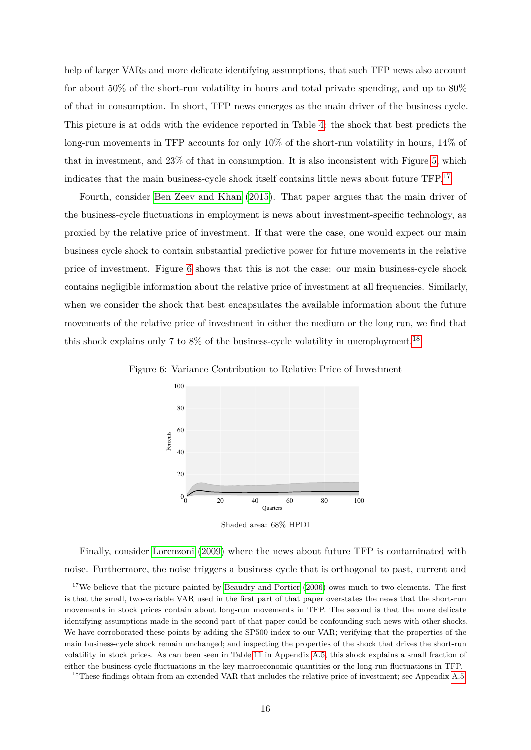help of larger VARs and more delicate identifying assumptions, that such TFP news also account for about 50% of the short-run volatility in hours and total private spending, and up to 80% of that in consumption. In short, TFP news emerges as the main driver of the business cycle. This picture is at odds with the evidence reported in Table 4: the shock that best predicts the long-run movements in TFP accounts for only 10% of the short-run volatility in hours, 14% of that in investment, and 23% of that in consumption. It is also inconsistent with Figure 5, which indicates that the main business-cycle shock itself contains little news about future TFP.[17]

Fourth, consider Ben Zeev and Khan (2015). That paper argues that the main driver of the business-cycle fluctuations in employment is news about investment-specific technology, as proxied by the relative price of investment. If that were the case, one would expect our main business cycle shock to contain substantial predictive power for future movements in the relative price of investment. Figure 6 shows that this is not the case: our main business-cycle shock contains negligible information about the relative price of investment at all frequencies. Similarly, when we consider the shock that best encapsulates the available information about the future movements of the relative price of investment in either the medium or the long run, we find that this shock explains only 7 to 8% of the business-cycle volatility in unemployment.[18]

Figure 6: Variance Contribution to Relative Price of Investment

Shaded area: 68% HPDI

Finally, consider Lorenzoni (2009) where the news about future TFP is contaminated with noise. Furthermore, the noise triggers a business cycle that is orthogonal to past, current and

[17] We believe that the picture painted by Beaudry and Portier (2006) owes much to two elements. The first is that the small, two-variable VAR used in the first part of that paper overstates the news that the short-run movements in stock prices contain about long-run movements in TFP. The second is that the more delicate identifying assumptions made in the second part of that paper could be confounding such news with other shocks. We have corroborated these points by adding the SP500 index to our VAR; verifying that the properties of the main business-cycle shock remain unchanged; and inspecting the properties of the shock that drives the short-run volatility in stock prices. As can been seen in Table 11 in Appendix A.5, this shock explains a small fraction of either the business-cycle fluctuations in the key macroeconomic quantities or the long-run fluctuations in TFP.

[18] These findings obtain from an extended VAR that includes the relative price of investment; see Appendix A.5.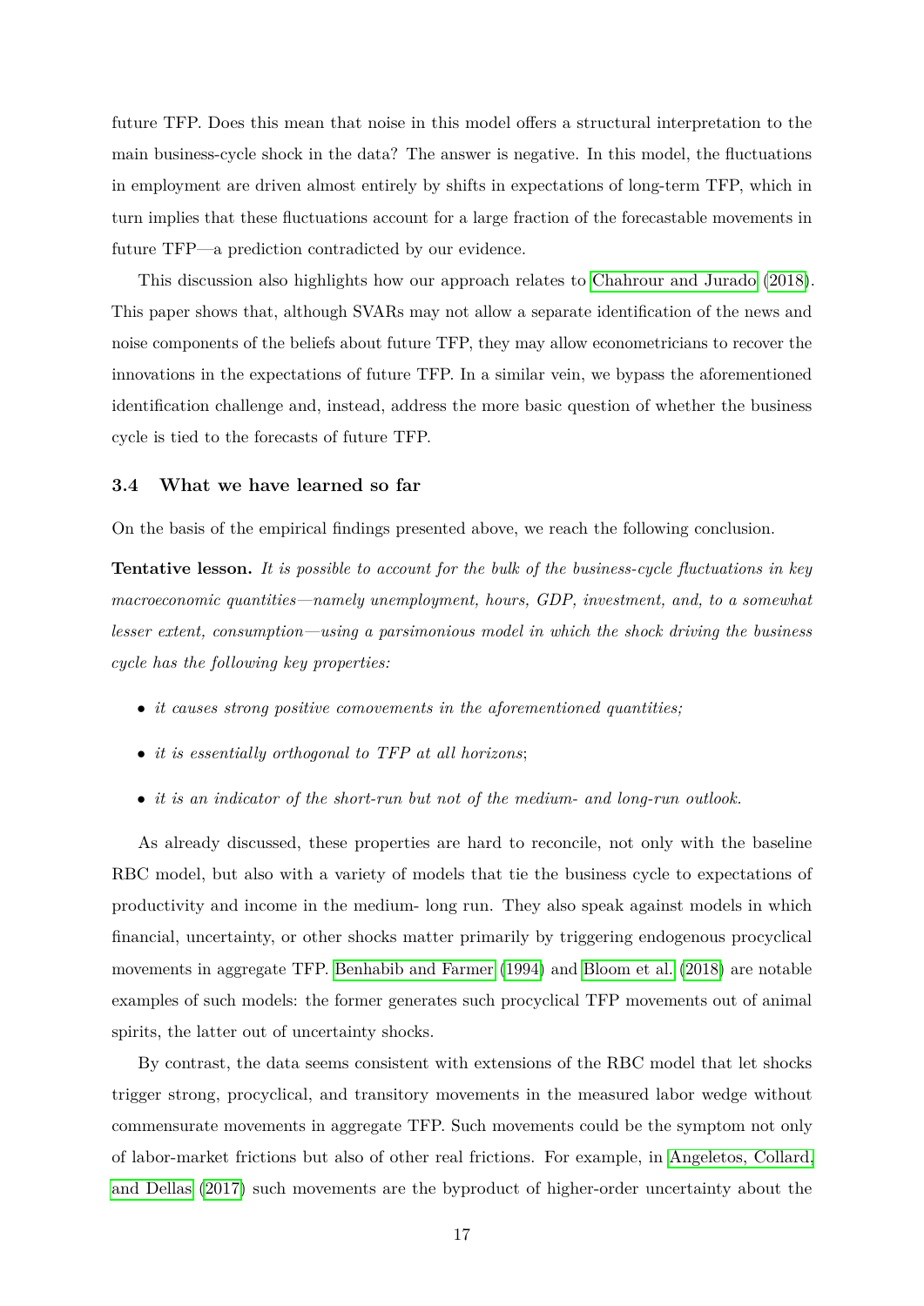future TFP. Does this mean that noise in this model offers a structural interpretation to the main business-cycle shock in the data? The answer is negative. In this model, the fluctuations in employment are driven almost entirely by shifts in expectations of long-term TFP, which in turn implies that these fluctuations account for a large fraction of the forecastable movements in future TFP—a prediction contradicted by our evidence.

This discussion also highlights how our approach relates to Chahrour and Jurado (2018). This paper shows that, although SVARs may not allow a separate identification of the news and noise components of the beliefs about future TFP, they may allow econometricians to recover the innovations in the expectations of future TFP. In a similar vein, we bypass the aforementioned identification challenge and, instead, address the more basic question of whether the business cycle is tied to the forecasts of future TFP.

### 3.4 What we have learned so far

On the basis of the empirical findings presented above, we reach the following conclusion.

**Tentative lesson.** *It is possible to account for the bulk of the business-cycle fluctuations in key macroeconomic quantities—namely unemployment, hours, GDP, investment, and, to a somewhat lesser extent, consumption—using a parsimonious model in which the shock driving the business cycle has the following key properties:*

- *it causes strong positive comovements in the aforementioned quantities;*
- *it is essentially orthogonal to TFP at all horizons*;
- *it is an indicator of the short-run but not of the medium- and long-run outlook.*

As already discussed, these properties are hard to reconcile, not only with the baseline RBC model, but also with a variety of models that tie the business cycle to expectations of productivity and income in the medium- long run. They also speak against models in which financial, uncertainty, or other shocks matter primarily by triggering endogenous procyclical movements in aggregate TFP. Benhabib and Farmer (1994) and Bloom et al. (2018) are notable examples of such models: the former generates such procyclical TFP movements out of animal spirits, the latter out of uncertainty shocks.

By contrast, the data seems consistent with extensions of the RBC model that let shocks trigger strong, procyclical, and transitory movements in the measured labor wedge without commensurate movements in aggregate TFP. Such movements could be the symptom not only of labor-market frictions but also of other real frictions. For example, in Angeletos, Collard, and Dellas (2017) such movements are the byproduct of higher-order uncertainty about the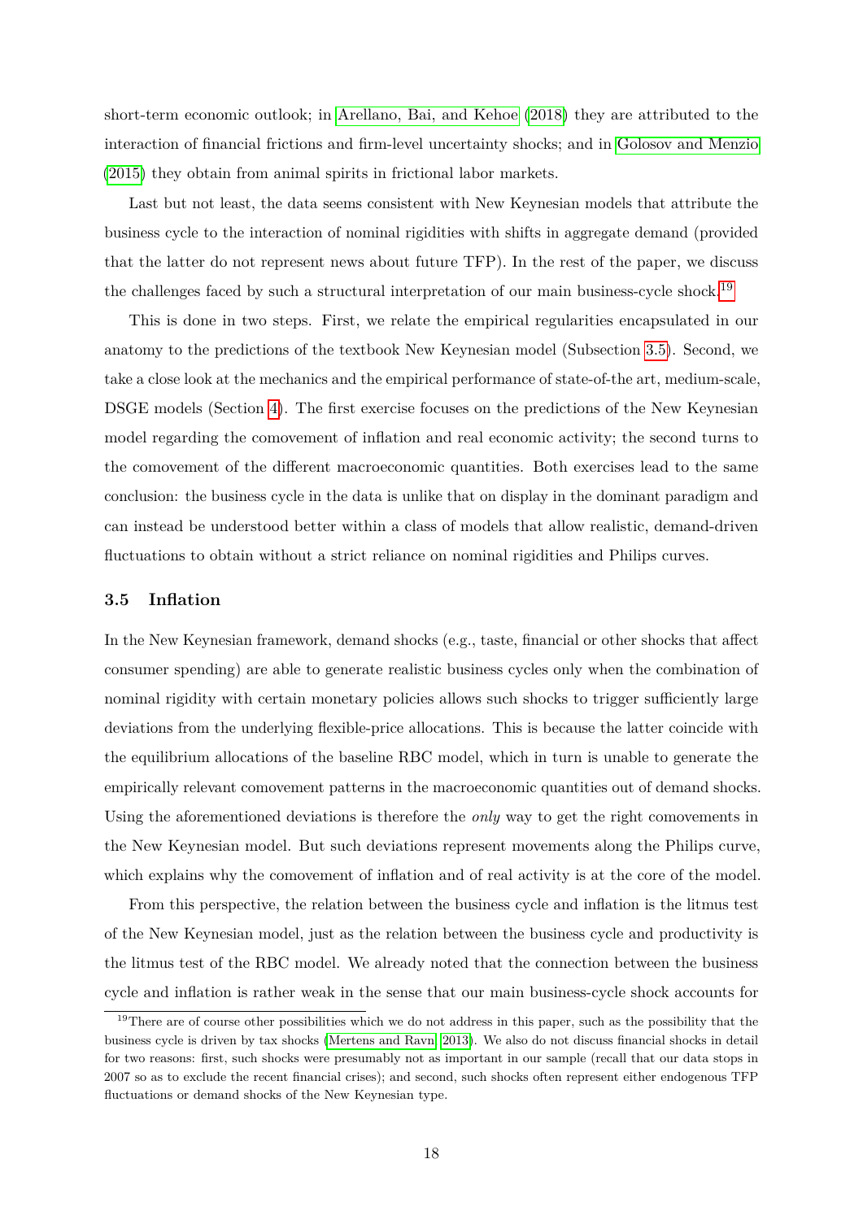short-term economic outlook; in Arellano, Bai, and Kehoe (2018) they are attributed to the interaction of financial frictions and firm-level uncertainty shocks; and in Golosov and Menzio (2015) they obtain from animal spirits in frictional labor markets.

Last but not least, the data seems consistent with New Keynesian models that attribute the business cycle to the interaction of nominal rigidities with shifts in aggregate demand (provided that the latter do not represent news about future TFP). In the rest of the paper, we discuss the challenges faced by such a structural interpretation of our main business-cycle shock.[19]

This is done in two steps. First, we relate the empirical regularities encapsulated in our anatomy to the predictions of the textbook New Keynesian model (Subsection 3.5). Second, we take a close look at the mechanics and the empirical performance of state-of-the art, medium-scale, DSGE models (Section 4). The first exercise focuses on the predictions of the New Keynesian model regarding the comovement of inflation and real economic activity; the second turns to the comovement of the different macroeconomic quantities. Both exercises lead to the same conclusion: the business cycle in the data is unlike that on display in the dominant paradigm and can instead be understood better within a class of models that allow realistic, demand-driven fluctuations to obtain without a strict reliance on nominal rigidities and Philips curves.

### 3.5 Inflation

In the New Keynesian framework, demand shocks (e.g., taste, financial or other shocks that affect consumer spending) are able to generate realistic business cycles only when the combination of nominal rigidity with certain monetary policies allows such shocks to trigger sufficiently large deviations from the underlying flexible-price allocations. This is because the latter coincide with the equilibrium allocations of the baseline RBC model, which in turn is unable to generate the empirically relevant comovement patterns in the macroeconomic quantities out of demand shocks. Using the aforementioned deviations is therefore the *only* way to get the right comovements in the New Keynesian model. But such deviations represent movements along the Philips curve, which explains why the comovement of inflation and of real activity is at the core of the model.

From this perspective, the relation between the business cycle and inflation is the litmus test of the New Keynesian model, just as the relation between the business cycle and productivity is the litmus test of the RBC model. We already noted that the connection between the business cycle and inflation is rather weak in the sense that our main business-cycle shock accounts for

[19] There are of course other possibilities which we do not address in this paper, such as the possibility that the business cycle is driven by tax shocks (Mertens and Ravn, 2013). We also do not discuss financial shocks in detail for two reasons: first, such shocks were presumably not as important in our sample (recall that our data stops in 2007 so as to exclude the recent financial crises); and second, such shocks often represent either endogenous TFP fluctuations or demand shocks of the New Keynesian type.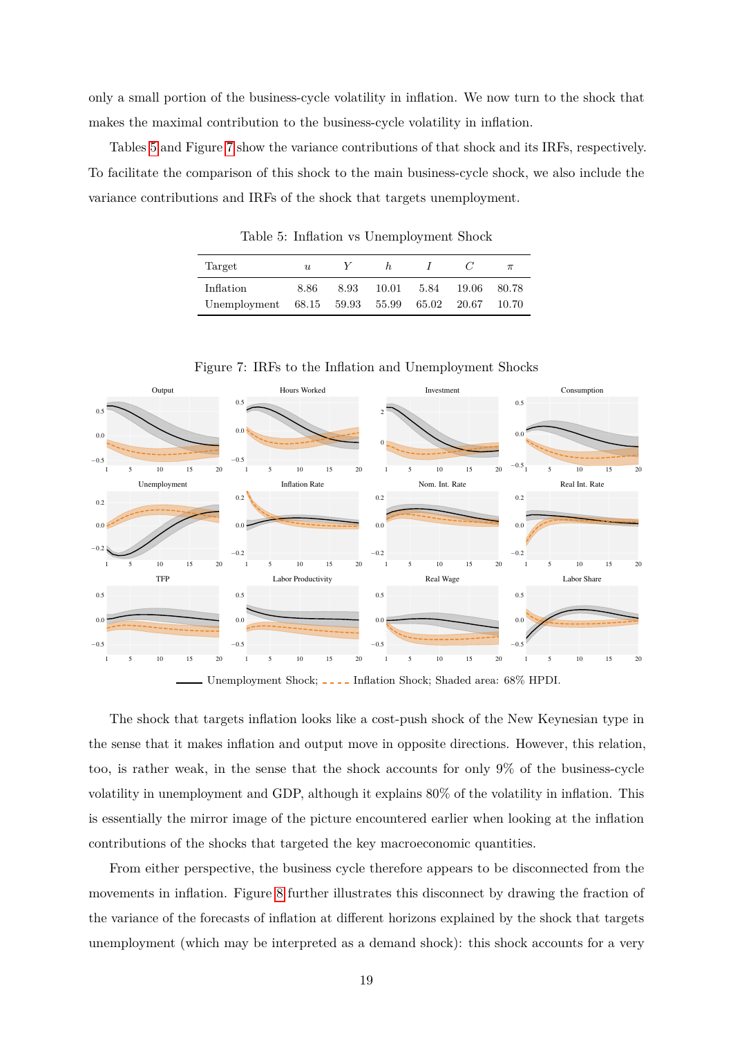only a small portion of the business-cycle volatility in inflation. We now turn to the shock that makes the maximal contribution to the business-cycle volatility in inflation.

Tables 5 and Figure 7 show the variance contributions of that shock and its IRFs, respectively. To facilitate the comparison of this shock to the main business-cycle shock, we also include the variance contributions and IRFs of the shock that targets unemployment.

Table 5: Inflation vs Unemployment Shock

| Target | $u$ | $Y$ | $h$ | $I$ | $C$ | $\pi$ |
|---|---|---|---|---|---|---|
| Inflation | 8.86 | 8.93 | 10.01 | 5.84 | 19.06 | 80.78 |
| Unemployment | 68.15 | 59.93 | 55.99 | 65.02 | 20.67 | 10.70 |

Figure 7: IRFs to the Inflation and Unemployment Shocks

Unemployment Shock; Inflation Shock; Shaded area: 68% HPDI.

The shock that targets inflation looks like a cost-push shock of the New Keynesian type in the sense that it makes inflation and output move in opposite directions. However, this relation, too, is rather weak, in the sense that the shock accounts for only 9% of the business-cycle volatility in unemployment and GDP, although it explains 80% of the volatility in inflation. This is essentially the mirror image of the picture encountered earlier when looking at the inflation contributions of the shocks that targeted the key macroeconomic quantities.

From either perspective, the business cycle therefore appears to be disconnected from the movements in inflation. Figure 8 further illustrates this disconnect by drawing the fraction of the variance of the forecasts of inflation at different horizons explained by the shock that targets unemployment (which may be interpreted as a demand shock): this shock accounts for a very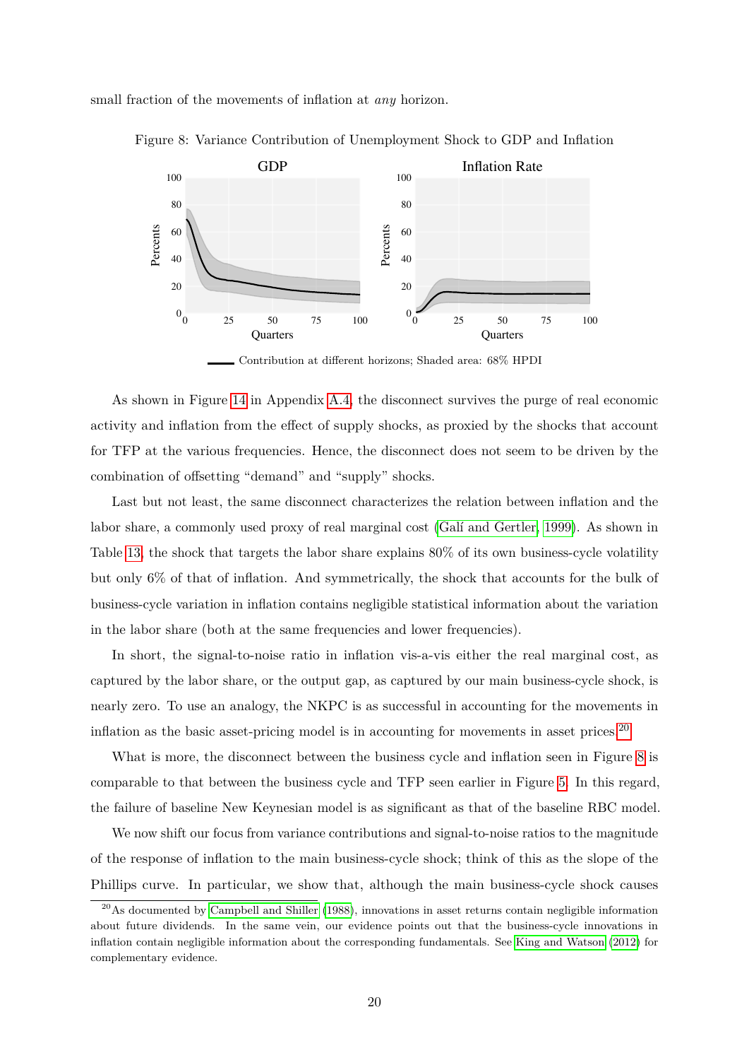small fraction of the movements of inflation at *any* horizon.

Figure 8: Variance Contribution of Unemployment Shock to GDP and Inflation

Contribution at different horizons; Shaded area: 68% HPDI

As shown in Figure 14 in Appendix A.4, the disconnect survives the purge of real economic activity and inflation from the effect of supply shocks, as proxied by the shocks that account for TFP at the various frequencies. Hence, the disconnect does not seem to be driven by the combination of offsetting "demand" and "supply" shocks.

Last but not least, the same disconnect characterizes the relation between inflation and the labor share, a commonly used proxy of real marginal cost (Galí and Gertler, 1999). As shown in Table 13, the shock that targets the labor share explains 80% of its own business-cycle volatility but only 6% of that of inflation. And symmetrically, the shock that accounts for the bulk of business-cycle variation in inflation contains negligible statistical information about the variation in the labor share (both at the same frequencies and lower frequencies).

In short, the signal-to-noise ratio in inflation vis-a-vis either the real marginal cost, as captured by the labor share, or the output gap, as captured by our main business-cycle shock, is nearly zero. To use an analogy, the NKPC is as successful in accounting for the movements in inflation as the basic asset-pricing model is in accounting for movements in asset prices.[20]

What is more, the disconnect between the business cycle and inflation seen in Figure 8 is comparable to that between the business cycle and TFP seen earlier in Figure 5. In this regard, the failure of baseline New Keynesian model is as significant as that of the baseline RBC model.

We now shift our focus from variance contributions and signal-to-noise ratios to the magnitude of the response of inflation to the main business-cycle shock; think of this as the slope of the Phillips curve. In particular, we show that, although the main business-cycle shock causes

[20] As documented by Campbell and Shiller (1988), innovations in asset returns contain negligible information about future dividends. In the same vein, our evidence points out that the business-cycle innovations in inflation contain negligible information about the corresponding fundamentals. See King and Watson (2012) for complementary evidence.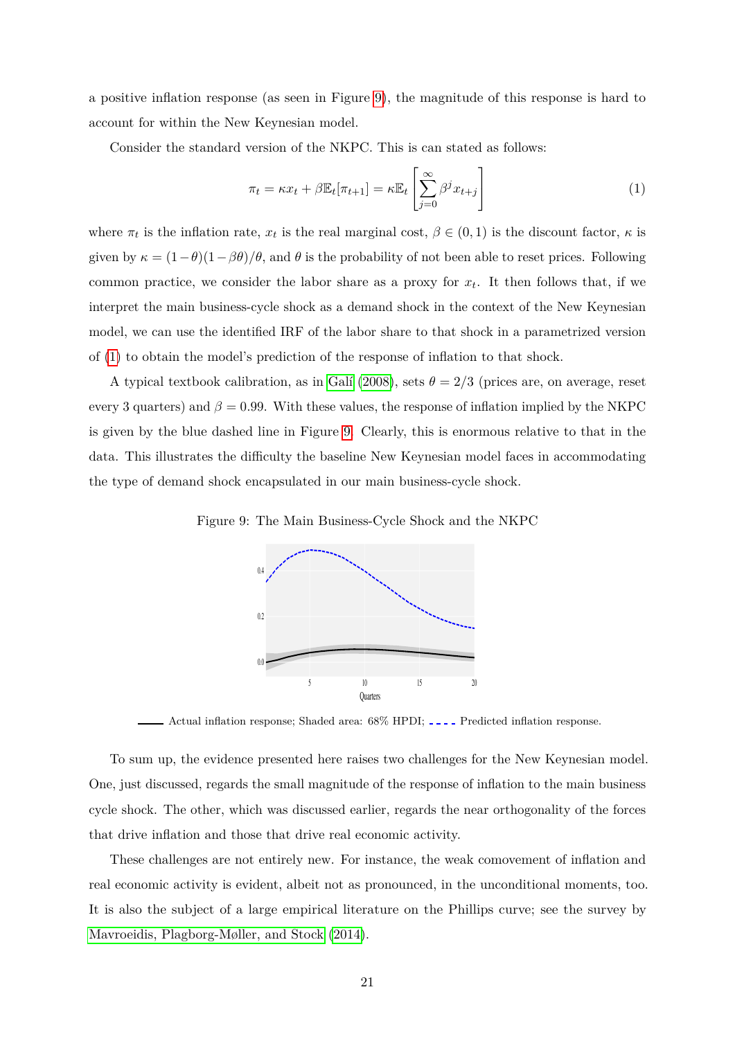a positive inflation response (as seen in Figure 9), the magnitude of this response is hard to account for within the New Keynesian model.

Consider the standard version of the NKPC. This is can stated as follows:

$$\pi_t = \kappa x_t + \beta \mathbb{E}_t[\pi_{t+1}] = \kappa \mathbb{E}_t \left[ \sum_{j=0}^{\infty} \beta^j x_{t+j} \right] \tag{1}$$

where $\pi_t$ is the inflation rate, $x_t$ is the real marginal cost, $\beta \in (0, 1)$ is the discount factor, $\kappa$ is given by $\kappa = (1-\theta)(1-\beta\theta)/\theta$, and $\theta$ is the probability of not been able to reset prices. Following common practice, we consider the labor share as a proxy for $x_t$. It then follows that, if we interpret the main business-cycle shock as a demand shock in the context of the New Keynesian model, we can use the identified IRF of the labor share to that shock in a parametrized version of (1) to obtain the model's prediction of the response of inflation to that shock.

A typical textbook calibration, as in Galí (2008), sets $\theta = 2/3$ (prices are, on average, reset every 3 quarters) and $\beta = 0.99$. With these values, the response of inflation implied by the NKPC is given by the blue dashed line in Figure 9. Clearly, this is enormous relative to that in the data. This illustrates the difficulty the baseline New Keynesian model faces in accommodating the type of demand shock encapsulated in our main business-cycle shock.

Figure 9: The Main Business-Cycle Shock and the NKPC

Actual inflation response; Shaded area: 68% HPDI; Predicted inflation response.

To sum up, the evidence presented here raises two challenges for the New Keynesian model. One, just discussed, regards the small magnitude of the response of inflation to the main business cycle shock. The other, which was discussed earlier, regards the near orthogonality of the forces that drive inflation and those that drive real economic activity.

These challenges are not entirely new. For instance, the weak comovement of inflation and real economic activity is evident, albeit not as pronounced, in the unconditional moments, too. It is also the subject of a large empirical literature on the Phillips curve; see the survey by Mavroeidis, Plagborg-Møller, and Stock (2014).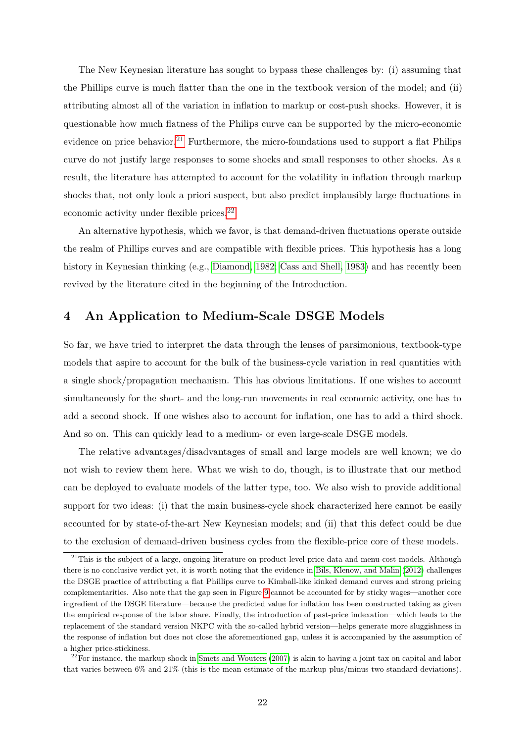The New Keynesian literature has sought to bypass these challenges by: (i) assuming that the Phillips curve is much flatter than the one in the textbook version of the model; and (ii) attributing almost all of the variation in inflation to markup or cost-push shocks. However, it is questionable how much flatness of the Philips curve can be supported by the micro-economic evidence on price behavior.[21] Furthermore, the micro-foundations used to support a flat Philips curve do not justify large responses to some shocks and small responses to other shocks. As a result, the literature has attempted to account for the volatility in inflation through markup shocks that, not only look a priori suspect, but also predict implausibly large fluctuations in economic activity under flexible prices.[22]

An alternative hypothesis, which we favor, is that demand-driven fluctuations operate outside the realm of Phillips curves and are compatible with flexible prices. This hypothesis has a long history in Keynesian thinking (e.g., Diamond, 1982; Cass and Shell, 1983) and has recently been revived by the literature cited in the beginning of the Introduction.

## 4 An Application to Medium-Scale DSGE Models

So far, we have tried to interpret the data through the lenses of parsimonious, textbook-type models that aspire to account for the bulk of the business-cycle variation in real quantities with a single shock/propagation mechanism. This has obvious limitations. If one wishes to account simultaneously for the short- and the long-run movements in real economic activity, one has to add a second shock. If one wishes also to account for inflation, one has to add a third shock. And so on. This can quickly lead to a medium- or even large-scale DSGE models.

The relative advantages/disadvantages of small and large models are well known; we do not wish to review them here. What we wish to do, though, is to illustrate that our method can be deployed to evaluate models of the latter type, too. We also wish to provide additional support for two ideas: (i) that the main business-cycle shock characterized here cannot be easily accounted for by state-of-the-art New Keynesian models; and (ii) that this defect could be due to the exclusion of demand-driven business cycles from the flexible-price core of these models.

[21] This is the subject of a large, ongoing literature on product-level price data and menu-cost models. Although there is no conclusive verdict yet, it is worth noting that the evidence in Bils, Klenow, and Malin (2012) challenges the DSGE practice of attributing a flat Phillips curve to Kimball-like kinked demand curves and strong pricing complementarities. Also note that the gap seen in Figure 9 cannot be accounted for by sticky wages—another core ingredient of the DSGE literature—because the predicted value for inflation has been constructed taking as given the empirical response of the labor share. Finally, the introduction of past-price indexation—which leads to the replacement of the standard version NKPC with the so-called hybrid version—helps generate more sluggishness in the response of inflation but does not close the aforementioned gap, unless it is accompanied by the assumption of a higher price-stickiness.

[22] For instance, the markup shock in Smets and Wouters (2007) is akin to having a joint tax on capital and labor that varies between 6% and 21% (this is the mean estimate of the markup plus/minus two standard deviations).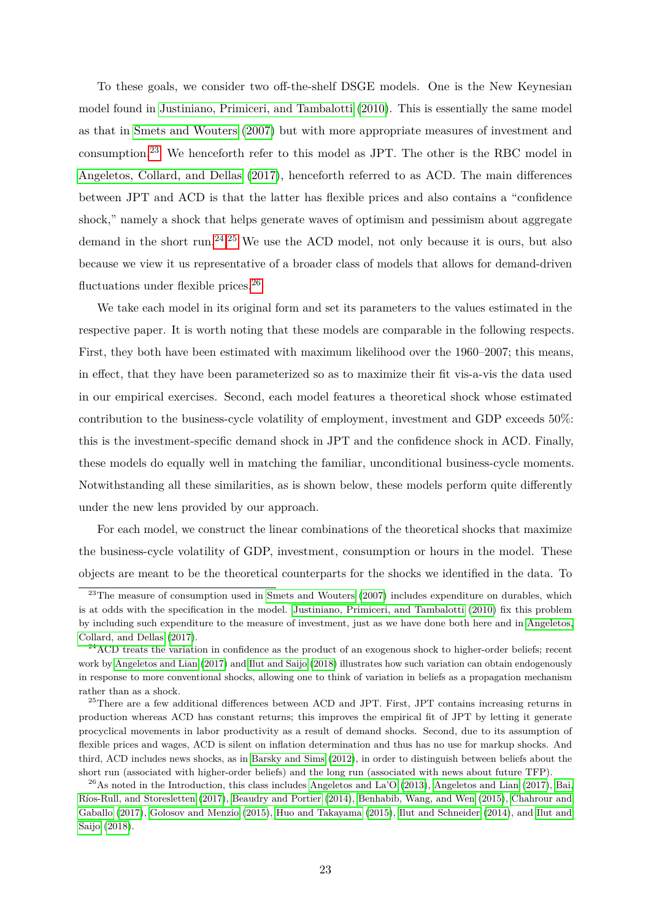To these goals, we consider two off-the-shelf DSGE models. One is the New Keynesian model found in Justiniano, Primiceri, and Tambalotti (2010). This is essentially the same model as that in Smets and Wouters (2007) but with more appropriate measures of investment and consumption.[23] We henceforth refer to this model as JPT. The other is the RBC model in Angeletos, Collard, and Dellas (2017), henceforth referred to as ACD. The main differences between JPT and ACD is that the latter has flexible prices and also contains a "confidence shock," namely a shock that helps generate waves of optimism and pessimism about aggregate demand in the short run.[24,25] We use the ACD model, not only because it is ours, but also because we view it us representative of a broader class of models that allows for demand-driven fluctuations under flexible prices.[26]

We take each model in its original form and set its parameters to the values estimated in the respective paper. It is worth noting that these models are comparable in the following respects. First, they both have been estimated with maximum likelihood over the 1960–2007; this means, in effect, that they have been parameterized so as to maximize their fit vis-a-vis the data used in our empirical exercises. Second, each model features a theoretical shock whose estimated contribution to the business-cycle volatility of employment, investment and GDP exceeds 50%: this is the investment-specific demand shock in JPT and the confidence shock in ACD. Finally, these models do equally well in matching the familiar, unconditional business-cycle moments. Notwithstanding all these similarities, as is shown below, these models perform quite differently under the new lens provided by our approach.

For each model, we construct the linear combinations of the theoretical shocks that maximize the business-cycle volatility of GDP, investment, consumption or hours in the model. These objects are meant to be the theoretical counterparts for the shocks we identified in the data. To

[23] The measure of consumption used in Smets and Wouters (2007) includes expenditure on durables, which is at odds with the specification in the model. Justiniano, Primiceri, and Tambalotti (2010) fix this problem by including such expenditure to the measure of investment, just as we have done both here and in Angeletos, Collard, and Dellas (2017).

[24] ACD treats the variation in confidence as the product of an exogenous shock to higher-order beliefs; recent work by Angeletos and Lian (2017) and Ilut and Saijo (2018) illustrates how such variation can obtain endogenously in response to more conventional shocks, allowing one to think of variation in beliefs as a propagation mechanism rather than as a shock.

[25] There are a few additional differences between ACD and JPT. First, JPT contains increasing returns in production whereas ACD has constant returns; this improves the empirical fit of JPT by letting it generate procyclical movements in labor productivity as a result of demand shocks. Second, due to its assumption of flexible prices and wages, ACD is silent on inflation determination and thus has no use for markup shocks. And third, ACD includes news shocks, as in Barsky and Sims (2012), in order to distinguish between beliefs about the short run (associated with higher-order beliefs) and the long run (associated with news about future TFP).

[26] As noted in the Introduction, this class includes Angeletos and La'O (2013), Angeletos and Lian (2017), Bai, Ríos-Rull, and Storesletten (2017), Beaudry and Portier (2014), Benhabib, Wang, and Wen (2015), Chahrour and Gaballo (2017), Golosov and Menzio (2015), Huo and Takayama (2015), Ilut and Schneider (2014), and Ilut and Saijo (2018).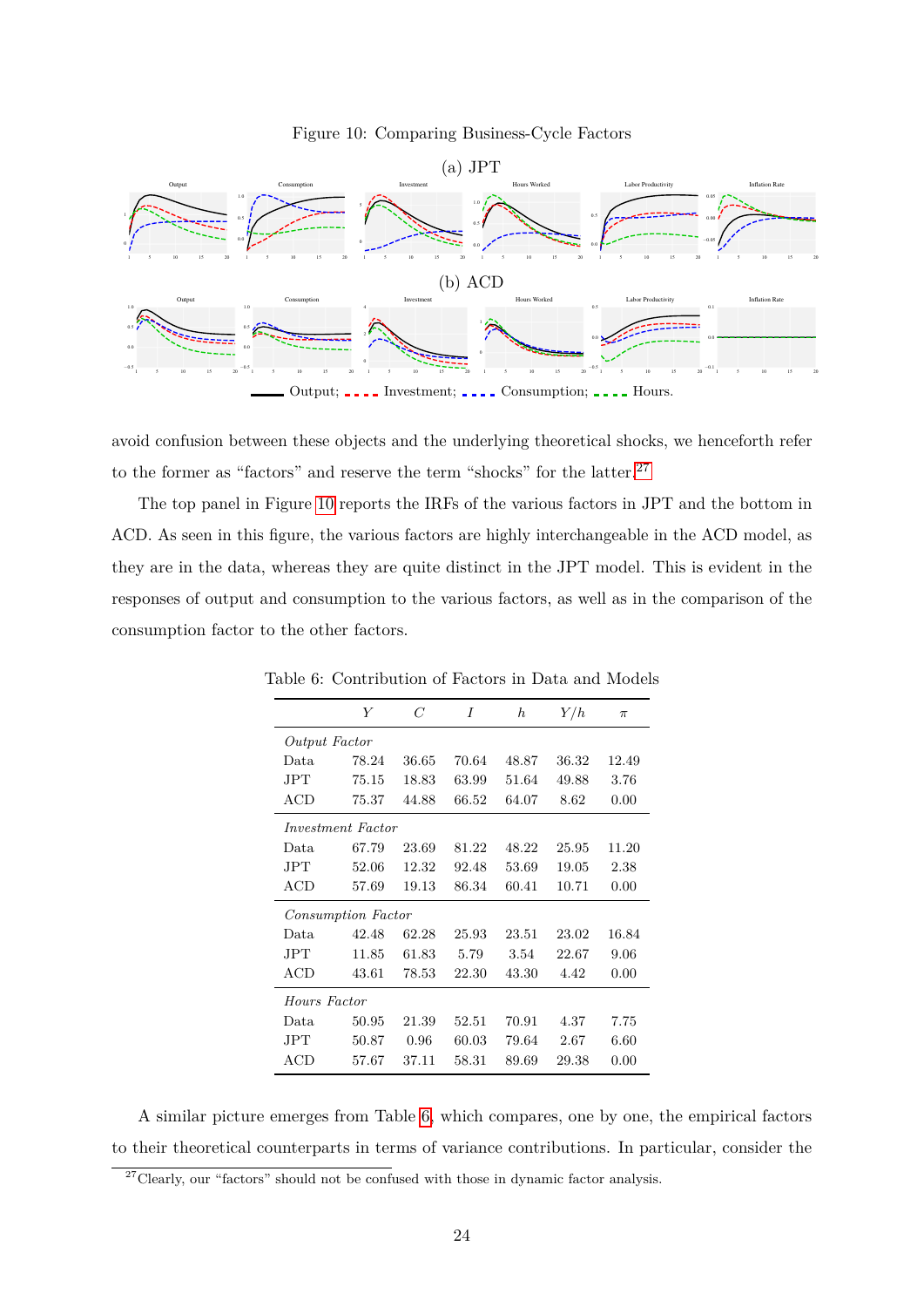Figure 10: Comparing Business-Cycle Factors

(a) JPT

(b) ACD

Output; Investment; Consumption; Hours.

avoid confusion between these objects and the underlying theoretical shocks, we henceforth refer to the former as "factors" and reserve the term "shocks" for the latter.[27]

The top panel in Figure 10 reports the IRFs of the various factors in JPT and the bottom in ACD. As seen in this figure, the various factors are highly interchangeable in the ACD model, as they are in the data, whereas they are quite distinct in the JPT model. This is evident in the responses of output and consumption to the various factors, as well as in the comparison of the consumption factor to the other factors.

Table 6: Contribution of Factors in Data and Models

| | $Y$ | $C$ | $I$ | $h$ | $Y/h$ | $\pi$ |
|---|---|---|---|---|---|---|
| *Output Factor* | | | | | | |
| Data | 78.24 | 36.65 | 70.64 | 48.87 | 36.32 | 12.49 |
| JPT | 75.15 | 18.83 | 63.99 | 51.64 | 49.88 | 3.76 |
| ACD | 75.37 | 44.88 | 66.52 | 64.07 | 8.62 | 0.00 |
| *Investment Factor* | | | | | | |
| Data | 67.79 | 23.69 | 81.22 | 48.22 | 25.95 | 11.20 |
| JPT | 52.06 | 12.32 | 92.48 | 53.69 | 19.05 | 2.38 |
| ACD | 57.69 | 19.13 | 86.34 | 60.41 | 10.71 | 0.00 |
| *Consumption Factor* | | | | | | |
| Data | 42.48 | 62.28 | 25.93 | 23.51 | 23.02 | 16.84 |
| JPT | 11.85 | 61.83 | 5.79 | 3.54 | 22.67 | 9.06 |
| ACD | 43.61 | 78.53 | 22.30 | 43.30 | 4.42 | 0.00 |
| *Hours Factor* | | | | | | |
| Data | 50.95 | 21.39 | 52.51 | 70.91 | 4.37 | 7.75 |
| JPT | 50.87 | 0.96 | 60.03 | 79.64 | 2.67 | 6.60 |
| ACD | 57.67 | 37.11 | 58.31 | 89.69 | 29.38 | 0.00 |

A similar picture emerges from Table 6, which compares, one by one, the empirical factors to their theoretical counterparts in terms of variance contributions. In particular, consider the

[27] Clearly, our "factors" should not be confused with those in dynamic factor analysis.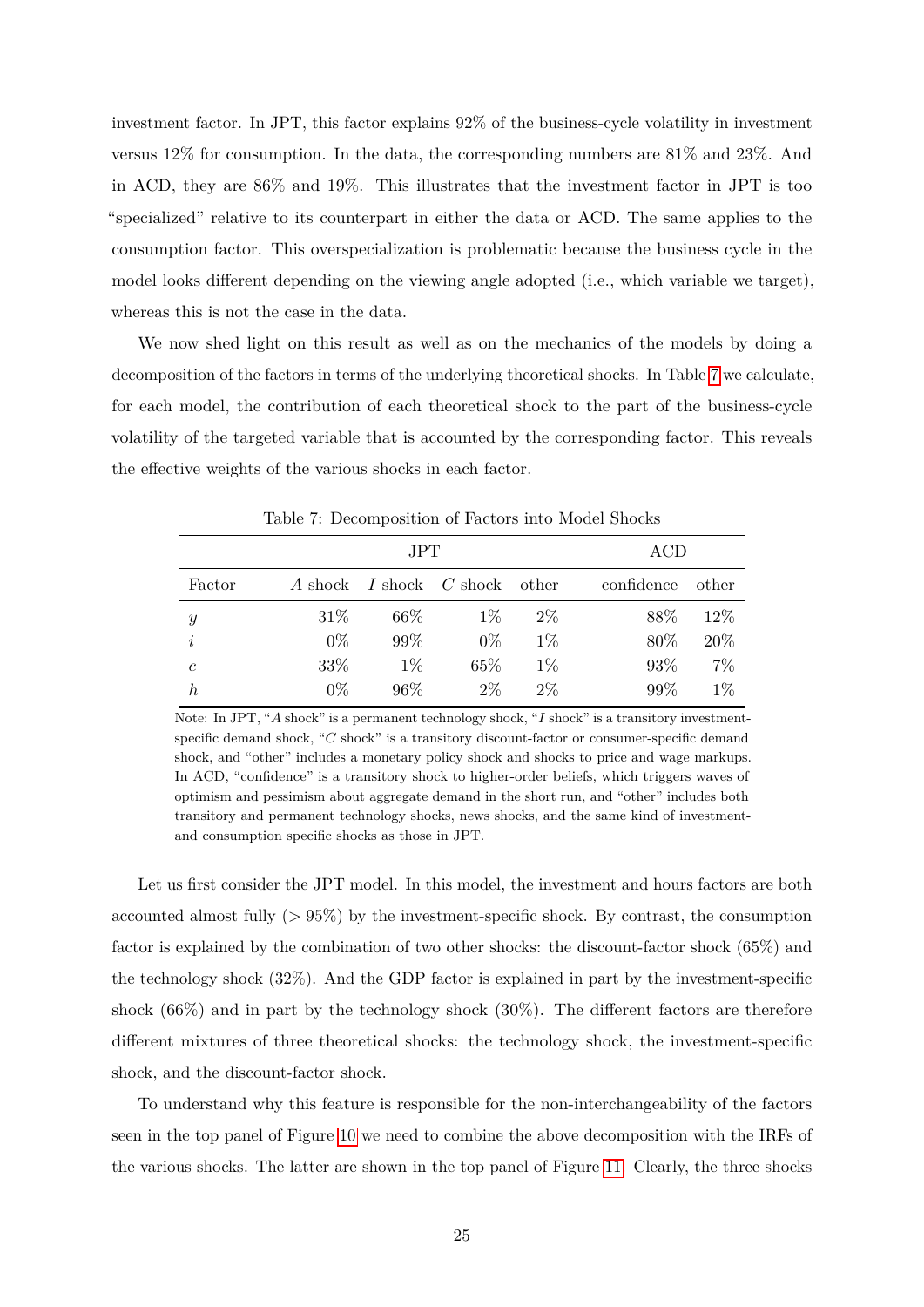investment factor. In JPT, this factor explains 92% of the business-cycle volatility in investment versus 12% for consumption. In the data, the corresponding numbers are 81% and 23%. And in ACD, they are 86% and 19%. This illustrates that the investment factor in JPT is too "specialized" relative to its counterpart in either the data or ACD. The same applies to the consumption factor. This overspecialization is problematic because the business cycle in the model looks different depending on the viewing angle adopted (i.e., which variable we target), whereas this is not the case in the data.

We now shed light on this result as well as on the mechanics of the models by doing a decomposition of the factors in terms of the underlying theoretical shocks. In Table 7 we calculate, for each model, the contribution of each theoretical shock to the part of the business-cycle volatility of the targeted variable that is accounted by the corresponding factor. This reveals the effective weights of the various shocks in each factor.

Table 7: Decomposition of Factors into Model Shocks

| | JPT | | | | ACD | |
|---|---|---|---|---|---|---|
| Factor | $A$ shock | $I$ shock | $C$ shock | other | confidence | other |
| $y$ | 31% | 66% | 1% | 2% | 88% | 12% |
| $i$ | 0% | 99% | 0% | 1% | 80% | 20% |
| $c$ | 33% | 1% | 65% | 1% | 93% | 7% |
| $h$ | 0% | 96% | 2% | 2% | 99% | 1% |

Note: In JPT, "$A$ shock" is a permanent technology shock, "$I$ shock" is a transitory investment-specific demand shock, "$C$ shock" is a transitory discount-factor or consumer-specific demand shock, and "other" includes a monetary policy shock and shocks to price and wage markups. In ACD, "confidence" is a transitory shock to higher-order beliefs, which triggers waves of optimism and pessimism about aggregate demand in the short run, and "other" includes both transitory and permanent technology shocks, news shocks, and the same kind of investment- and consumption specific shocks as those in JPT.

Let us first consider the JPT model. In this model, the investment and hours factors are both accounted almost fully ($> 95\%$) by the investment-specific shock. By contrast, the consumption factor is explained by the combination of two other shocks: the discount-factor shock (65%) and the technology shock (32%). And the GDP factor is explained in part by the investment-specific shock (66%) and in part by the technology shock (30%). The different factors are therefore different mixtures of three theoretical shocks: the technology shock, the investment-specific shock, and the discount-factor shock.

To understand why this feature is responsible for the non-interchangeability of the factors seen in the top panel of Figure 10 we need to combine the above decomposition with the IRFs of the various shocks. The latter are shown in the top panel of Figure 11. Clearly, the three shocks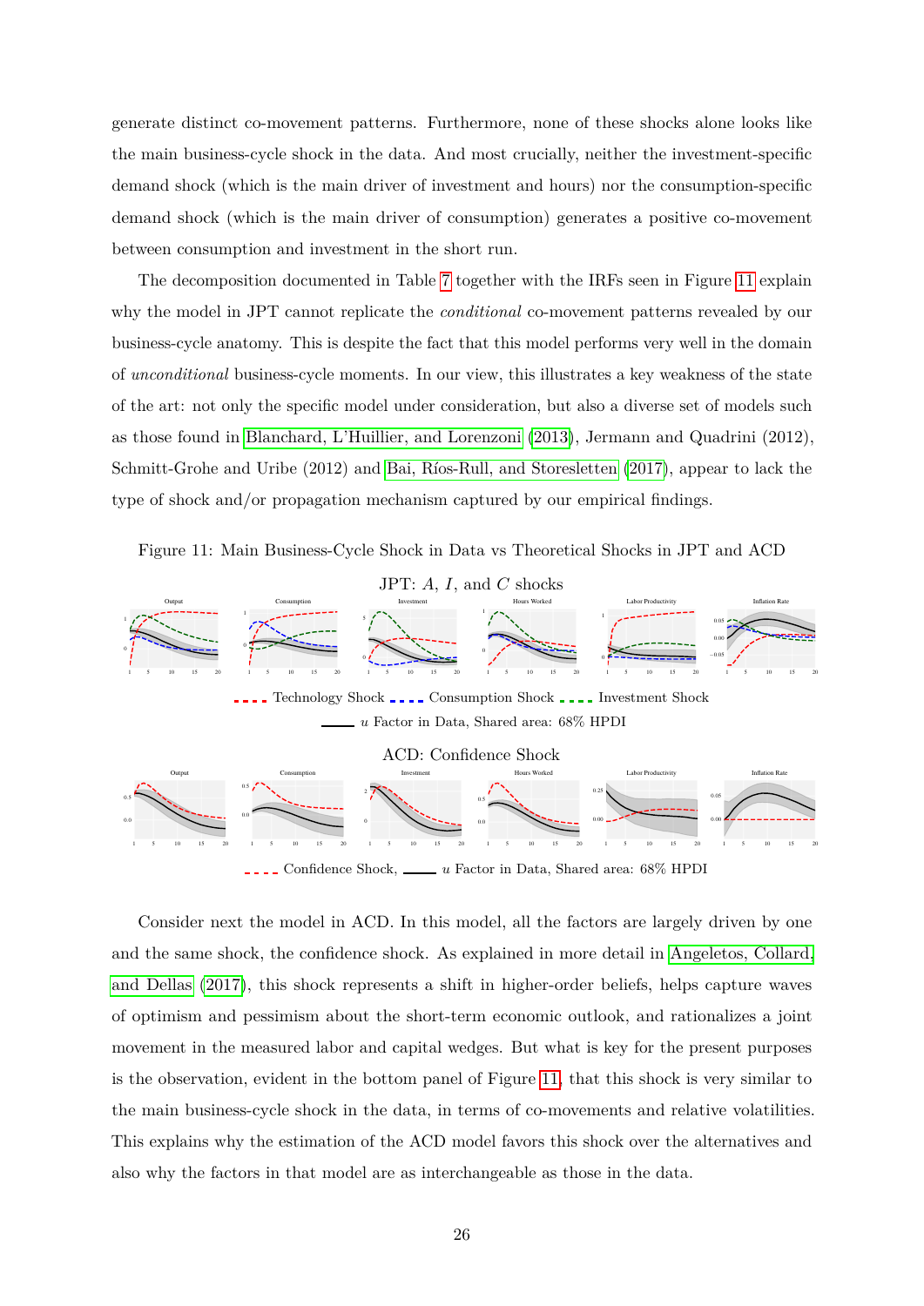generate distinct co-movement patterns. Furthermore, none of these shocks alone looks like the main business-cycle shock in the data. And most crucially, neither the investment-specific demand shock (which is the main driver of investment and hours) nor the consumption-specific demand shock (which is the main driver of consumption) generates a positive co-movement between consumption and investment in the short run.

The decomposition documented in Table 7 together with the IRFs seen in Figure 11 explain why the model in JPT cannot replicate the *conditional* co-movement patterns revealed by our business-cycle anatomy. This is despite the fact that this model performs very well in the domain of *unconditional* business-cycle moments. In our view, this illustrates a key weakness of the state of the art: not only the specific model under consideration, but also a diverse set of models such as those found in Blanchard, L'Huillier, and Lorenzoni (2013), Jermann and Quadrini (2012), Schmitt-Grohe and Uribe (2012) and Bai, Ríos-Rull, and Storesletten (2017), appear to lack the type of shock and/or propagation mechanism captured by our empirical findings.

Figure 11: Main Business-Cycle Shock in Data vs Theoretical Shocks in JPT and ACD

JPT: $A$, $I$, and $C$ shocks

Technology Shock, Consumption Shock, Investment Shock

$u$ Factor in Data, Shared area: 68% HPDI

ACD: Confidence Shock

Confidence Shock, $u$ Factor in Data, Shared area: 68% HPDI

Consider next the model in ACD. In this model, all the factors are largely driven by one and the same shock, the confidence shock. As explained in more detail in Angeletos, Collard, and Dellas (2017), this shock represents a shift in higher-order beliefs, helps capture waves of optimism and pessimism about the short-term economic outlook, and rationalizes a joint movement in the measured labor and capital wedges. But what is key for the present purposes is the observation, evident in the bottom panel of Figure 11, that this shock is very similar to the main business-cycle shock in the data, in terms of co-movements and relative volatilities. This explains why the estimation of the ACD model favors this shock over the alternatives and also why the factors in that model are as interchangeable as those in the data.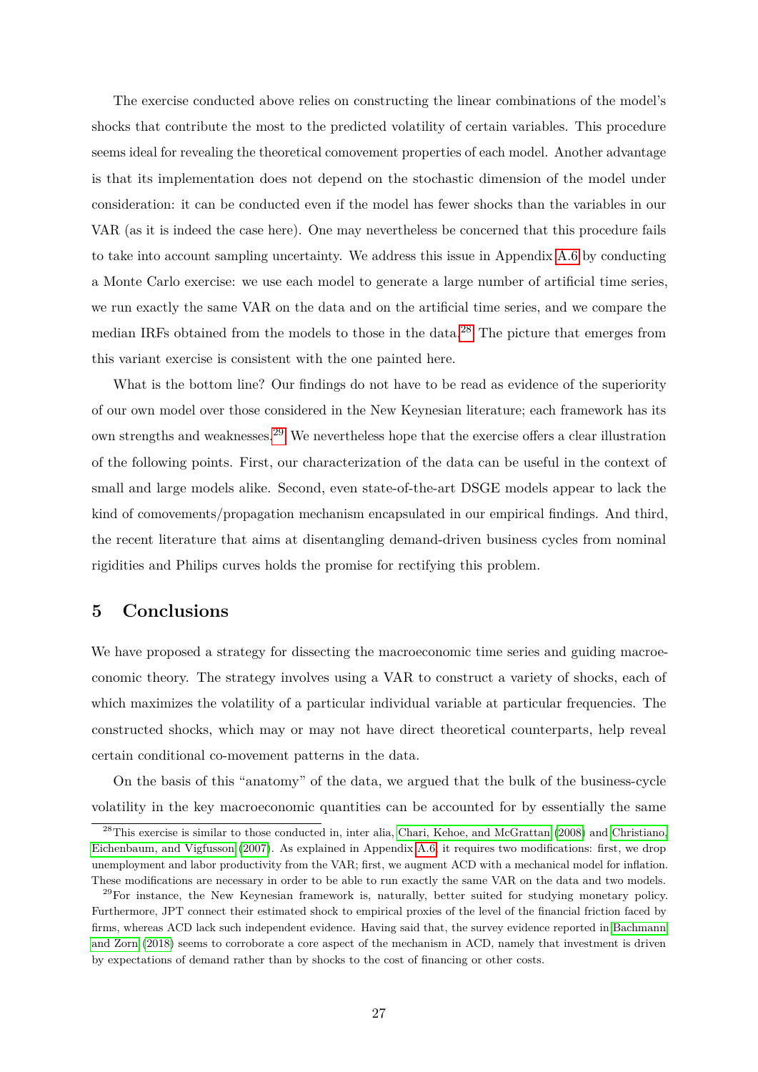The exercise conducted above relies on constructing the linear combinations of the model's shocks that contribute the most to the predicted volatility of certain variables. This procedure seems ideal for revealing the theoretical comovement properties of each model. Another advantage is that its implementation does not depend on the stochastic dimension of the model under consideration: it can be conducted even if the model has fewer shocks than the variables in our VAR (as it is indeed the case here). One may nevertheless be concerned that this procedure fails to take into account sampling uncertainty. We address this issue in Appendix A.6 by conducting a Monte Carlo exercise: we use each model to generate a large number of artificial time series, we run exactly the same VAR on the data and on the artificial time series, and we compare the median IRFs obtained from the models to those in the data.[28] The picture that emerges from this variant exercise is consistent with the one painted here.

What is the bottom line? Our findings do not have to be read as evidence of the superiority of our own model over those considered in the New Keynesian literature; each framework has its own strengths and weaknesses.[29] We nevertheless hope that the exercise offers a clear illustration of the following points. First, our characterization of the data can be useful in the context of small and large models alike. Second, even state-of-the-art DSGE models appear to lack the kind of comovements/propagation mechanism encapsulated in our empirical findings. And third, the recent literature that aims at disentangling demand-driven business cycles from nominal rigidities and Philips curves holds the promise for rectifying this problem.

## 5 Conclusions

We have proposed a strategy for dissecting the macroeconomic time series and guiding macroeconomic theory. The strategy involves using a VAR to construct a variety of shocks, each of which maximizes the volatility of a particular individual variable at particular frequencies. The constructed shocks, which may or may not have direct theoretical counterparts, help reveal certain conditional co-movement patterns in the data.

On the basis of this "anatomy" of the data, we argued that the bulk of the business-cycle volatility in the key macroeconomic quantities can be accounted for by essentially the same

[28] This exercise is similar to those conducted in, inter alia, Chari, Kehoe, and McGrattan (2008) and Christiano, Eichenbaum, and Vigfusson (2007). As explained in Appendix A.6, it requires two modifications: first, we drop unemployment and labor productivity from the VAR; first, we augment ACD with a mechanical model for inflation. These modifications are necessary in order to be able to run exactly the same VAR on the data and two models.

[29] For instance, the New Keynesian framework is, naturally, better suited for studying monetary policy. Furthermore, JPT connect their estimated shock to empirical proxies of the level of the financial friction faced by firms, whereas ACD lack such independent evidence. Having said that, the survey evidence reported in Bachmann and Zorn (2018) seems to corroborate a core aspect of the mechanism in ACD, namely that investment is driven by expectations of demand rather than by shocks to the cost of financing or other costs.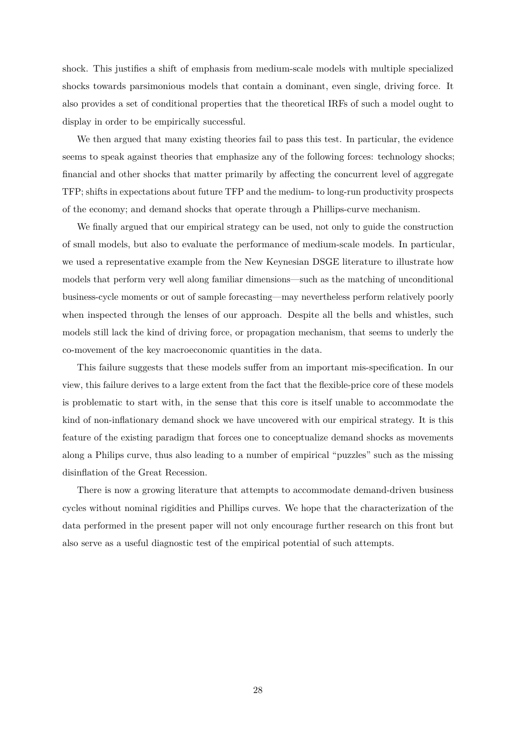shock. This justifies a shift of emphasis from medium-scale models with multiple specialized shocks towards parsimonious models that contain a dominant, even single, driving force. It also provides a set of conditional properties that the theoretical IRFs of such a model ought to display in order to be empirically successful.

We then argued that many existing theories fail to pass this test. In particular, the evidence seems to speak against theories that emphasize any of the following forces: technology shocks; financial and other shocks that matter primarily by affecting the concurrent level of aggregate TFP; shifts in expectations about future TFP and the medium- to long-run productivity prospects of the economy; and demand shocks that operate through a Phillips-curve mechanism.

We finally argued that our empirical strategy can be used, not only to guide the construction of small models, but also to evaluate the performance of medium-scale models. In particular, we used a representative example from the New Keynesian DSGE literature to illustrate how models that perform very well along familiar dimensions—such as the matching of unconditional business-cycle moments or out of sample forecasting—may nevertheless perform relatively poorly when inspected through the lenses of our approach. Despite all the bells and whistles, such models still lack the kind of driving force, or propagation mechanism, that seems to underly the co-movement of the key macroeconomic quantities in the data.

This failure suggests that these models suffer from an important mis-specification. In our view, this failure derives to a large extent from the fact that the flexible-price core of these models is problematic to start with, in the sense that this core is itself unable to accommodate the kind of non-inflationary demand shock we have uncovered with our empirical strategy. It is this feature of the existing paradigm that forces one to conceptualize demand shocks as movements along a Philips curve, thus also leading to a number of empirical "puzzles" such as the missing disinflation of the Great Recession.

There is now a growing literature that attempts to accommodate demand-driven business cycles without nominal rigidities and Phillips curves. We hope that the characterization of the data performed in the present paper will not only encourage further research on this front but also serve as a useful diagnostic test of the empirical potential of such attempts.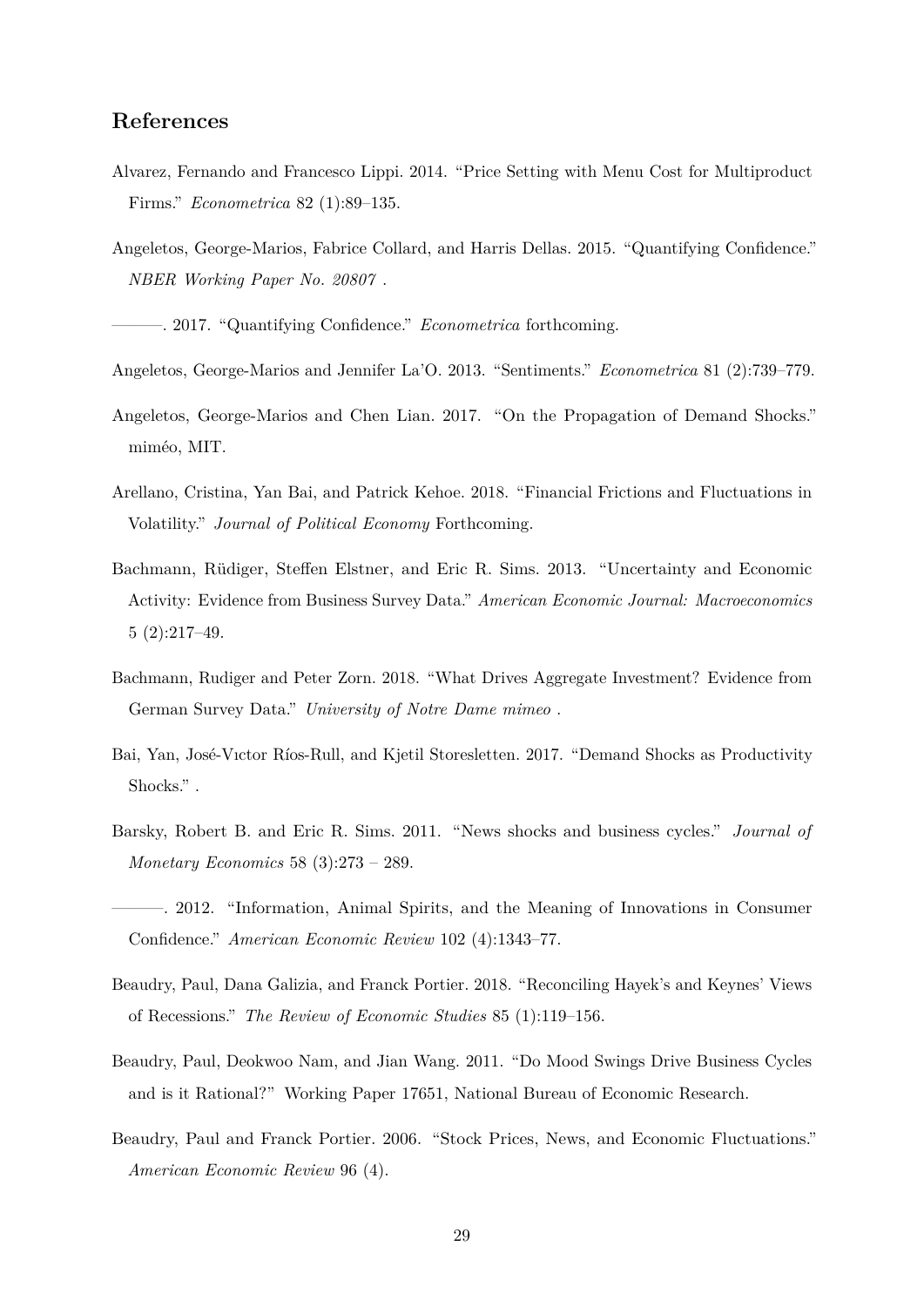## References

Alvarez, Fernando and Francesco Lippi. 2014. "Price Setting with Menu Cost for Multiproduct Firms." *Econometrica* 82 (1):89–135.

Angeletos, George-Marios, Fabrice Collard, and Harris Dellas. 2015. "Quantifying Confidence." *NBER Working Paper No. 20807* .

———. 2017. "Quantifying Confidence." *Econometrica* forthcoming.

Angeletos, George-Marios and Jennifer La'O. 2013. "Sentiments." *Econometrica* 81 (2):739–779.

Angeletos, George-Marios and Chen Lian. 2017. "On the Propagation of Demand Shocks." miméo, MIT.

Arellano, Cristina, Yan Bai, and Patrick Kehoe. 2018. "Financial Frictions and Fluctuations in Volatility." *Journal of Political Economy* Forthcoming.

Bachmann, Rüdiger, Steffen Elstner, and Eric R. Sims. 2013. "Uncertainty and Economic Activity: Evidence from Business Survey Data." *American Economic Journal: Macroeconomics* 5 (2):217–49.

Bachmann, Rudiger and Peter Zorn. 2018. "What Drives Aggregate Investment? Evidence from German Survey Data." *University of Notre Dame mimeo* .

Bai, Yan, José-Vıctor Ríos-Rull, and Kjetil Storesletten. 2017. "Demand Shocks as Productivity Shocks." .

Barsky, Robert B. and Eric R. Sims. 2011. "News shocks and business cycles." *Journal of Monetary Economics* 58 (3):273 – 289.

———. 2012. "Information, Animal Spirits, and the Meaning of Innovations in Consumer Confidence." *American Economic Review* 102 (4):1343–77.

Beaudry, Paul, Dana Galizia, and Franck Portier. 2018. "Reconciling Hayek's and Keynes' Views of Recessions." *The Review of Economic Studies* 85 (1):119–156.

Beaudry, Paul, Deokwoo Nam, and Jian Wang. 2011. "Do Mood Swings Drive Business Cycles and is it Rational?" Working Paper 17651, National Bureau of Economic Research.

Beaudry, Paul and Franck Portier. 2006. "Stock Prices, News, and Economic Fluctuations." *American Economic Review* 96 (4).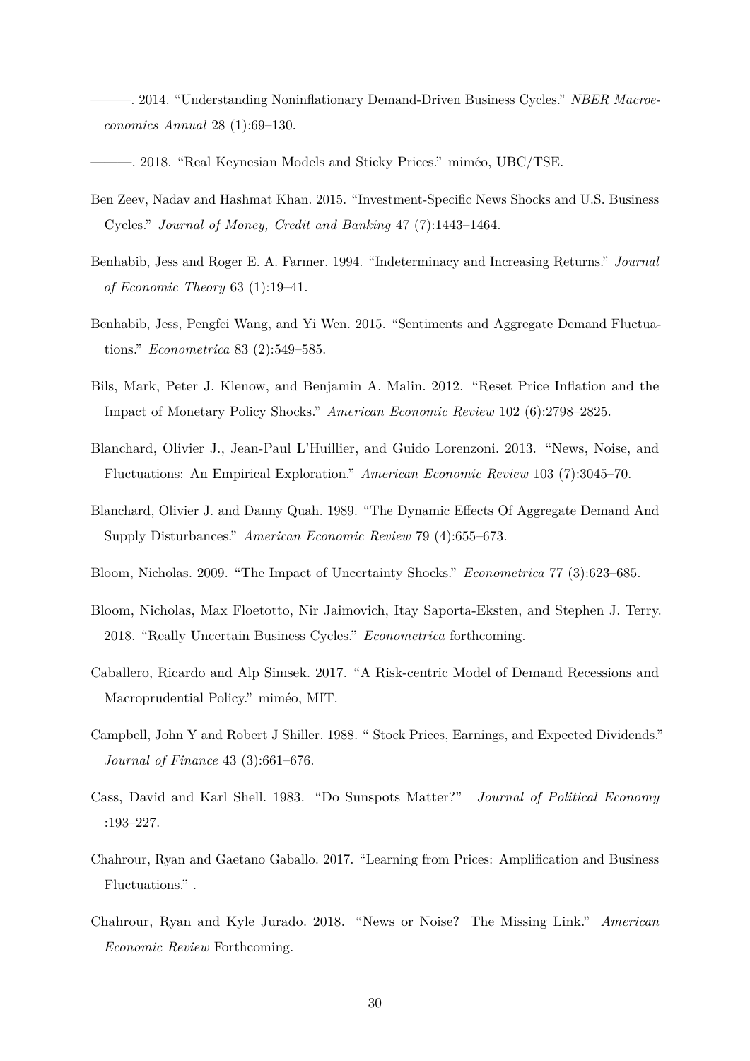———. 2014. “Understanding Noninflationary Demand-Driven Business Cycles.” *NBER Macroeconomics Annual* 28 (1):69–130.

———. 2018. “Real Keynesian Models and Sticky Prices.” miméo, UBC/TSE.

Ben Zeev, Nadav and Hashmat Khan. 2015. “Investment-Specific News Shocks and U.S. Business Cycles.” *Journal of Money, Credit and Banking* 47 (7):1443–1464.

Benhabib, Jess and Roger E. A. Farmer. 1994. “Indeterminacy and Increasing Returns.” *Journal of Economic Theory* 63 (1):19–41.

Benhabib, Jess, Pengfei Wang, and Yi Wen. 2015. “Sentiments and Aggregate Demand Fluctuations.” *Econometrica* 83 (2):549–585.

Bils, Mark, Peter J. Klenow, and Benjamin A. Malin. 2012. “Reset Price Inflation and the Impact of Monetary Policy Shocks.” *American Economic Review* 102 (6):2798–2825.

Blanchard, Olivier J., Jean-Paul L’Huillier, and Guido Lorenzoni. 2013. “News, Noise, and Fluctuations: An Empirical Exploration.” *American Economic Review* 103 (7):3045–70.

Blanchard, Olivier J. and Danny Quah. 1989. “The Dynamic Effects Of Aggregate Demand And Supply Disturbances.” *American Economic Review* 79 (4):655–673.

Bloom, Nicholas. 2009. “The Impact of Uncertainty Shocks.” *Econometrica* 77 (3):623–685.

Bloom, Nicholas, Max Floetotto, Nir Jaimovich, Itay Saporta-Eksten, and Stephen J. Terry. 2018. “Really Uncertain Business Cycles.” *Econometrica* forthcoming.

Caballero, Ricardo and Alp Simsek. 2017. “A Risk-centric Model of Demand Recessions and Macroprudential Policy.” miméo, MIT.

Campbell, John Y and Robert J Shiller. 1988. “ Stock Prices, Earnings, and Expected Dividends.” *Journal of Finance* 43 (3):661–676.

Cass, David and Karl Shell. 1983. “Do Sunspots Matter?” *Journal of Political Economy* :193–227.

Chahrour, Ryan and Gaetano Gaballo. 2017. “Learning from Prices: Amplification and Business Fluctuations.” .

Chahrour, Ryan and Kyle Jurado. 2018. “News or Noise? The Missing Link.” *American Economic Review* Forthcoming.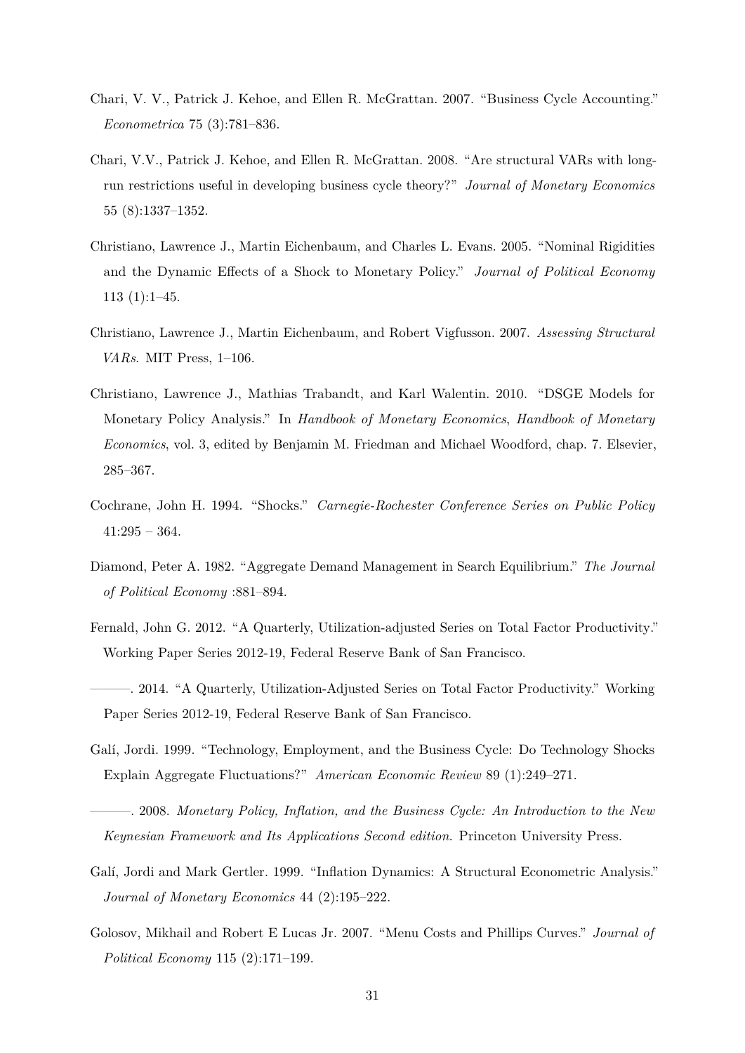Chari, V. V., Patrick J. Kehoe, and Ellen R. McGrattan. 2007. "Business Cycle Accounting." *Econometrica* 75 (3):781–836.

Chari, V.V., Patrick J. Kehoe, and Ellen R. McGrattan. 2008. "Are structural VARs with long-run restrictions useful in developing business cycle theory?" *Journal of Monetary Economics* 55 (8):1337–1352.

Christiano, Lawrence J., Martin Eichenbaum, and Charles L. Evans. 2005. "Nominal Rigidities and the Dynamic Effects of a Shock to Monetary Policy." *Journal of Political Economy* 113 (1):1–45.

Christiano, Lawrence J., Martin Eichenbaum, and Robert Vigfusson. 2007. *Assessing Structural VARs*. MIT Press, 1–106.

Christiano, Lawrence J., Mathias Trabandt, and Karl Walentin. 2010. "DSGE Models for Monetary Policy Analysis." In *Handbook of Monetary Economics*, *Handbook of Monetary Economics*, vol. 3, edited by Benjamin M. Friedman and Michael Woodford, chap. 7. Elsevier, 285–367.

Cochrane, John H. 1994. "Shocks." *Carnegie-Rochester Conference Series on Public Policy* 41:295 – 364.

Diamond, Peter A. 1982. "Aggregate Demand Management in Search Equilibrium." *The Journal of Political Economy* :881–894.

Fernald, John G. 2012. "A Quarterly, Utilization-adjusted Series on Total Factor Productivity." Working Paper Series 2012-19, Federal Reserve Bank of San Francisco.

———. 2014. "A Quarterly, Utilization-Adjusted Series on Total Factor Productivity." Working Paper Series 2012-19, Federal Reserve Bank of San Francisco.

Galí, Jordi. 1999. "Technology, Employment, and the Business Cycle: Do Technology Shocks Explain Aggregate Fluctuations?" *American Economic Review* 89 (1):249–271.

———. 2008. *Monetary Policy, Inflation, and the Business Cycle: An Introduction to the New Keynesian Framework and Its Applications Second edition*. Princeton University Press.

Galí, Jordi and Mark Gertler. 1999. "Inflation Dynamics: A Structural Econometric Analysis." *Journal of Monetary Economics* 44 (2):195–222.

Golosov, Mikhail and Robert E Lucas Jr. 2007. "Menu Costs and Phillips Curves." *Journal of Political Economy* 115 (2):171–199.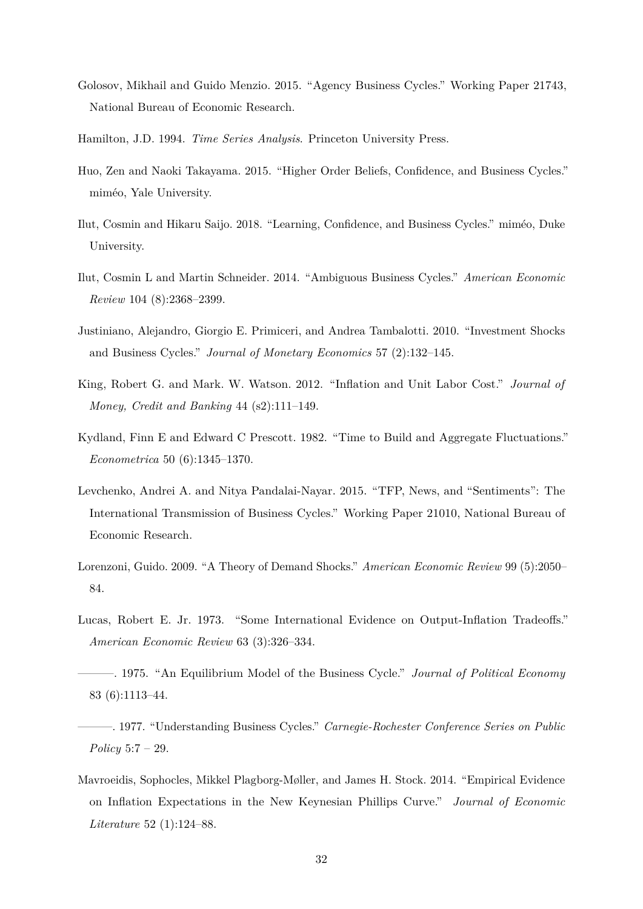Golosov, Mikhail and Guido Menzio. 2015. "Agency Business Cycles." Working Paper 21743, National Bureau of Economic Research.

Hamilton, J.D. 1994. *Time Series Analysis*. Princeton University Press.

Huo, Zen and Naoki Takayama. 2015. "Higher Order Beliefs, Confidence, and Business Cycles." miméo, Yale University.

Ilut, Cosmin and Hikaru Saijo. 2018. "Learning, Confidence, and Business Cycles." miméo, Duke University.

Ilut, Cosmin L and Martin Schneider. 2014. "Ambiguous Business Cycles." *American Economic Review* 104 (8):2368–2399.

Justiniano, Alejandro, Giorgio E. Primiceri, and Andrea Tambalotti. 2010. "Investment Shocks and Business Cycles." *Journal of Monetary Economics* 57 (2):132–145.

King, Robert G. and Mark. W. Watson. 2012. "Inflation and Unit Labor Cost." *Journal of Money, Credit and Banking* 44 (s2):111–149.

Kydland, Finn E and Edward C Prescott. 1982. "Time to Build and Aggregate Fluctuations." *Econometrica* 50 (6):1345–1370.

Levchenko, Andrei A. and Nitya Pandalai-Nayar. 2015. "TFP, News, and "Sentiments": The International Transmission of Business Cycles." Working Paper 21010, National Bureau of Economic Research.

Lorenzoni, Guido. 2009. "A Theory of Demand Shocks." *American Economic Review* 99 (5):2050–84.

Lucas, Robert E. Jr. 1973. "Some International Evidence on Output-Inflation Tradeoffs." *American Economic Review* 63 (3):326–334.

———. 1975. "An Equilibrium Model of the Business Cycle." *Journal of Political Economy* 83 (6):1113–44.

———. 1977. "Understanding Business Cycles." *Carnegie-Rochester Conference Series on Public Policy* 5:7 – 29.

Mavroeidis, Sophocles, Mikkel Plagborg-Møller, and James H. Stock. 2014. "Empirical Evidence on Inflation Expectations in the New Keynesian Phillips Curve." *Journal of Economic Literature* 52 (1):124–88.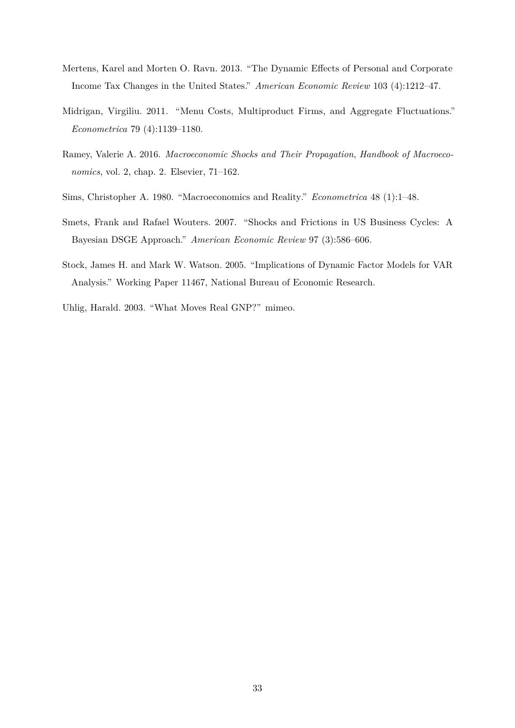Mertens, Karel and Morten O. Ravn. 2013. "The Dynamic Effects of Personal and Corporate Income Tax Changes in the United States." *American Economic Review* 103 (4):1212–47.

Midrigan, Virgiliu. 2011. "Menu Costs, Multiproduct Firms, and Aggregate Fluctuations." *Econometrica* 79 (4):1139–1180.

Ramey, Valerie A. 2016. *Macroeconomic Shocks and Their Propagation*, *Handbook of Macroeconomics*, vol. 2, chap. 2. Elsevier, 71–162.

Sims, Christopher A. 1980. "Macroeconomics and Reality." *Econometrica* 48 (1):1–48.

Smets, Frank and Rafael Wouters. 2007. "Shocks and Frictions in US Business Cycles: A Bayesian DSGE Approach." *American Economic Review* 97 (3):586–606.

Stock, James H. and Mark W. Watson. 2005. "Implications of Dynamic Factor Models for VAR Analysis." Working Paper 11467, National Bureau of Economic Research.

Uhlig, Harald. 2003. "What Moves Real GNP?" mimeo.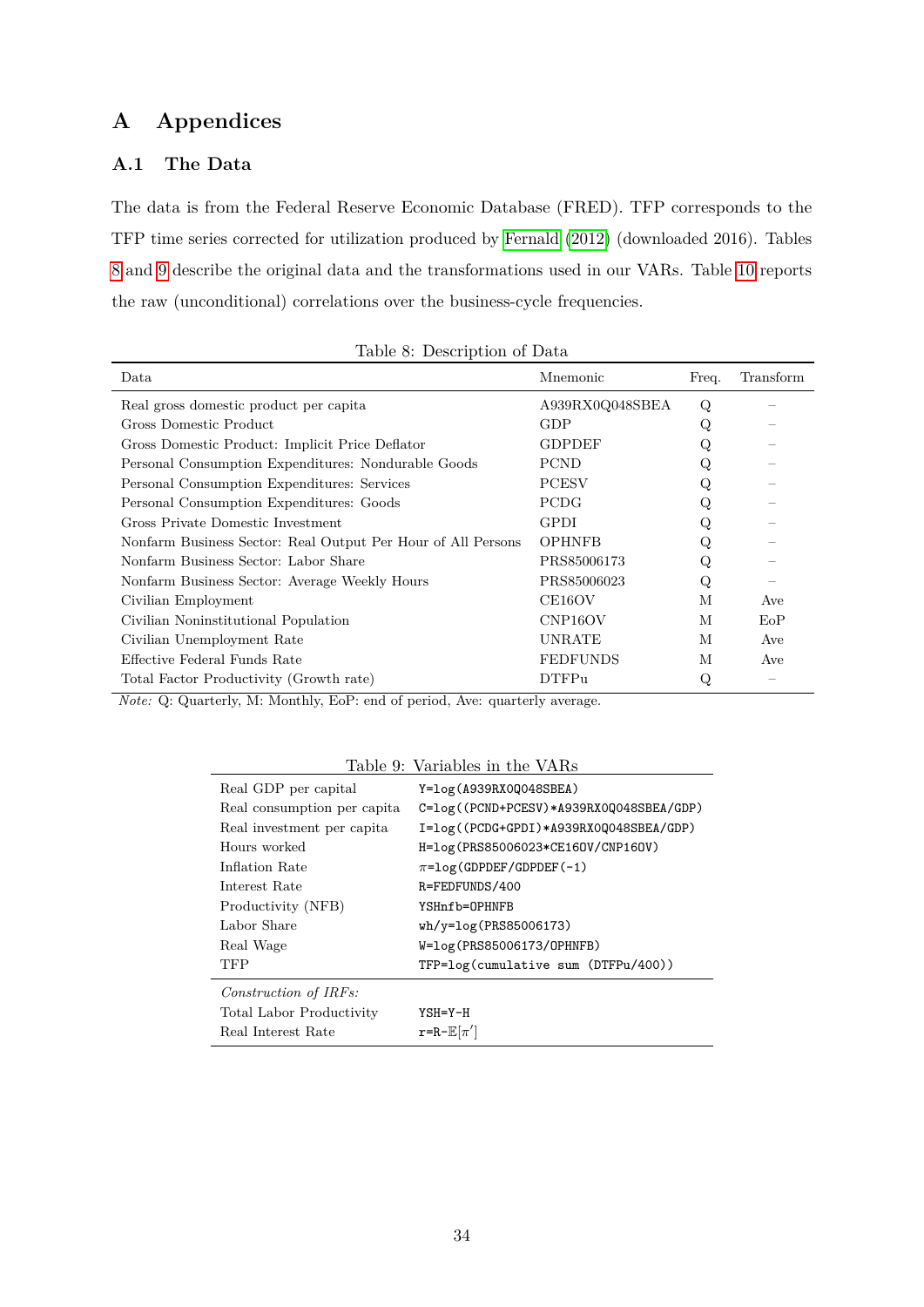# A Appendices

## A.1 The Data

The data is from the Federal Reserve Economic Database (FRED). TFP corresponds to the TFP time series corrected for utilization produced by Fernald (2012) (downloaded 2016). Tables 8 and 9 describe the original data and the transformations used in our VARs. Table 10 reports the raw (unconditional) correlations over the business-cycle frequencies.

Table 8: Description of Data

| Data | Mnemonic | Freq. | Transform |
|---|---|---|---|
| Real gross domestic product per capita | A939RX0Q048SBEA | Q | – |
| Gross Domestic Product | GDP | Q | – |
| Gross Domestic Product: Implicit Price Deflator | GDPDEF | Q | – |
| Personal Consumption Expenditures: Nondurable Goods | PCND | Q | – |
| Personal Consumption Expenditures: Services | PCESV | Q | – |
| Personal Consumption Expenditures: Goods | PCDG | Q | – |
| Gross Private Domestic Investment | GPDI | Q | – |
| Nonfarm Business Sector: Real Output Per Hour of All Persons | OPHNFB | Q | – |
| Nonfarm Business Sector: Labor Share | PRS85006173 | Q | – |
| Nonfarm Business Sector: Average Weekly Hours | PRS85006023 | Q | – |
| Civilian Employment | CE16OV | M | Ave |
| Civilian Noninstitutional Population | CNP16OV | M | EoP |
| Civilian Unemployment Rate | UNRATE | M | Ave |
| Effective Federal Funds Rate | FEDFUNDS | M | Ave |
| Total Factor Productivity (Growth rate) | DTFPu | Q | – |

*Note:* Q: Quarterly, M: Monthly, EoP: end of period, Ave: quarterly average.

Table 9: Variables in the VARs

| | |
|---|---|
| Real GDP per capital | `Y=log(A939RX0Q048SBEA)` |
| Real consumption per capita | `C=log((PCND+PCESV)*A939RX0Q048SBEA/GDP)` |
| Real investment per capita | `I=log((PCDG+GPDI)*A939RX0Q048SBEA/GDP)` |
| Hours worked | `H=log(PRS85006023*CE16OV/CNP16OV)` |
| Inflation Rate | $\pi$`=log(GDPDEF/GDPDEF(-1)` |
| Interest Rate | `R=FEDFUNDS/400` |
| Productivity (NFB) | `YSHnfb=OPHNFB` |
| Labor Share | `wh/y=log(PRS85006173)` |
| Real Wage | `W=log(PRS85006173/OPHNFB)` |
| TFP | `TFP=log(cumulative sum (DTFPu/400))` |
| *Construction of IRFs:* | |
| Total Labor Productivity | `YSH=Y-H` |
| Real Interest Rate | `r=R-`$\mathbb{E}[\pi']$ |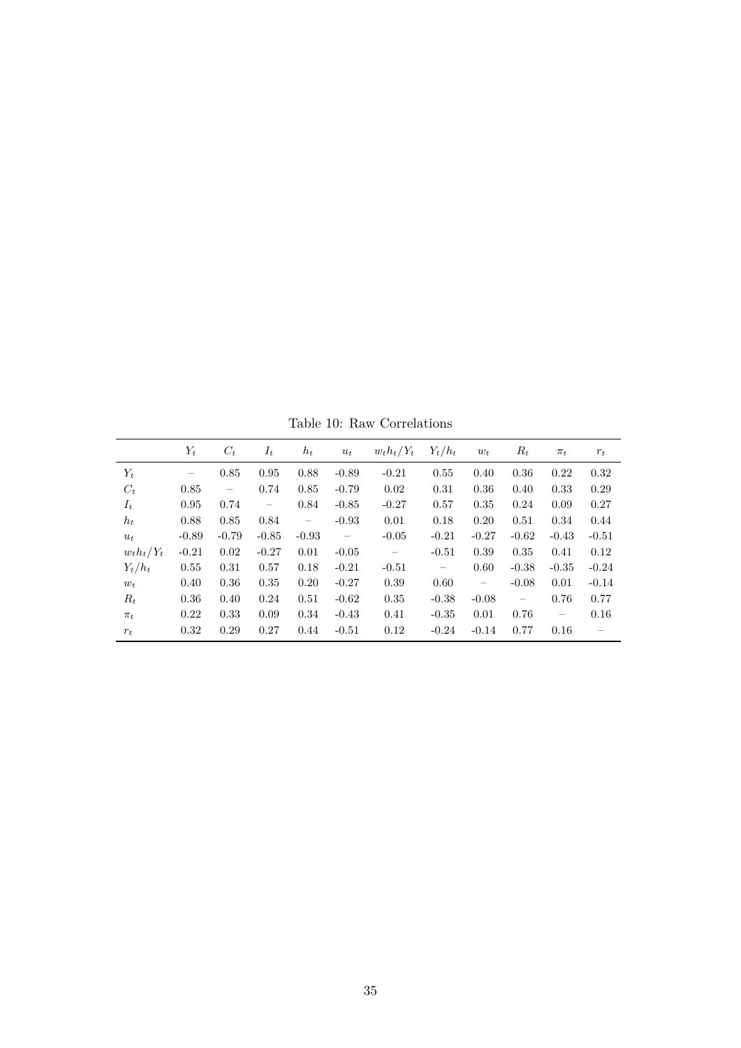Table 10: Raw Correlations

| | $Y_t$ | $C_t$ | $I_t$ | $h_t$ | $u_t$ | $w_t h_t / Y_t$ | $Y_t/h_t$ | $w_t$ | $R_t$ | $\pi_t$ | $r_t$ |
|---|---|---|---|---|---|---|---|---|---|---|---|
| $Y_t$ | – | 0.85 | 0.95 | 0.88 | -0.89 | -0.21 | 0.55 | 0.40 | 0.36 | 0.22 | 0.32 |
| $C_t$ | 0.85 | – | 0.74 | 0.85 | -0.79 | 0.02 | 0.31 | 0.36 | 0.40 | 0.33 | 0.29 |
| $I_t$ | 0.95 | 0.74 | – | 0.84 | -0.85 | -0.27 | 0.57 | 0.35 | 0.24 | 0.09 | 0.27 |
| $h_t$ | 0.88 | 0.85 | 0.84 | – | -0.93 | 0.01 | 0.18 | 0.20 | 0.51 | 0.34 | 0.44 |
| $u_t$ | -0.89 | -0.79 | -0.85 | -0.93 | – | -0.05 | -0.21 | -0.27 | -0.62 | -0.43 | -0.51 |
| $w_t h_t / Y_t$ | -0.21 | 0.02 | -0.27 | 0.01 | -0.05 | – | -0.51 | 0.39 | 0.35 | 0.41 | 0.12 |
| $Y_t/h_t$ | 0.55 | 0.31 | 0.57 | 0.18 | -0.21 | -0.51 | – | 0.60 | -0.38 | -0.35 | -0.24 |
| $w_t$ | 0.40 | 0.36 | 0.35 | 0.20 | -0.27 | 0.39 | 0.60 | – | -0.08 | 0.01 | -0.14 |
| $R_t$ | 0.36 | 0.40 | 0.24 | 0.51 | -0.62 | 0.35 | -0.38 | -0.08 | – | 0.76 | 0.77 |
| $\pi_t$ | 0.22 | 0.33 | 0.09 | 0.34 | -0.43 | 0.41 | -0.35 | 0.01 | 0.76 | – | 0.16 |
| $r_t$ | 0.32 | 0.29 | 0.27 | 0.44 | -0.51 | 0.12 | -0.24 | -0.14 | 0.77 | 0.16 | – |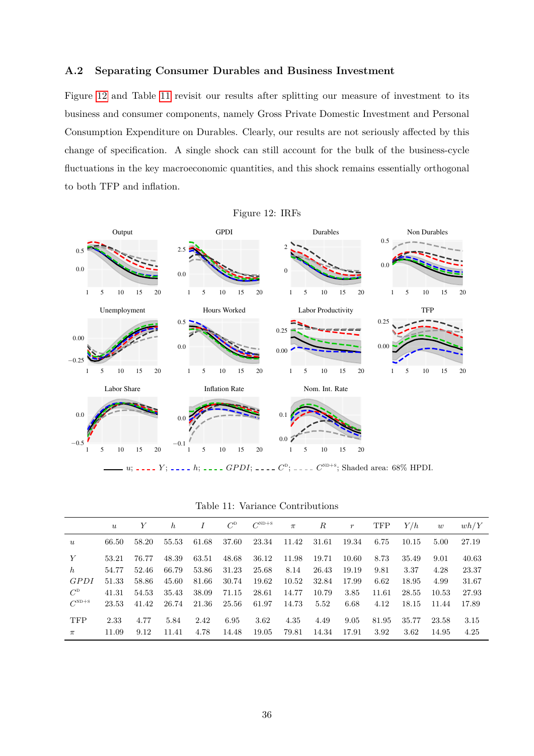## A.2 Separating Consumer Durables and Business Investment

Figure 12 and Table 11 revisit our results after splitting our measure of investment to its business and consumer components, namely Gross Private Domestic Investment and Personal Consumption Expenditure on Durables. Clearly, our results are not seriously affected by this change of specification. A single shock can still account for the bulk of the business-cycle fluctuations in the key macroeconomic quantities, and this shock remains essentially orthogonal to both TFP and inflation.

Figure 12: IRFs

—— $u$; - - - $Y$; - - - $h$; - - - $GPDI$; - - - $C^{D}$; - - - $C^{ND+S}$; Shaded area: 68% HPDI.

Table 11: Variance Contributions

| | $u$ | $Y$ | $h$ | $I$ | $C^{D}$ | $C^{ND+S}$ | $\pi$ | $R$ | $r$ | TFP | $Y/h$ | $w$ | $wh/Y$ |
|---|---|---|---|---|---|---|---|---|---|---|---|---|---|
| $u$ | 66.50 | 58.20 | 55.53 | 61.68 | 37.60 | 23.34 | 11.42 | 31.61 | 19.34 | 6.75 | 10.15 | 5.00 | 27.19 |
| $Y$ | 53.21 | 76.77 | 48.39 | 63.51 | 48.68 | 36.12 | 11.98 | 19.71 | 10.60 | 8.73 | 35.49 | 9.01 | 40.63 |
| $h$ | 54.77 | 52.46 | 66.79 | 53.86 | 31.23 | 25.68 | 8.14 | 26.43 | 19.19 | 9.81 | 3.37 | 4.28 | 23.37 |
| $GPDI$ | 51.33 | 58.86 | 45.60 | 81.66 | 30.74 | 19.62 | 10.52 | 32.84 | 17.99 | 6.62 | 18.95 | 4.99 | 31.67 |
| $C^{D}$ | 41.31 | 54.53 | 35.43 | 38.09 | 71.15 | 28.61 | 14.77 | 10.79 | 3.85 | 11.61 | 28.55 | 10.53 | 27.93 |
| $C^{ND+S}$ | 23.53 | 41.42 | 26.74 | 21.36 | 25.56 | 61.97 | 14.73 | 5.52 | 6.68 | 4.12 | 18.15 | 11.44 | 17.89 |
| TFP | 2.33 | 4.77 | 5.84 | 2.42 | 6.95 | 3.62 | 4.35 | 4.49 | 9.05 | 81.95 | 35.77 | 23.58 | 3.15 |
| $\pi$ | 11.09 | 9.12 | 11.41 | 4.78 | 14.48 | 19.05 | 79.81 | 14.34 | 17.91 | 3.92 | 3.62 | 14.95 | 4.25 |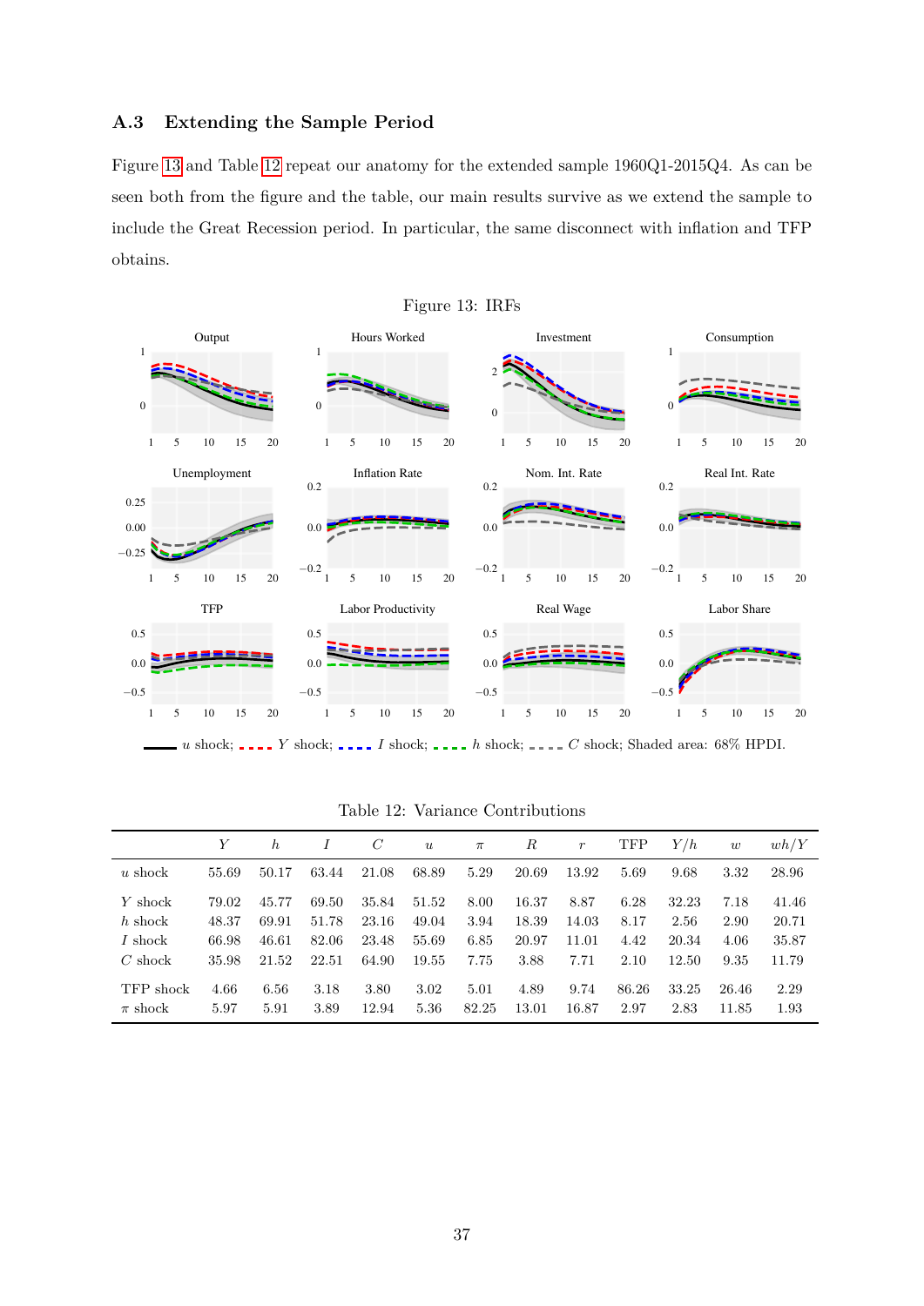### A.3 Extending the Sample Period

Figure 13 and Table 12 repeat our anatomy for the extended sample 1960Q1-2015Q4. As can be seen both from the figure and the table, our main results survive as we extend the sample to include the Great Recession period. In particular, the same disconnect with inflation and TFP obtains.

Figure 13: IRFs

$u$ shock; $Y$ shock; $I$ shock; $h$ shock; $C$ shock; Shaded area: 68% HPDI.

Table 12: Variance Contributions

| | $Y$ | $h$ | $I$ | $C$ | $u$ | $\pi$ | $R$ | $r$ | TFP | $Y/h$ | $w$ | $wh/Y$ |
|---|---|---|---|---|---|---|---|---|---|---|---|---|
| $u$ shock | 55.69 | 50.17 | 63.44 | 21.08 | 68.89 | 5.29 | 20.69 | 13.92 | 5.69 | 9.68 | 3.32 | 28.96 |
| $Y$ shock | 79.02 | 45.77 | 69.50 | 35.84 | 51.52 | 8.00 | 16.37 | 8.87 | 6.28 | 32.23 | 7.18 | 41.46 |
| $h$ shock | 48.37 | 69.91 | 51.78 | 23.16 | 49.04 | 3.94 | 18.39 | 14.03 | 8.17 | 2.56 | 2.90 | 20.71 |
| $I$ shock | 66.98 | 46.61 | 82.06 | 23.48 | 55.69 | 6.85 | 20.97 | 11.01 | 4.42 | 20.34 | 4.06 | 35.87 |
| $C$ shock | 35.98 | 21.52 | 22.51 | 64.90 | 19.55 | 7.75 | 3.88 | 7.71 | 2.10 | 12.50 | 9.35 | 11.79 |
| TFP shock | 4.66 | 6.56 | 3.18 | 3.80 | 3.02 | 5.01 | 4.89 | 9.74 | 86.26 | 33.25 | 26.46 | 2.29 |
| $\pi$ shock | 5.97 | 5.91 | 3.89 | 12.94 | 5.36 | 82.25 | 13.01 | 16.87 | 2.97 | 2.83 | 11.85 | 1.93 |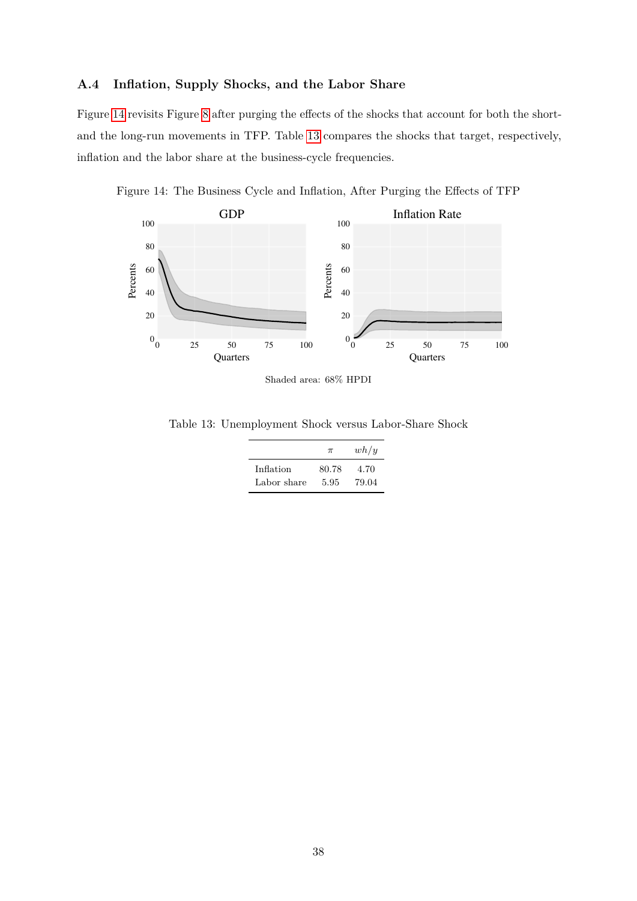### A.4 Inflation, Supply Shocks, and the Labor Share

Figure 14 revisits Figure 8 after purging the effects of the shocks that account for both the short- and the long-run movements in TFP. Table 13 compares the shocks that target, respectively, inflation and the labor share at the business-cycle frequencies.

Figure 14: The Business Cycle and Inflation, After Purging the Effects of TFP

Shaded area: 68% HPDI

Table 13: Unemployment Shock versus Labor-Share Shock

| | $\pi$ | $wh/y$ |
|---|---|---|
| Inflation | 80.78 | 4.70 |
| Labor share | 5.95 | 79.04 |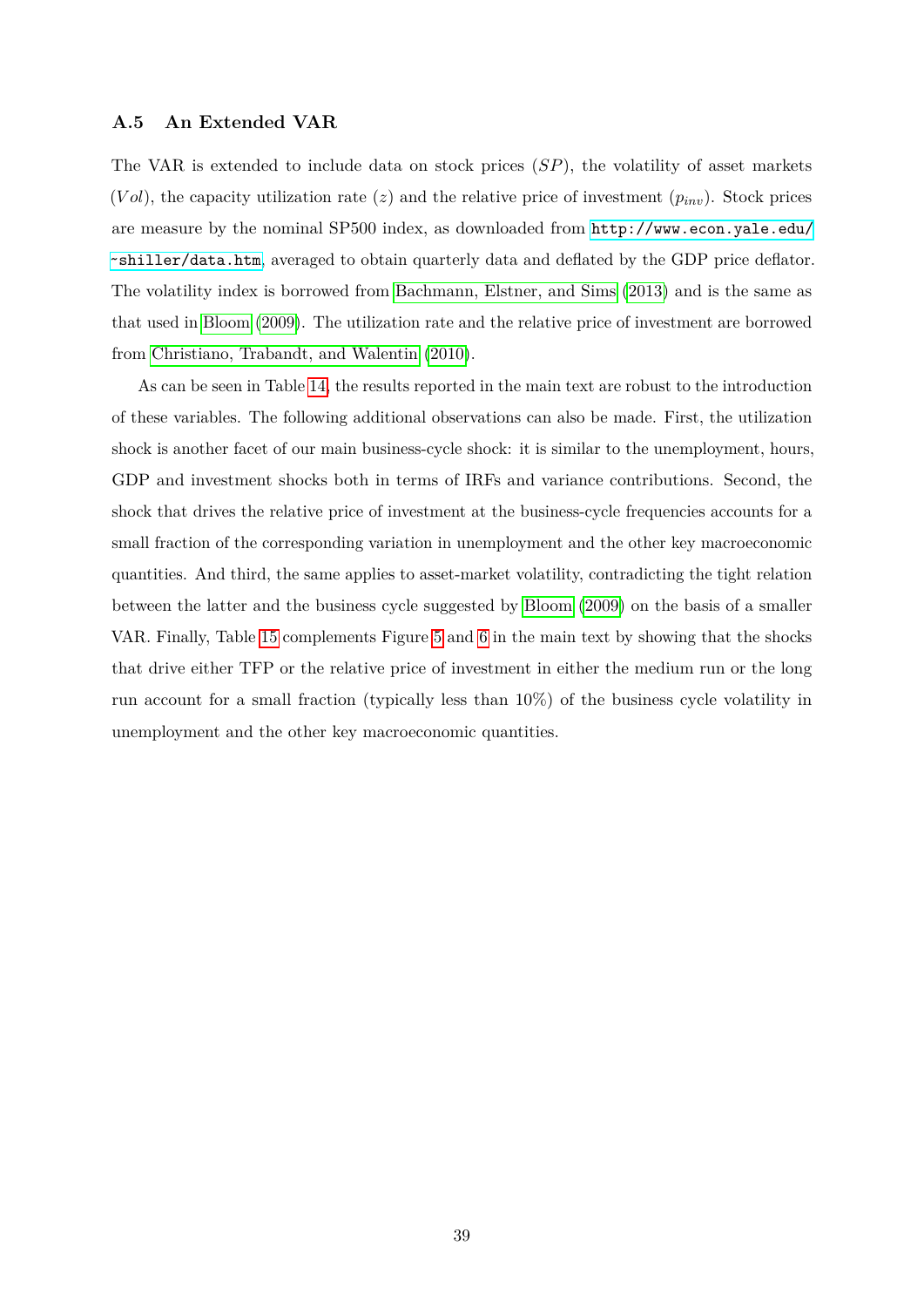### A.5 An Extended VAR

The VAR is extended to include data on stock prices ($SP$), the volatility of asset markets ($Vol$), the capacity utilization rate ($z$) and the relative price of investment ($p_{inv}$). Stock prices are measure by the nominal SP500 index, as downloaded from http://www.econ.yale.edu/~shiller/data.htm, averaged to obtain quarterly data and deflated by the GDP price deflator. The volatility index is borrowed from Bachmann, Elstner, and Sims (2013) and is the same as that used in Bloom (2009). The utilization rate and the relative price of investment are borrowed from Christiano, Trabandt, and Walentin (2010).

As can be seen in Table 14, the results reported in the main text are robust to the introduction of these variables. The following additional observations can also be made. First, the utilization shock is another facet of our main business-cycle shock: it is similar to the unemployment, hours, GDP and investment shocks both in terms of IRFs and variance contributions. Second, the shock that drives the relative price of investment at the business-cycle frequencies accounts for a small fraction of the corresponding variation in unemployment and the other key macroeconomic quantities. And third, the same applies to asset-market volatility, contradicting the tight relation between the latter and the business cycle suggested by Bloom (2009) on the basis of a smaller VAR. Finally, Table 15 complements Figure 5 and 6 in the main text by showing that the shocks that drive either TFP or the relative price of investment in either the medium run or the long run account for a small fraction (typically less than 10%) of the business cycle volatility in unemployment and the other key macroeconomic quantities.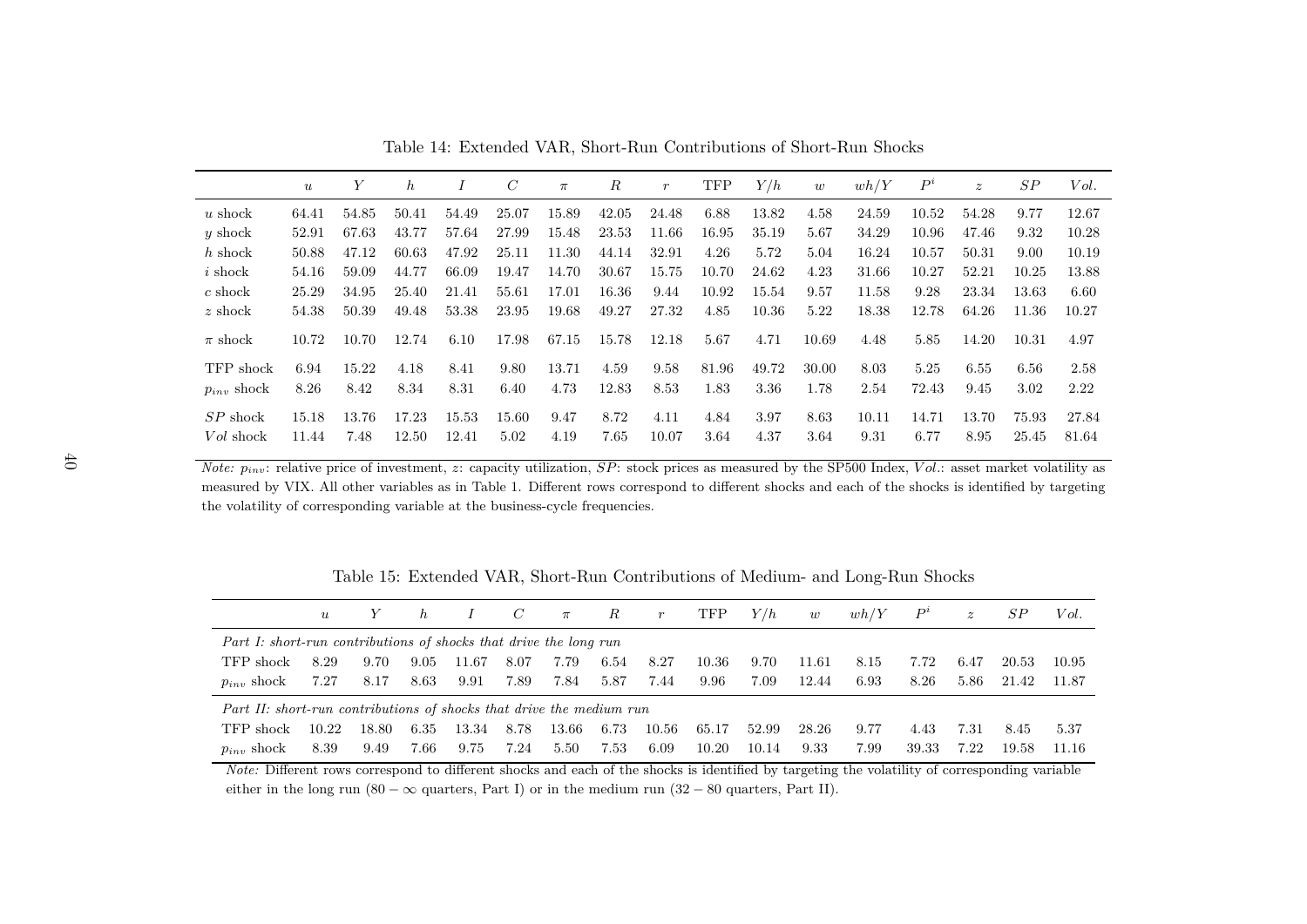Table 14: Extended VAR, Short-Run Contributions of Short-Run Shocks

| | $u$ | $Y$ | $h$ | $I$ | $C$ | $\pi$ | $R$ | $r$ | TFP | $Y/h$ | $w$ | $wh/Y$ | $P^i$ | $z$ | $SP$ | $Vol.$ |
|---|---|---|---|---|---|---|---|---|---|---|---|---|---|---|---|---|
| $u$ shock | 64.41 | 54.85 | 50.41 | 54.49 | 25.07 | 15.89 | 42.05 | 24.48 | 6.88 | 13.82 | 4.58 | 24.59 | 10.52 | 54.28 | 9.77 | 12.67 |
| $y$ shock | 52.91 | 67.63 | 43.77 | 57.64 | 27.99 | 15.48 | 23.53 | 11.66 | 16.95 | 35.19 | 5.67 | 34.29 | 10.96 | 47.46 | 9.32 | 10.28 |
| $h$ shock | 50.88 | 47.12 | 60.63 | 47.92 | 25.11 | 11.30 | 44.14 | 32.91 | 4.26 | 5.72 | 5.04 | 16.24 | 10.57 | 50.31 | 9.00 | 10.19 |
| $i$ shock | 54.16 | 59.09 | 44.77 | 66.09 | 19.47 | 14.70 | 30.67 | 15.75 | 10.70 | 24.62 | 4.23 | 31.66 | 10.27 | 52.21 | 10.25 | 13.88 |
| $c$ shock | 25.29 | 34.95 | 25.40 | 21.41 | 55.61 | 17.01 | 16.36 | 9.44 | 10.92 | 15.54 | 9.57 | 11.58 | 9.28 | 23.34 | 13.63 | 6.60 |
| $z$ shock | 54.38 | 50.39 | 49.48 | 53.38 | 23.95 | 19.68 | 49.27 | 27.32 | 4.85 | 10.36 | 5.22 | 18.38 | 12.78 | 64.26 | 11.36 | 10.27 |
| $\pi$ shock | 10.72 | 10.70 | 12.74 | 6.10 | 17.98 | 67.15 | 15.78 | 12.18 | 5.67 | 4.71 | 10.69 | 4.48 | 5.85 | 14.20 | 10.31 | 4.97 |
| TFP shock | 6.94 | 15.22 | 4.18 | 8.41 | 9.80 | 13.71 | 4.59 | 9.58 | 81.96 | 49.72 | 30.00 | 8.03 | 5.25 | 6.55 | 6.56 | 2.58 |
| $p_{inv}$ shock | 8.26 | 8.42 | 8.34 | 8.31 | 6.40 | 4.73 | 12.83 | 8.53 | 1.83 | 3.36 | 1.78 | 2.54 | 72.43 | 9.45 | 3.02 | 2.22 |
| $SP$ shock | 15.18 | 13.76 | 17.23 | 15.53 | 15.60 | 9.47 | 8.72 | 4.11 | 4.84 | 3.97 | 8.63 | 10.11 | 14.71 | 13.70 | 75.93 | 27.84 |
| $Vol$ shock | 11.44 | 7.48 | 12.50 | 12.41 | 5.02 | 4.19 | 7.65 | 10.07 | 3.64 | 4.37 | 3.64 | 9.31 | 6.77 | 8.95 | 25.45 | 81.64 |

*Note:* $p_{inv}$: relative price of investment, $z$: capacity utilization, $SP$: stock prices as measured by the SP500 Index, $Vol.$: asset market volatility as measured by VIX. All other variables as in Table 1. Different rows correspond to different shocks and each of the shocks is identified by targeting the volatility of corresponding variable at the business-cycle frequencies.

Table 15: Extended VAR, Short-Run Contributions of Medium- and Long-Run Shocks

| | $u$ | $Y$ | $h$ | $I$ | $C$ | $\pi$ | $R$ | $r$ | TFP | $Y/h$ | $w$ | $wh/Y$ | $P^i$ | $z$ | $SP$ | $Vol.$ |
|---|---|---|---|---|---|---|---|---|---|---|---|---|---|---|---|---|
| *Part I: short-run contributions of shocks that drive the long run* | | | | | | | | | | | | | | | | |
| TFP shock | 8.29 | 9.70 | 9.05 | 11.67 | 8.07 | 7.79 | 6.54 | 8.27 | 10.36 | 9.70 | 11.61 | 8.15 | 7.72 | 6.47 | 20.53 | 10.95 |
| $p_{inv}$ shock | 7.27 | 8.17 | 8.63 | 9.91 | 7.89 | 7.84 | 5.87 | 7.44 | 9.96 | 7.09 | 12.44 | 6.93 | 8.26 | 5.86 | 21.42 | 11.87 |
| *Part II: short-run contributions of shocks that drive the medium run* | | | | | | | | | | | | | | | | |
| TFP shock | 10.22 | 18.80 | 6.35 | 13.34 | 8.78 | 13.66 | 6.73 | 10.56 | 65.17 | 52.99 | 28.26 | 9.77 | 4.43 | 7.31 | 8.45 | 5.37 |
| $p_{inv}$ shock | 8.39 | 9.49 | 7.66 | 9.75 | 7.24 | 5.50 | 7.53 | 6.09 | 10.20 | 10.14 | 9.33 | 7.99 | 39.33 | 7.22 | 19.58 | 11.16 |

*Note:* Different rows correspond to different shocks and each of the shocks is identified by targeting the volatility of corresponding variable either in the long run ($80-\infty$ quarters, Part I) or in the medium run ($32-80$ quarters, Part II).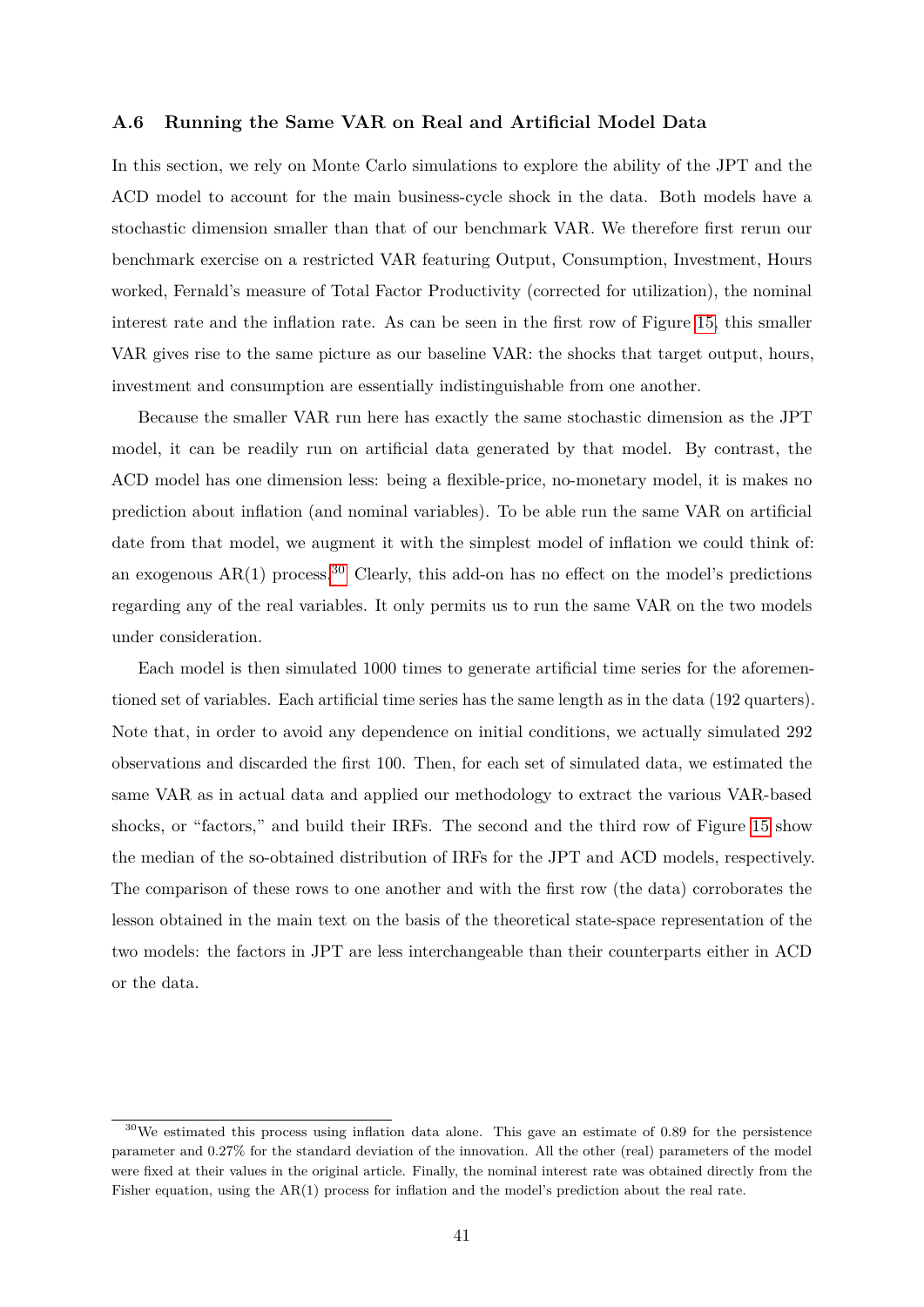### A.6 Running the Same VAR on Real and Artificial Model Data

In this section, we rely on Monte Carlo simulations to explore the ability of the JPT and the ACD model to account for the main business-cycle shock in the data. Both models have a stochastic dimension smaller than that of our benchmark VAR. We therefore first rerun our benchmark exercise on a restricted VAR featuring Output, Consumption, Investment, Hours worked, Fernald's measure of Total Factor Productivity (corrected for utilization), the nominal interest rate and the inflation rate. As can be seen in the first row of Figure 15, this smaller VAR gives rise to the same picture as our baseline VAR: the shocks that target output, hours, investment and consumption are essentially indistinguishable from one another.

Because the smaller VAR run here has exactly the same stochastic dimension as the JPT model, it can be readily run on artificial data generated by that model. By contrast, the ACD model has one dimension less: being a flexible-price, no-monetary model, it is makes no prediction about inflation (and nominal variables). To be able run the same VAR on artificial date from that model, we augment it with the simplest model of inflation we could think of: an exogenous AR(1) process.[30] Clearly, this add-on has no effect on the model's predictions regarding any of the real variables. It only permits us to run the same VAR on the two models under consideration.

Each model is then simulated 1000 times to generate artificial time series for the aforementioned set of variables. Each artificial time series has the same length as in the data (192 quarters). Note that, in order to avoid any dependence on initial conditions, we actually simulated 292 observations and discarded the first 100. Then, for each set of simulated data, we estimated the same VAR as in actual data and applied our methodology to extract the various VAR-based shocks, or "factors," and build their IRFs. The second and the third row of Figure 15 show the median of the so-obtained distribution of IRFs for the JPT and ACD models, respectively. The comparison of these rows to one another and with the first row (the data) corroborates the lesson obtained in the main text on the basis of the theoretical state-space representation of the two models: the factors in JPT are less interchangeable than their counterparts either in ACD or the data.

[30] We estimated this process using inflation data alone. This gave an estimate of 0.89 for the persistence parameter and 0.27% for the standard deviation of the innovation. All the other (real) parameters of the model were fixed at their values in the original article. Finally, the nominal interest rate was obtained directly from the Fisher equation, using the AR(1) process for inflation and the model's prediction about the real rate.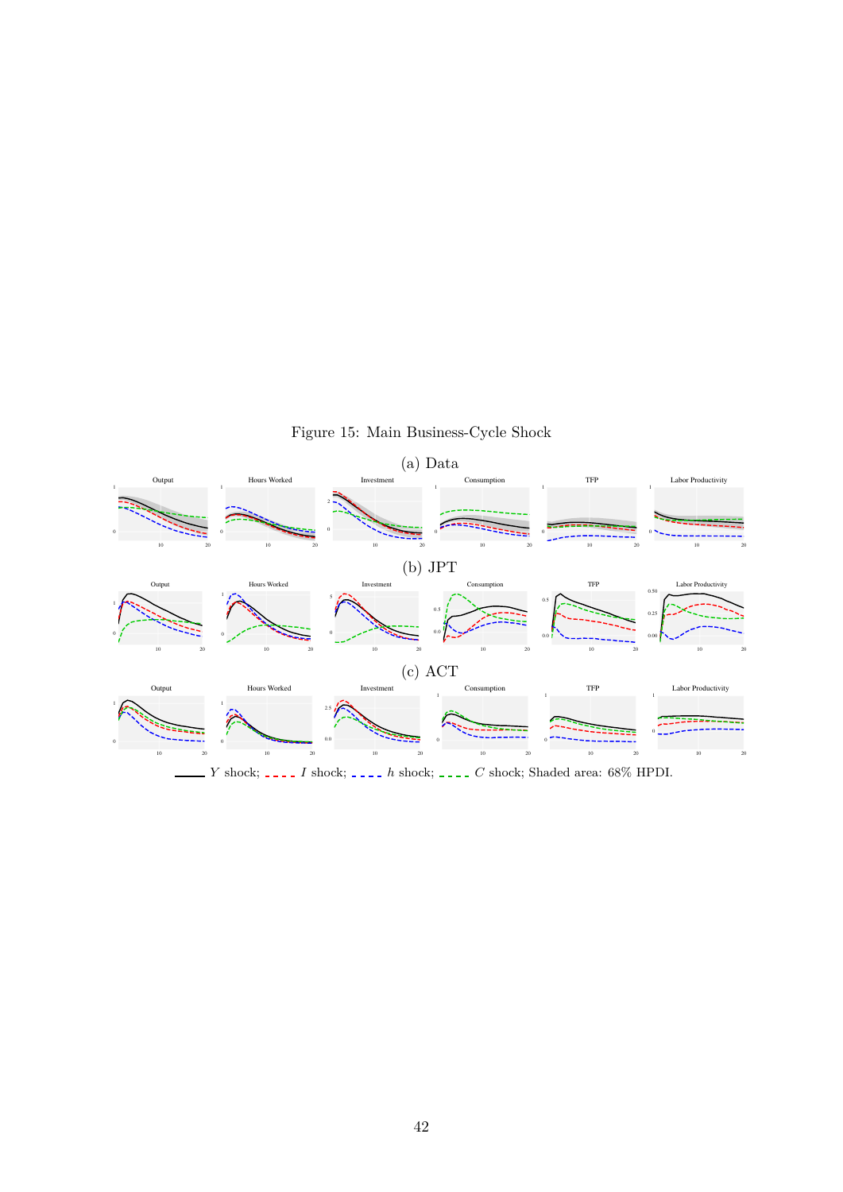Figure 15: Main Business-Cycle Shock

(a) Data

Output
1
0
10
20

Hours Worked
1
0
10
20

Investment
2
0
10
20

Consumption
1
0
10
20

TFP
1
0
10
20

Labor Productivity
1
0
10
20

(b) JPT

Output
1
0
10
20

Hours Worked
1
0
10
20

Investment
5
0
10
20

Consumption
0.5
0.0
10
20

TFP
0.5
0.0
10
20

Labor Productivity
0.50
0.25
0.00
10
20

(c) ACT

Output
1
0
10
20

Hours Worked
1
0
10
20

Investment
2.5
0.0
10
20

Consumption
1
0
10
20

TFP
1
0
10
20

Labor Productivity
1
0
10
20

$Y$ shock; $I$ shock; $h$ shock; $C$ shock; Shaded area: 68% HPDI.